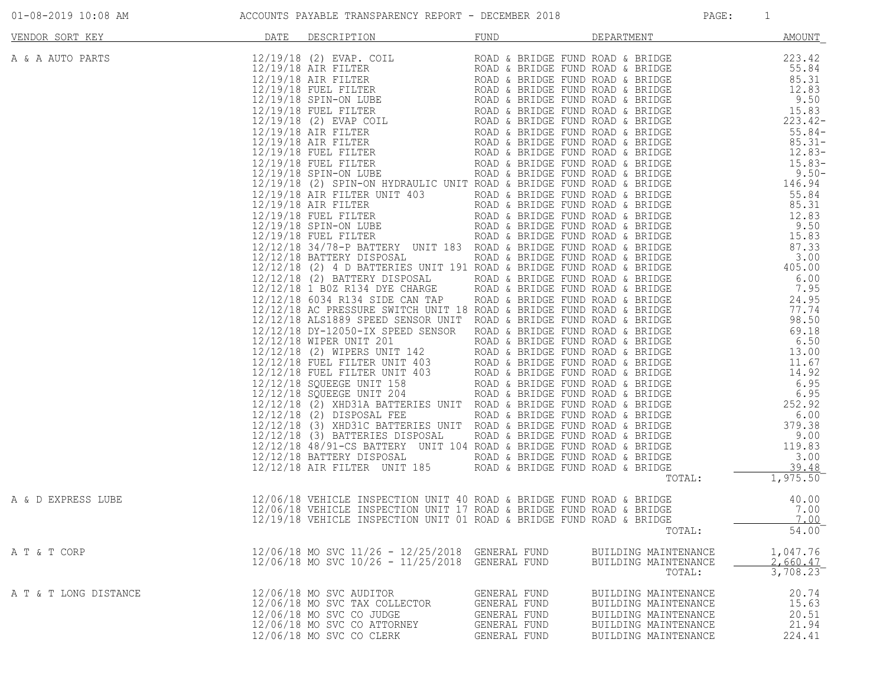ACCOUNTS PAYABLE TRANSPARENCY REPORT - DECEMBER 2018

01-08-2019 10:08 AM

| VENDOR SORT KEY | DATE | DESCRIPTION | FUND | DEPARTMENT | AMOUNT |
|---|---|---|---|---|---|
| A & A AUTO PARTS | 12/19/18 | (2) EVAP. COIL | ROAD & BRIDGE FUND | ROAD & BRIDGE | 223.42 |
| | 12/19/18 | AIR FILTER | ROAD & BRIDGE FUND | ROAD & BRIDGE | 55.84 |
| | 12/19/18 | AIR FILTER | ROAD & BRIDGE FUND | ROAD & BRIDGE | 85.31 |
| | 12/19/18 | FUEL FILTER | ROAD & BRIDGE FUND | ROAD & BRIDGE | 12.83 |
| | 12/19/18 | SPIN-ON LUBE | ROAD & BRIDGE FUND | ROAD & BRIDGE | 9.50 |
| | 12/19/18 | FUEL FILTER | ROAD & BRIDGE FUND | ROAD & BRIDGE | 15.83 |
| | 12/19/18 | (2) EVAP COIL | ROAD & BRIDGE FUND | ROAD & BRIDGE | 223.42- |
| | 12/19/18 | AIR FILTER | ROAD & BRIDGE FUND | ROAD & BRIDGE | 55.84- |
| | 12/19/18 | AIR FILTER | ROAD & BRIDGE FUND | ROAD & BRIDGE | 85.31- |
| | 12/19/18 | FUEL FILTER | ROAD & BRIDGE FUND | ROAD & BRIDGE | 12.83- |
| | 12/19/18 | FUEL FILTER | ROAD & BRIDGE FUND | ROAD & BRIDGE | 15.83- |
| | 12/19/18 | SPIN-ON LUBE | ROAD & BRIDGE FUND | ROAD & BRIDGE | 9.50- |
| | 12/19/18 | (2) SPIN-ON HYDRAULIC UNIT | ROAD & BRIDGE FUND | ROAD & BRIDGE | 146.94 |
| | 12/19/18 | AIR FILTER UNIT 403 | ROAD & BRIDGE FUND | ROAD & BRIDGE | 55.84 |
| | 12/19/18 | AIR FILTER | ROAD & BRIDGE FUND | ROAD & BRIDGE | 85.31 |
| | 12/19/18 | FUEL FILTER | ROAD & BRIDGE FUND | ROAD & BRIDGE | 12.83 |
| | 12/19/18 | SPIN-ON LUBE | ROAD & BRIDGE FUND | ROAD & BRIDGE | 9.50 |
| | 12/19/18 | FUEL FILTER | ROAD & BRIDGE FUND | ROAD & BRIDGE | 15.83 |
| | 12/12/18 | 34/78-P BATTERY UNIT 183 | ROAD & BRIDGE FUND | ROAD & BRIDGE | 87.33 |
| | 12/12/18 | BATTERY DISPOSAL | ROAD & BRIDGE FUND | ROAD & BRIDGE | 3.00 |
| | 12/12/18 | (2) 4 D BATTERIES UNIT 191 | ROAD & BRIDGE FUND | ROAD & BRIDGE | 405.00 |
| | 12/12/18 | (2) BATTERY DISPOSAL | ROAD & BRIDGE FUND | ROAD & BRIDGE | 6.00 |
| | 12/12/18 | 1 BOZ R134 DYE CHARGE | ROAD & BRIDGE FUND | ROAD & BRIDGE | 7.95 |
| | 12/12/18 | 6034 R134 SIDE CAN TAP | ROAD & BRIDGE FUND | ROAD & BRIDGE | 24.95 |
| | 12/12/18 | AC PRESSURE SWITCH UNIT 18 | ROAD & BRIDGE FUND | ROAD & BRIDGE | 77.74 |
| | 12/12/18 | ALS1889 SPEED SENSOR UNIT | ROAD & BRIDGE FUND | ROAD & BRIDGE | 98.50 |
| | 12/12/18 | DY-12050-IX SPEED SENSOR | ROAD & BRIDGE FUND | ROAD & BRIDGE | 69.18 |
| | 12/12/18 | WIPER UNIT 201 | ROAD & BRIDGE FUND | ROAD & BRIDGE | 6.50 |
| | 12/12/18 | (2) WIPERS UNIT 142 | ROAD & BRIDGE FUND | ROAD & BRIDGE | 13.00 |
| | 12/12/18 | FUEL FILTER UNIT 403 | ROAD & BRIDGE FUND | ROAD & BRIDGE | 11.67 |
| | 12/12/18 | FUEL FILTER UNIT 403 | ROAD & BRIDGE FUND | ROAD & BRIDGE | 14.92 |
| | 12/12/18 | SQUEEGE UNIT 158 | ROAD & BRIDGE FUND | ROAD & BRIDGE | 6.95 |
| | 12/12/18 | SQUEEGE UNIT 204 | ROAD & BRIDGE FUND | ROAD & BRIDGE | 6.95 |
| | 12/12/18 | (2) XHD31A BATTERIES UNIT | ROAD & BRIDGE FUND | ROAD & BRIDGE | 252.92 |
| | 12/12/18 | (2) DISPOSAL FEE | ROAD & BRIDGE FUND | ROAD & BRIDGE | 6.00 |
| | 12/12/18 | (3) XHD31C BATTERIES UNIT | ROAD & BRIDGE FUND | ROAD & BRIDGE | 379.38 |
| | 12/12/18 | (3) BATTERIES DISPOSAL | ROAD & BRIDGE FUND | ROAD & BRIDGE | 9.00 |
| | 12/12/18 | 48/91-CS BATTERY UNIT 104 | ROAD & BRIDGE FUND | ROAD & BRIDGE | 119.83 |
| | 12/12/18 | BATTERY DISPOSAL | ROAD & BRIDGE FUND | ROAD & BRIDGE | 3.00 |
| | 12/12/18 | AIR FILTER UNIT 185 | ROAD & BRIDGE FUND | ROAD & BRIDGE | 39.48 |
| | | | | TOTAL: | 1,975.50 |
| A & D EXPRESS LUBE | 12/06/18 | VEHICLE INSPECTION UNIT 40 | ROAD & BRIDGE FUND | ROAD & BRIDGE | 40.00 |
| | 12/06/18 | VEHICLE INSPECTION UNIT 17 | ROAD & BRIDGE FUND | ROAD & BRIDGE | 7.00 |
| | 12/19/18 | VEHICLE INSPECTION UNIT 01 | ROAD & BRIDGE FUND | ROAD & BRIDGE | 7.00 |
| | | | | TOTAL: | 54.00 |
| A T & T CORP | 12/06/18 | MO SVC 11/26 - 12/25/2018 | GENERAL FUND | BUILDING MAINTENANCE | 1,047.76 |
| | 12/06/18 | MO SVC 10/26 - 11/25/2018 | GENERAL FUND | BUILDING MAINTENANCE | 2,660.47 |
| | | | | TOTAL: | 3,708.23 |
| A T & T LONG DISTANCE | 12/06/18 | MO SVC AUDITOR | GENERAL FUND | BUILDING MAINTENANCE | 20.74 |
| | 12/06/18 | MO SVC TAX COLLECTOR | GENERAL FUND | BUILDING MAINTENANCE | 15.63 |
| | 12/06/18 | MO SVC CO JUDGE | GENERAL FUND | BUILDING MAINTENANCE | 20.51 |
| | 12/06/18 | MO SVC CO ATTORNEY | GENERAL FUND | BUILDING MAINTENANCE | 21.94 |
| | 12/06/18 | MO SVC CO CLERK | GENERAL FUND | BUILDING MAINTENANCE | 224.41 |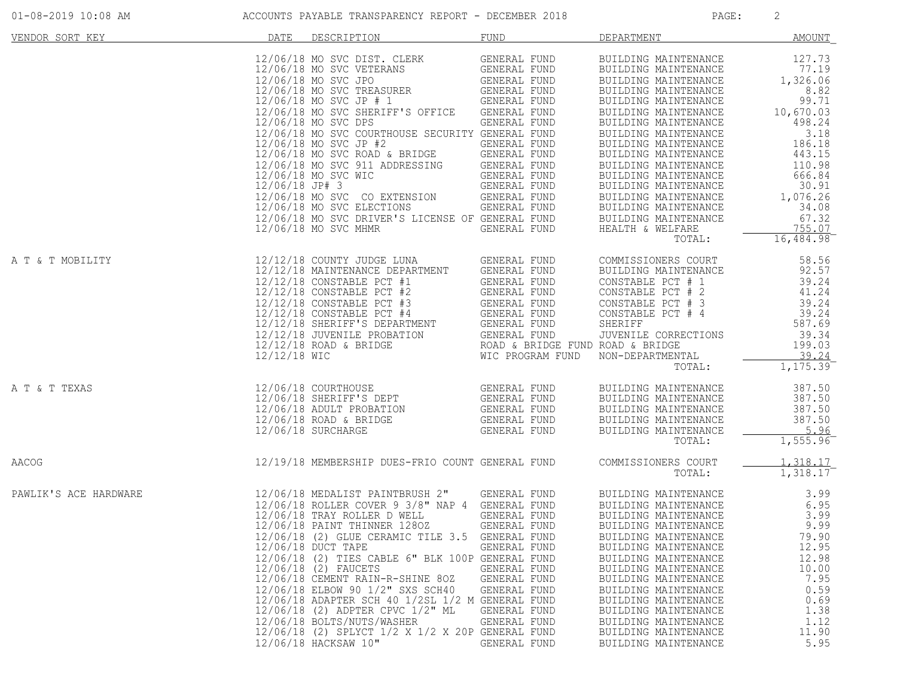# ACCOUNTS PAYABLE TRANSPARENCY REPORT - DECEMBER 2018

| VENDOR SORT KEY | DATE | DESCRIPTION | FUND | DEPARTMENT | AMOUNT |
|---|---|---|---|---|---|
| | 12/06/18 | MO SVC DIST. CLERK | GENERAL FUND | BUILDING MAINTENANCE | 127.73 |
| | 12/06/18 | MO SVC VETERANS | GENERAL FUND | BUILDING MAINTENANCE | 77.19 |
| | 12/06/18 | MO SVC JPO | GENERAL FUND | BUILDING MAINTENANCE | 1,326.06 |
| | 12/06/18 | MO SVC TREASURER | GENERAL FUND | BUILDING MAINTENANCE | 8.82 |
| | 12/06/18 | MO SVC JP # 1 | GENERAL FUND | BUILDING MAINTENANCE | 99.71 |
| | 12/06/18 | MO SVC SHERIFF'S OFFICE | GENERAL FUND | BUILDING MAINTENANCE | 10,670.03 |
| | 12/06/18 | MO SVC DPS | GENERAL FUND | BUILDING MAINTENANCE | 498.24 |
| | 12/06/18 | MO SVC COURTHOUSE SECURITY | GENERAL FUND | BUILDING MAINTENANCE | 3.18 |
| | 12/06/18 | MO SVC JP #2 | GENERAL FUND | BUILDING MAINTENANCE | 186.18 |
| | 12/06/18 | MO SVC ROAD & BRIDGE | GENERAL FUND | BUILDING MAINTENANCE | 443.15 |
| | 12/06/18 | MO SVC 911 ADDRESSING | GENERAL FUND | BUILDING MAINTENANCE | 110.98 |
| | 12/06/18 | MO SVC WIC | GENERAL FUND | BUILDING MAINTENANCE | 666.84 |
| | 12/06/18 | JP# 3 | GENERAL FUND | BUILDING MAINTENANCE | 30.91 |
| | 12/06/18 | MO SVC CO EXTENSION | GENERAL FUND | BUILDING MAINTENANCE | 1,076.26 |
| | 12/06/18 | MO SVC ELECTIONS | GENERAL FUND | BUILDING MAINTENANCE | 34.08 |
| | 12/06/18 | MO SVC DRIVER'S LICENSE OF | GENERAL FUND | BUILDING MAINTENANCE | 67.32 |
| | 12/06/18 | MO SVC MHMR | GENERAL FUND | HEALTH & WELFARE | 755.07 |
| | | | | TOTAL: | 16,484.98 |
| A T & T MOBILITY | 12/12/18 | COUNTY JUDGE LUNA | GENERAL FUND | COMMISSIONERS COURT | 58.56 |
| | 12/12/18 | MAINTENANCE DEPARTMENT | GENERAL FUND | BUILDING MAINTENANCE | 92.57 |
| | 12/12/18 | CONSTABLE PCT #1 | GENERAL FUND | CONSTABLE PCT # 1 | 39.24 |
| | 12/12/18 | CONSTABLE PCT #2 | GENERAL FUND | CONSTABLE PCT # 2 | 41.24 |
| | 12/12/18 | CONSTABLE PCT #3 | GENERAL FUND | CONSTABLE PCT # 3 | 39.24 |
| | 12/12/18 | CONSTABLE PCT #4 | GENERAL FUND | CONSTABLE PCT # 4 | 39.24 |
| | 12/12/18 | SHERIFF'S DEPARTMENT | GENERAL FUND | SHERIFF | 587.69 |
| | 12/12/18 | JUVENILE PROBATION | GENERAL FUND | JUVENILE CORRECTIONS | 39.34 |
| | 12/12/18 | ROAD & BRIDGE | ROAD & BRIDGE FUND | ROAD & BRIDGE | 199.03 |
| | 12/12/18 | WIC | WIC PROGRAM FUND | NON-DEPARTMENTAL | 39.24 |
| | | | | TOTAL: | 1,175.39 |
| A T & T TEXAS | 12/06/18 | COURTHOUSE | GENERAL FUND | BUILDING MAINTENANCE | 387.50 |
| | 12/06/18 | SHERIFF'S DEPT | GENERAL FUND | BUILDING MAINTENANCE | 387.50 |
| | 12/06/18 | ADULT PROBATION | GENERAL FUND | BUILDING MAINTENANCE | 387.50 |
| | 12/06/18 | ROAD & BRIDGE | GENERAL FUND | BUILDING MAINTENANCE | 387.50 |
| | 12/06/18 | SURCHARGE | GENERAL FUND | BUILDING MAINTENANCE | 5.96 |
| | | | | TOTAL: | 1,555.96 |
| AACOG | 12/19/18 | MEMBERSHIP DUES-FRIO COUNT | GENERAL FUND | COMMISSIONERS COURT | 1,318.17 |
| | | | | TOTAL: | 1,318.17 |
| PAWLIK'S ACE HARDWARE | 12/06/18 | MEDALIST PAINTBRUSH 2" | GENERAL FUND | BUILDING MAINTENANCE | 3.99 |
| | 12/06/18 | ROLLER COVER 9 3/8" NAP 4 | GENERAL FUND | BUILDING MAINTENANCE | 6.95 |
| | 12/06/18 | TRAY ROLLER D WELL | GENERAL FUND | BUILDING MAINTENANCE | 3.99 |
| | 12/06/18 | PAINT THINNER 128OZ | GENERAL FUND | BUILDING MAINTENANCE | 9.99 |
| | 12/06/18 | (2) GLUE CERAMIC TILE 3.5 | GENERAL FUND | BUILDING MAINTENANCE | 79.90 |
| | 12/06/18 | DUCT TAPE | GENERAL FUND | BUILDING MAINTENANCE | 12.95 |
| | 12/06/18 | (2) TIES CABLE 6" BLK 100P | GENERAL FUND | BUILDING MAINTENANCE | 12.98 |
| | 12/06/18 | (2) FAUCETS | GENERAL FUND | BUILDING MAINTENANCE | 10.00 |
| | 12/06/18 | CEMENT RAIN-R-SHINE 8OZ | GENERAL FUND | BUILDING MAINTENANCE | 7.95 |
| | 12/06/18 | ELBOW 90 1/2" SXS SCH40 | GENERAL FUND | BUILDING MAINTENANCE | 0.59 |
| | 12/06/18 | ADAPTER SCH 40 1/2SL 1/2 M | GENERAL FUND | BUILDING MAINTENANCE | 0.69 |
| | 12/06/18 | (2) ADPTER CPVC 1/2" ML | GENERAL FUND | BUILDING MAINTENANCE | 1.38 |
| | 12/06/18 | BOLTS/NUTS/WASHER | GENERAL FUND | BUILDING MAINTENANCE | 1.12 |
| | 12/06/18 | (2) SPLYCT 1/2 X 1/2 X 20P | GENERAL FUND | BUILDING MAINTENANCE | 11.90 |
| | 12/06/18 | HACKSAW 10" | GENERAL FUND | BUILDING MAINTENANCE | 5.95 |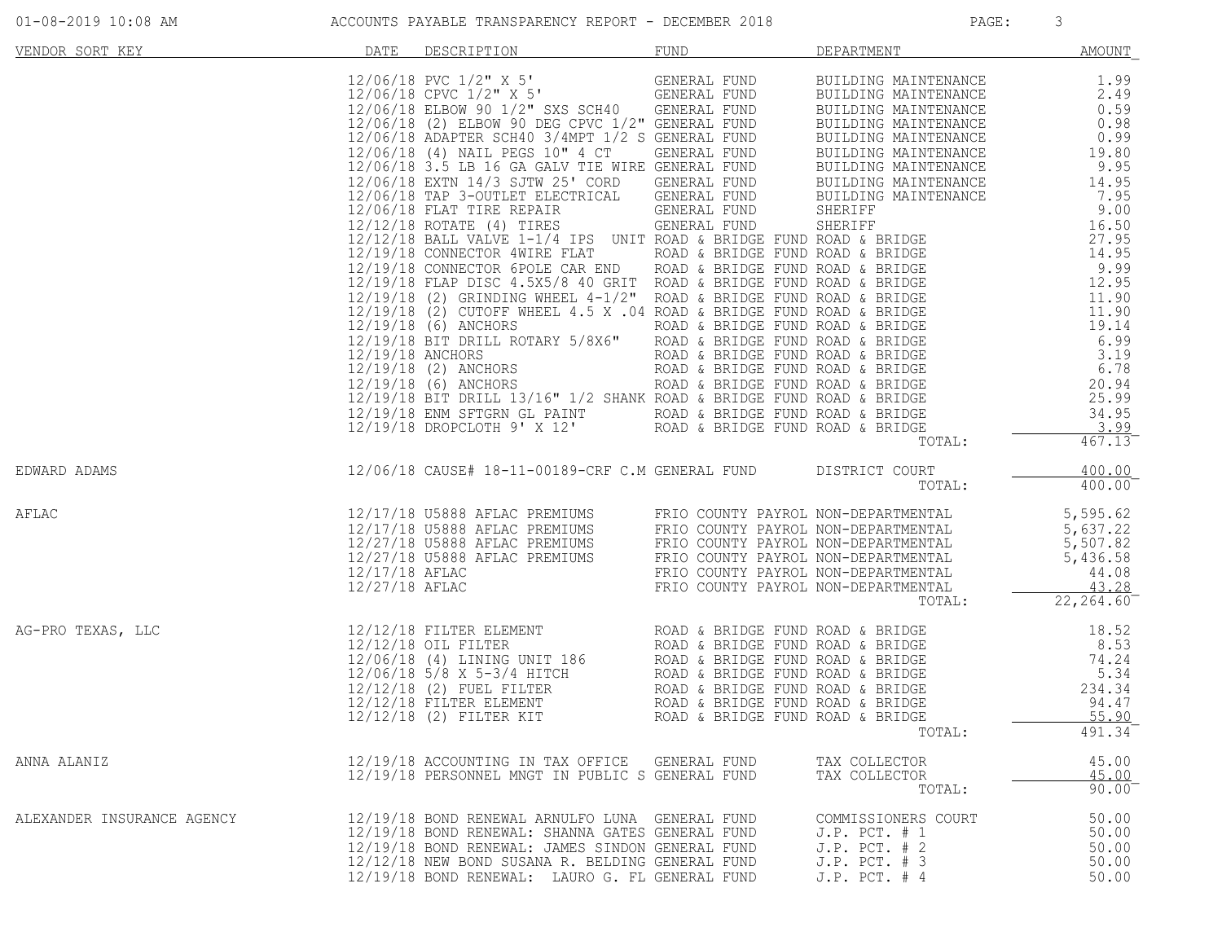| VENDOR SORT KEY | DATE | DESCRIPTION | FUND | DEPARTMENT | AMOUNT |
|---|---|---|---|---|---|
| | 12/06/18 | PVC 1/2" X 5' | GENERAL FUND | BUILDING MAINTENANCE | 1.99 |
| | 12/06/18 | CPVC 1/2" X 5' | GENERAL FUND | BUILDING MAINTENANCE | 2.49 |
| | 12/06/18 | ELBOW 90 1/2" SXS SCH40 | GENERAL FUND | BUILDING MAINTENANCE | 0.59 |
| | 12/06/18 | (2) ELBOW 90 DEG CPVC 1/2" | GENERAL FUND | BUILDING MAINTENANCE | 0.98 |
| | 12/06/18 | ADAPTER SCH40 3/4MPT 1/2 S | GENERAL FUND | BUILDING MAINTENANCE | 0.99 |
| | 12/06/18 | (4) NAIL PEGS 10" 4 CT | GENERAL FUND | BUILDING MAINTENANCE | 19.80 |
| | 12/06/18 | 3.5 LB 16 GA GALV TIE WIRE | GENERAL FUND | BUILDING MAINTENANCE | 9.95 |
| | 12/06/18 | EXTN 14/3 SJTW 25' CORD | GENERAL FUND | BUILDING MAINTENANCE | 14.95 |
| | 12/06/18 | TAP 3-OUTLET ELECTRICAL | GENERAL FUND | BUILDING MAINTENANCE | 7.95 |
| | 12/06/18 | FLAT TIRE REPAIR | GENERAL FUND | SHERIFF | 9.00 |
| | 12/12/18 | ROTATE (4) TIRES | GENERAL FUND | SHERIFF | 16.50 |
| | 12/12/18 | BALL VALVE 1-1/4 IPS UNIT | ROAD & BRIDGE FUND | ROAD & BRIDGE | 27.95 |
| | 12/19/18 | CONNECTOR 4WIRE FLAT | ROAD & BRIDGE FUND | ROAD & BRIDGE | 14.95 |
| | 12/19/18 | CONNECTOR 6POLE CAR END | ROAD & BRIDGE FUND | ROAD & BRIDGE | 9.99 |
| | 12/19/18 | FLAP DISC 4.5X5/8 40 GRIT | ROAD & BRIDGE FUND | ROAD & BRIDGE | 12.95 |
| | 12/19/18 | (2) GRINDING WHEEL 4-1/2" | ROAD & BRIDGE FUND | ROAD & BRIDGE | 11.90 |
| | 12/19/18 | (2) CUTOFF WHEEL 4.5 X .04 | ROAD & BRIDGE FUND | ROAD & BRIDGE | 11.90 |
| | 12/19/18 | (6) ANCHORS | ROAD & BRIDGE FUND | ROAD & BRIDGE | 19.14 |
| | 12/19/18 | BIT DRILL ROTARY 5/8X6" | ROAD & BRIDGE FUND | ROAD & BRIDGE | 6.99 |
| | 12/19/18 | ANCHORS | ROAD & BRIDGE FUND | ROAD & BRIDGE | 3.19 |
| | 12/19/18 | (2) ANCHORS | ROAD & BRIDGE FUND | ROAD & BRIDGE | 6.78 |
| | 12/19/18 | (6) ANCHORS | ROAD & BRIDGE FUND | ROAD & BRIDGE | 20.94 |
| | 12/19/18 | BIT DRILL 13/16" 1/2 SHANK | ROAD & BRIDGE FUND | ROAD & BRIDGE | 25.99 |
| | 12/19/18 | ENM SFTGRN GL PAINT | ROAD & BRIDGE FUND | ROAD & BRIDGE | 34.95 |
| | 12/19/18 | DROPCLOTH 9' X 12' | ROAD & BRIDGE FUND | ROAD & BRIDGE | 3.99 |
| | | | | TOTAL: | 467.13 |
| EDWARD ADAMS | 12/06/18 | CAUSE# 18-11-00189-CRF C.M | GENERAL FUND | DISTRICT COURT | 400.00 |
| | | | | TOTAL: | 400.00 |
| AFLAC | 12/17/18 | U5888 AFLAC PREMIUMS | FRIO COUNTY PAYROL | NON-DEPARTMENTAL | 5,595.62 |
| | 12/17/18 | U5888 AFLAC PREMIUMS | FRIO COUNTY PAYROL | NON-DEPARTMENTAL | 5,637.22 |
| | 12/27/18 | U5888 AFLAC PREMIUMS | FRIO COUNTY PAYROL | NON-DEPARTMENTAL | 5,507.82 |
| | 12/27/18 | U5888 AFLAC PREMIUMS | FRIO COUNTY PAYROL | NON-DEPARTMENTAL | 5,436.58 |
| | 12/17/18 | AFLAC | FRIO COUNTY PAYROL | NON-DEPARTMENTAL | 44.08 |
| | 12/27/18 | AFLAC | FRIO COUNTY PAYROL | NON-DEPARTMENTAL | 43.28 |
| | | | | TOTAL: | 22,264.60 |
| AG-PRO TEXAS, LLC | 12/12/18 | FILTER ELEMENT | ROAD & BRIDGE FUND | ROAD & BRIDGE | 18.52 |
| | 12/12/18 | OIL FILTER | ROAD & BRIDGE FUND | ROAD & BRIDGE | 8.53 |
| | 12/06/18 | (4) LINING UNIT 186 | ROAD & BRIDGE FUND | ROAD & BRIDGE | 74.24 |
| | 12/06/18 | 5/8 X 5-3/4 HITCH | ROAD & BRIDGE FUND | ROAD & BRIDGE | 5.34 |
| | 12/12/18 | (2) FUEL FILTER | ROAD & BRIDGE FUND | ROAD & BRIDGE | 234.34 |
| | 12/12/18 | FILTER ELEMENT | ROAD & BRIDGE FUND | ROAD & BRIDGE | 94.47 |
| | 12/12/18 | (2) FILTER KIT | ROAD & BRIDGE FUND | ROAD & BRIDGE | 55.90 |
| | | | | TOTAL: | 491.34 |
| ANNA ALANIZ | 12/19/18 | ACCOUNTING IN TAX OFFICE | GENERAL FUND | TAX COLLECTOR | 45.00 |
| | 12/19/18 | PERSONNEL MNGT IN PUBLIC S | GENERAL FUND | TAX COLLECTOR | 45.00 |
| | | | | TOTAL: | 90.00 |
| ALEXANDER INSURANCE AGENCY | 12/19/18 | BOND RENEWAL ARNULFO LUNA | GENERAL FUND | COMMISSIONERS COURT | 50.00 |
| | 12/19/18 | BOND RENEWAL: SHANNA GATES | GENERAL FUND | J.P. PCT. # 1 | 50.00 |
| | 12/19/18 | BOND RENEWAL: JAMES SINDON | GENERAL FUND | J.P. PCT. # 2 | 50.00 |
| | 12/12/18 | NEW BOND SUSANA R. BELDING | GENERAL FUND | J.P. PCT. # 3 | 50.00 |
| | 12/19/18 | BOND RENEWAL: LAURO G. FL | GENERAL FUND | J.P. PCT. # 4 | 50.00 |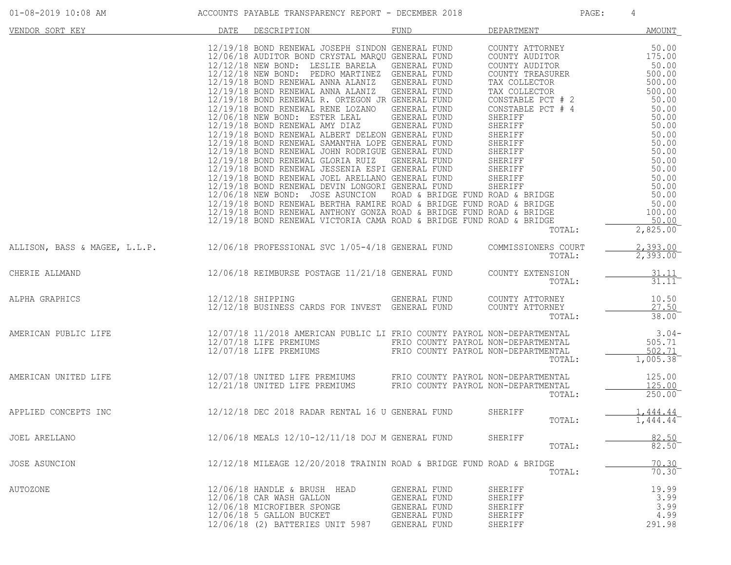| VENDOR SORT KEY | DATE | DESCRIPTION | FUND | DEPARTMENT | AMOUNT |
|---|---|---|---|---|---|
| | 12/19/18 | BOND RENEWAL JOSEPH SINDON | GENERAL FUND | COUNTY ATTORNEY | 50.00 |
| | 12/06/18 | AUDITOR BOND CRYSTAL MARQU | GENERAL FUND | COUNTY AUDITOR | 175.00 |
| | 12/12/18 | NEW BOND: LESLIE BARELA | GENERAL FUND | COUNTY AUDITOR | 50.00 |
| | 12/12/18 | NEW BOND: PEDRO MARTINEZ | GENERAL FUND | COUNTY TREASURER | 500.00 |
| | 12/19/18 | BOND RENEWAL ANNA ALANIZ | GENERAL FUND | TAX COLLECTOR | 500.00 |
| | 12/19/18 | BOND RENEWAL ANNA ALANIZ | GENERAL FUND | TAX COLLECTOR | 500.00 |
| | 12/19/18 | BOND RENEWAL R. ORTEGON JR | GENERAL FUND | CONSTABLE PCT # 2 | 50.00 |
| | 12/19/18 | BOND RENEWAL RENE LOZANO | GENERAL FUND | CONSTABLE PCT # 4 | 50.00 |
| | 12/06/18 | NEW BOND: ESTER LEAL | GENERAL FUND | SHERIFF | 50.00 |
| | 12/19/18 | BOND RENEWAL AMY DIAZ | GENERAL FUND | SHERIFF | 50.00 |
| | 12/19/18 | BOND RENEWAL ALBERT DELEON | GENERAL FUND | SHERIFF | 50.00 |
| | 12/19/18 | BOND RENEWAL SAMANTHA LOPE | GENERAL FUND | SHERIFF | 50.00 |
| | 12/19/18 | BOND RENEWAL JOHN RODRIGUE | GENERAL FUND | SHERIFF | 50.00 |
| | 12/19/18 | BOND RENEWAL GLORIA RUIZ | GENERAL FUND | SHERIFF | 50.00 |
| | 12/19/18 | BOND RENEWAL JESSENIA ESPI | GENERAL FUND | SHERIFF | 50.00 |
| | 12/19/18 | BOND RENEWAL JOEL ARELLANO | GENERAL FUND | SHERIFF | 50.00 |
| | 12/19/18 | BOND RENEWAL DEVIN LONGORI | GENERAL FUND | SHERIFF | 50.00 |
| | 12/06/18 | NEW BOND: JOSE ASUNCION | ROAD & BRIDGE FUND | ROAD & BRIDGE | 50.00 |
| | 12/19/18 | BOND RENEWAL BERTHA RAMIRE | ROAD & BRIDGE FUND | ROAD & BRIDGE | 50.00 |
| | 12/19/18 | BOND RENEWAL ANTHONY GONZA | ROAD & BRIDGE FUND | ROAD & BRIDGE | 100.00 |
| | 12/19/18 | BOND RENEWAL VICTORIA CAMA | ROAD & BRIDGE FUND | ROAD & BRIDGE | 50.00 |
| | | | | TOTAL: | 2,825.00 |
| ALLISON, BASS & MAGEE, L.L.P. | 12/06/18 | PROFESSIONAL SVC 1/05-4/18 | GENERAL FUND | COMMISSIONERS COURT | 2,393.00 |
| | | | | TOTAL: | 2,393.00 |
| CHERIE ALLMAND | 12/06/18 | REIMBURSE POSTAGE 11/21/18 | GENERAL FUND | COUNTY EXTENSION | 31.11 |
| | | | | TOTAL: | 31.11 |
| ALPHA GRAPHICS | 12/12/18 | SHIPPING | GENERAL FUND | COUNTY ATTORNEY | 10.50 |
| | 12/12/18 | BUSINESS CARDS FOR INVEST | GENERAL FUND | COUNTY ATTORNEY | 27.50 |
| | | | | TOTAL: | 38.00 |
| AMERICAN PUBLIC LIFE | 12/07/18 | 11/2018 AMERICAN PUBLIC LI | FRIO COUNTY PAYROL | NON-DEPARTMENTAL | 3.04- |
| | 12/07/18 | LIFE PREMIUMS | FRIO COUNTY PAYROL | NON-DEPARTMENTAL | 505.71 |
| | 12/07/18 | LIFE PREMIUMS | FRIO COUNTY PAYROL | NON-DEPARTMENTAL | 502.71 |
| | | | | TOTAL: | 1,005.38 |
| AMERICAN UNITED LIFE | 12/07/18 | UNITED LIFE PREMIUMS | FRIO COUNTY PAYROL | NON-DEPARTMENTAL | 125.00 |
| | 12/21/18 | UNITED LIFE PREMIUMS | FRIO COUNTY PAYROL | NON-DEPARTMENTAL | 125.00 |
| | | | | TOTAL: | 250.00 |
| APPLIED CONCEPTS INC | 12/12/18 | DEC 2018 RADAR RENTAL 16 U | GENERAL FUND | SHERIFF | 1,444.44 |
| | | | | TOTAL: | 1,444.44 |
| JOEL ARELLANO | 12/06/18 | MEALS 12/10-12/11/18 DOJ M | GENERAL FUND | SHERIFF | 82.50 |
| | | | | TOTAL: | 82.50 |
| JOSE ASUNCION | 12/12/18 | MILEAGE 12/20/2018 TRAININ | ROAD & BRIDGE FUND | ROAD & BRIDGE | 70.30 |
| | | | | TOTAL: | 70.30 |
| AUTOZONE | 12/06/18 | HANDLE & BRUSH HEAD | GENERAL FUND | SHERIFF | 19.99 |
| | 12/06/18 | CAR WASH GALLON | GENERAL FUND | SHERIFF | 3.99 |
| | 12/06/18 | MICROFIBER SPONGE | GENERAL FUND | SHERIFF | 3.99 |
| | 12/06/18 | 5 GALLON BUCKET | GENERAL FUND | SHERIFF | 4.99 |
| | 12/06/18 | (2) BATTERIES UNIT 5987 | GENERAL FUND | SHERIFF | 291.98 |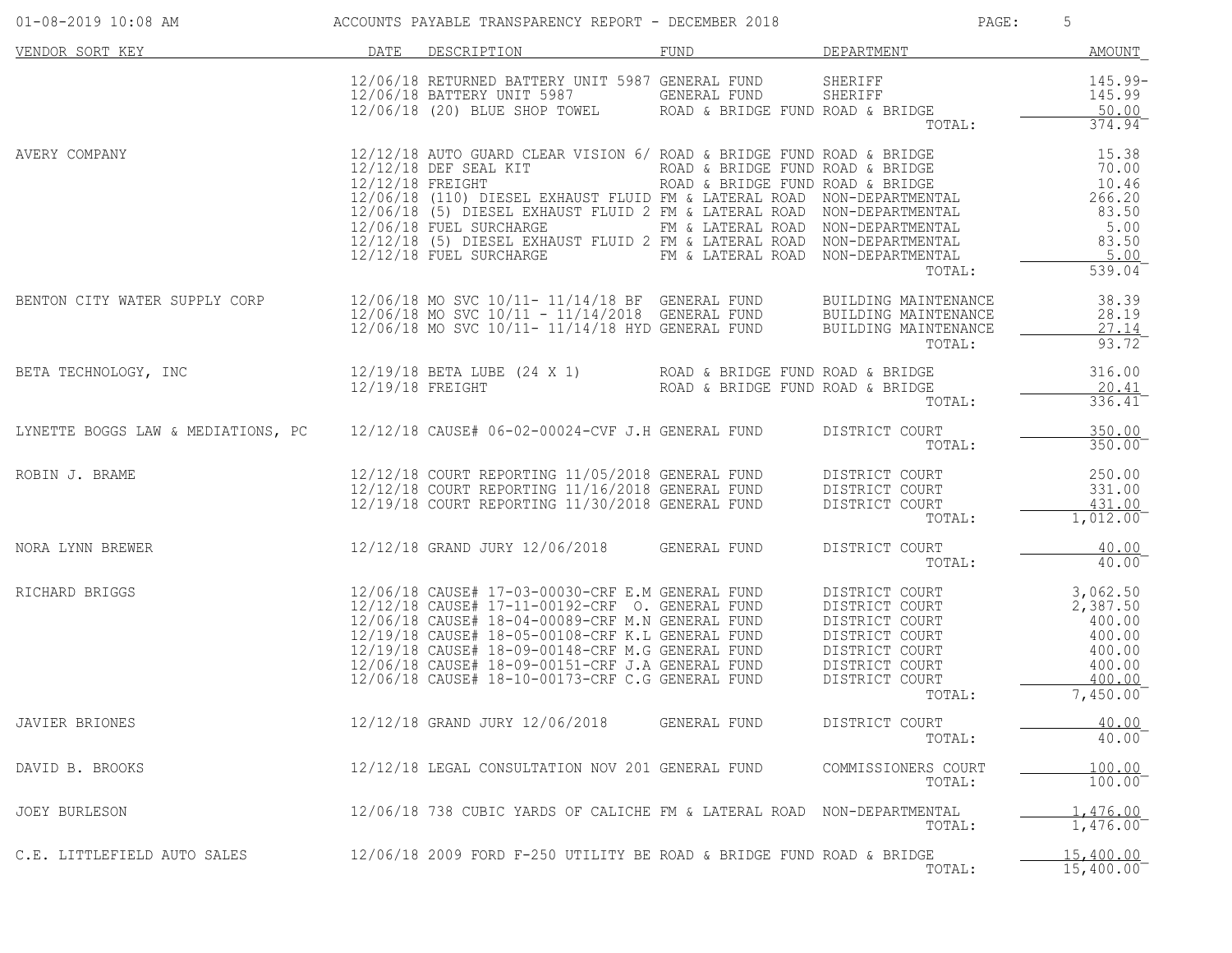# ACCOUNTS PAYABLE TRANSPARENCY REPORT - DECEMBER 2018

01-08-2019 10:08 AM

| VENDOR SORT KEY | DATE | DESCRIPTION | FUND | DEPARTMENT | AMOUNT |
|---|---|---|---|---|---|
| | 12/06/18 | RETURNED BATTERY UNIT 5987 | GENERAL FUND | SHERIFF | 145.99- |
| | 12/06/18 | BATTERY UNIT 5987 | GENERAL FUND | SHERIFF | 145.99 |
| | 12/06/18 | (20) BLUE SHOP TOWEL | ROAD & BRIDGE FUND | ROAD & BRIDGE | 50.00 |
| | | | | TOTAL: | 374.94 |
| AVERY COMPANY | 12/12/18 | AUTO GUARD CLEAR VISION 6/ | ROAD & BRIDGE FUND | ROAD & BRIDGE | 15.38 |
| | 12/12/18 | DEF SEAL KIT | ROAD & BRIDGE FUND | ROAD & BRIDGE | 70.00 |
| | 12/12/18 | FREIGHT | ROAD & BRIDGE FUND | ROAD & BRIDGE | 10.46 |
| | 12/06/18 | (110) DIESEL EXHAUST FLUID | FM & LATERAL ROAD | NON-DEPARTMENTAL | 266.20 |
| | 12/06/18 | (5) DIESEL EXHAUST FLUID 2 | FM & LATERAL ROAD | NON-DEPARTMENTAL | 83.50 |
| | 12/06/18 | FUEL SURCHARGE | FM & LATERAL ROAD | NON-DEPARTMENTAL | 5.00 |
| | 12/12/18 | (5) DIESEL EXHAUST FLUID 2 | FM & LATERAL ROAD | NON-DEPARTMENTAL | 83.50 |
| | 12/12/18 | FUEL SURCHARGE | FM & LATERAL ROAD | NON-DEPARTMENTAL | 5.00 |
| | | | | TOTAL: | 539.04 |
| BENTON CITY WATER SUPPLY CORP | 12/06/18 | MO SVC 10/11- 11/14/18 BF | GENERAL FUND | BUILDING MAINTENANCE | 38.39 |
| | 12/06/18 | MO SVC 10/11 - 11/14/2018 | GENERAL FUND | BUILDING MAINTENANCE | 28.19 |
| | 12/06/18 | MO SVC 10/11- 11/14/18 HYD | GENERAL FUND | BUILDING MAINTENANCE | 27.14 |
| | | | | TOTAL: | 93.72 |
| BETA TECHNOLOGY, INC | 12/19/18 | BETA LUBE (24 X 1) | ROAD & BRIDGE FUND | ROAD & BRIDGE | 316.00 |
| | 12/19/18 | FREIGHT | ROAD & BRIDGE FUND | ROAD & BRIDGE | 20.41 |
| | | | | TOTAL: | 336.41 |
| LYNETTE BOGGS LAW & MEDIATIONS, PC | 12/12/18 | CAUSE# 06-02-00024-CVF J.H | GENERAL FUND | DISTRICT COURT | 350.00 |
| | | | | TOTAL: | 350.00 |
| ROBIN J. BRAME | 12/12/18 | COURT REPORTING 11/05/2018 | GENERAL FUND | DISTRICT COURT | 250.00 |
| | 12/12/18 | COURT REPORTING 11/16/2018 | GENERAL FUND | DISTRICT COURT | 331.00 |
| | 12/19/18 | COURT REPORTING 11/30/2018 | GENERAL FUND | DISTRICT COURT | 431.00 |
| | | | | TOTAL: | 1,012.00 |
| NORA LYNN BREWER | 12/12/18 | GRAND JURY 12/06/2018 | GENERAL FUND | DISTRICT COURT | 40.00 |
| | | | | TOTAL: | 40.00 |
| RICHARD BRIGGS | 12/06/18 | CAUSE# 17-03-00030-CRF E.M | GENERAL FUND | DISTRICT COURT | 3,062.50 |
| | 12/12/18 | CAUSE# 17-11-00192-CRF O. | GENERAL FUND | DISTRICT COURT | 2,387.50 |
| | 12/06/18 | CAUSE# 18-04-00089-CRF M.N | GENERAL FUND | DISTRICT COURT | 400.00 |
| | 12/19/18 | CAUSE# 18-05-00108-CRF K.L | GENERAL FUND | DISTRICT COURT | 400.00 |
| | 12/19/18 | CAUSE# 18-09-00148-CRF M.G | GENERAL FUND | DISTRICT COURT | 400.00 |
| | 12/06/18 | CAUSE# 18-09-00151-CRF J.A | GENERAL FUND | DISTRICT COURT | 400.00 |
| | 12/06/18 | CAUSE# 18-10-00173-CRF C.G | GENERAL FUND | DISTRICT COURT | 400.00 |
| | | | | TOTAL: | 7,450.00 |
| JAVIER BRIONES | 12/12/18 | GRAND JURY 12/06/2018 | GENERAL FUND | DISTRICT COURT | 40.00 |
| | | | | TOTAL: | 40.00 |
| DAVID B. BROOKS | 12/12/18 | LEGAL CONSULTATION NOV 201 | GENERAL FUND | COMMISSIONERS COURT | 100.00 |
| | | | | TOTAL: | 100.00 |
| JOEY BURLESON | 12/06/18 | 738 CUBIC YARDS OF CALICHE | FM & LATERAL ROAD | NON-DEPARTMENTAL | 1,476.00 |
| | | | | TOTAL: | 1,476.00 |
| C.E. LITTLEFIELD AUTO SALES | 12/06/18 | 2009 FORD F-250 UTILITY BE | ROAD & BRIDGE FUND | ROAD & BRIDGE | 15,400.00 |
| | | | | TOTAL: | 15,400.00 |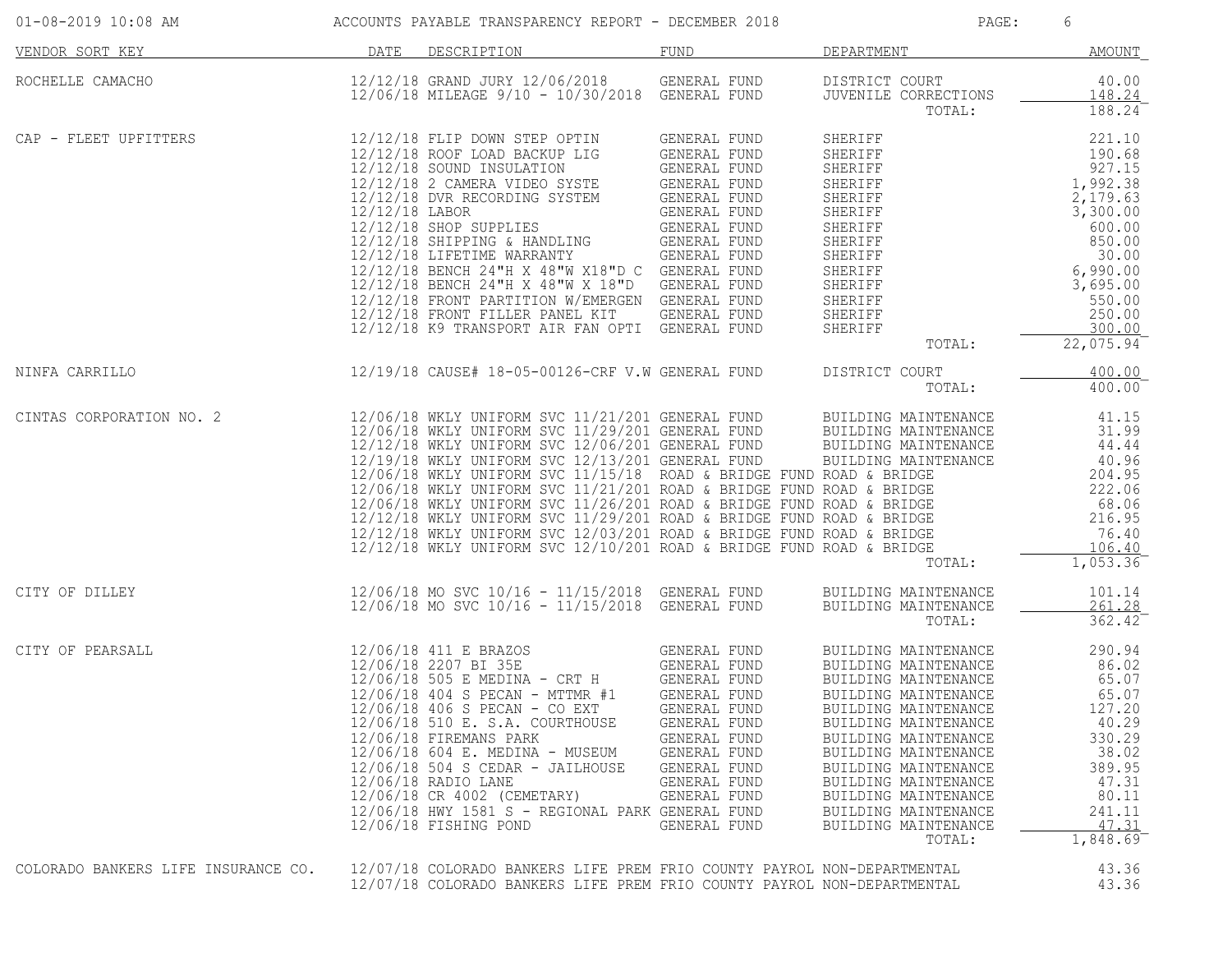ACCOUNTS PAYABLE TRANSPARENCY REPORT - DECEMBER 2018

| VENDOR SORT KEY | DATE | DESCRIPTION | FUND | DEPARTMENT | AMOUNT |
|---|---|---|---|---|---|
| ROCHELLE CAMACHO | 12/12/18 | GRAND JURY 12/06/2018 | GENERAL FUND | DISTRICT COURT | 40.00 |
| | 12/06/18 | MILEAGE 9/10 - 10/30/2018 | GENERAL FUND | JUVENILE CORRECTIONS | 148.24 |
| | | | | TOTAL: | 188.24 |
| CAP - FLEET UPFITTERS | 12/12/18 | FLIP DOWN STEP OPTIN | GENERAL FUND | SHERIFF | 221.10 |
| | 12/12/18 | ROOF LOAD BACKUP LIG | GENERAL FUND | SHERIFF | 190.68 |
| | 12/12/18 | SOUND INSULATION | GENERAL FUND | SHERIFF | 927.15 |
| | 12/12/18 | 2 CAMERA VIDEO SYSTE | GENERAL FUND | SHERIFF | 1,992.38 |
| | 12/12/18 | DVR RECORDING SYSTEM | GENERAL FUND | SHERIFF | 2,179.63 |
| | 12/12/18 | LABOR | GENERAL FUND | SHERIFF | 3,300.00 |
| | 12/12/18 | SHOP SUPPLIES | GENERAL FUND | SHERIFF | 600.00 |
| | 12/12/18 | SHIPPING & HANDLING | GENERAL FUND | SHERIFF | 850.00 |
| | 12/12/18 | LIFETIME WARRANTY | GENERAL FUND | SHERIFF | 30.00 |
| | 12/12/18 | BENCH 24"H X 48"W X18"D C | GENERAL FUND | SHERIFF | 6,990.00 |
| | 12/12/18 | BENCH 24"H X 48"W X 18"D | GENERAL FUND | SHERIFF | 3,695.00 |
| | 12/12/18 | FRONT PARTITION W/EMERGEN | GENERAL FUND | SHERIFF | 550.00 |
| | 12/12/18 | FRONT FILLER PANEL KIT | GENERAL FUND | SHERIFF | 250.00 |
| | 12/12/18 | K9 TRANSPORT AIR FAN OPTI | GENERAL FUND | SHERIFF | 300.00 |
| | | | | TOTAL: | 22,075.94 |
| NINFA CARRILLO | 12/19/18 | CAUSE# 18-05-00126-CRF V.W | GENERAL FUND | DISTRICT COURT | 400.00 |
| | | | | TOTAL: | 400.00 |
| CINTAS CORPORATION NO. 2 | 12/06/18 | WKLY UNIFORM SVC 11/21/201 | GENERAL FUND | BUILDING MAINTENANCE | 41.15 |
| | 12/06/18 | WKLY UNIFORM SVC 11/29/201 | GENERAL FUND | BUILDING MAINTENANCE | 31.99 |
| | 12/12/18 | WKLY UNIFORM SVC 12/06/201 | GENERAL FUND | BUILDING MAINTENANCE | 44.44 |
| | 12/19/18 | WKLY UNIFORM SVC 12/13/201 | GENERAL FUND | BUILDING MAINTENANCE | 40.96 |
| | 12/06/18 | WKLY UNIFORM SVC 11/15/18 | ROAD & BRIDGE FUND | ROAD & BRIDGE | 204.95 |
| | 12/06/18 | WKLY UNIFORM SVC 11/21/201 | ROAD & BRIDGE FUND | ROAD & BRIDGE | 222.06 |
| | 12/06/18 | WKLY UNIFORM SVC 11/26/201 | ROAD & BRIDGE FUND | ROAD & BRIDGE | 68.06 |
| | 12/12/18 | WKLY UNIFORM SVC 11/29/201 | ROAD & BRIDGE FUND | ROAD & BRIDGE | 216.95 |
| | 12/12/18 | WKLY UNIFORM SVC 12/03/201 | ROAD & BRIDGE FUND | ROAD & BRIDGE | 76.40 |
| | 12/12/18 | WKLY UNIFORM SVC 12/10/201 | ROAD & BRIDGE FUND | ROAD & BRIDGE | 106.40 |
| | | | | TOTAL: | 1,053.36 |
| CITY OF DILLEY | 12/06/18 | MO SVC 10/16 - 11/15/2018 | GENERAL FUND | BUILDING MAINTENANCE | 101.14 |
| | 12/06/18 | MO SVC 10/16 - 11/15/2018 | GENERAL FUND | BUILDING MAINTENANCE | 261.28 |
| | | | | TOTAL: | 362.42 |
| CITY OF PEARSALL | 12/06/18 | 411 E BRAZOS | GENERAL FUND | BUILDING MAINTENANCE | 290.94 |
| | 12/06/18 | 2207 BI 35E | GENERAL FUND | BUILDING MAINTENANCE | 86.02 |
| | 12/06/18 | 505 E MEDINA - CRT H | GENERAL FUND | BUILDING MAINTENANCE | 65.07 |
| | 12/06/18 | 404 S PECAN - MTTMR #1 | GENERAL FUND | BUILDING MAINTENANCE | 65.07 |
| | 12/06/18 | 406 S PECAN - CO EXT | GENERAL FUND | BUILDING MAINTENANCE | 127.20 |
| | 12/06/18 | 510 E. S.A. COURTHOUSE | GENERAL FUND | BUILDING MAINTENANCE | 40.29 |
| | 12/06/18 | FIREMANS PARK | GENERAL FUND | BUILDING MAINTENANCE | 330.29 |
| | 12/06/18 | 604 E. MEDINA - MUSEUM | GENERAL FUND | BUILDING MAINTENANCE | 38.02 |
| | 12/06/18 | 504 S CEDAR - JAILHOUSE | GENERAL FUND | BUILDING MAINTENANCE | 389.95 |
| | 12/06/18 | RADIO LANE | GENERAL FUND | BUILDING MAINTENANCE | 47.31 |
| | 12/06/18 | CR 4002 (CEMETARY) | GENERAL FUND | BUILDING MAINTENANCE | 80.11 |
| | 12/06/18 | HWY 1581 S - REGIONAL PARK | GENERAL FUND | BUILDING MAINTENANCE | 241.11 |
| | 12/06/18 | FISHING POND | GENERAL FUND | BUILDING MAINTENANCE | 47.31 |
| | | | | TOTAL: | 1,848.69 |
| COLORADO BANKERS LIFE INSURANCE CO. | 12/07/18 | COLORADO BANKERS LIFE PREM | FRIO COUNTY PAYROL | NON-DEPARTMENTAL | 43.36 |
| | 12/07/18 | COLORADO BANKERS LIFE PREM | FRIO COUNTY PAYROL | NON-DEPARTMENTAL | 43.36 |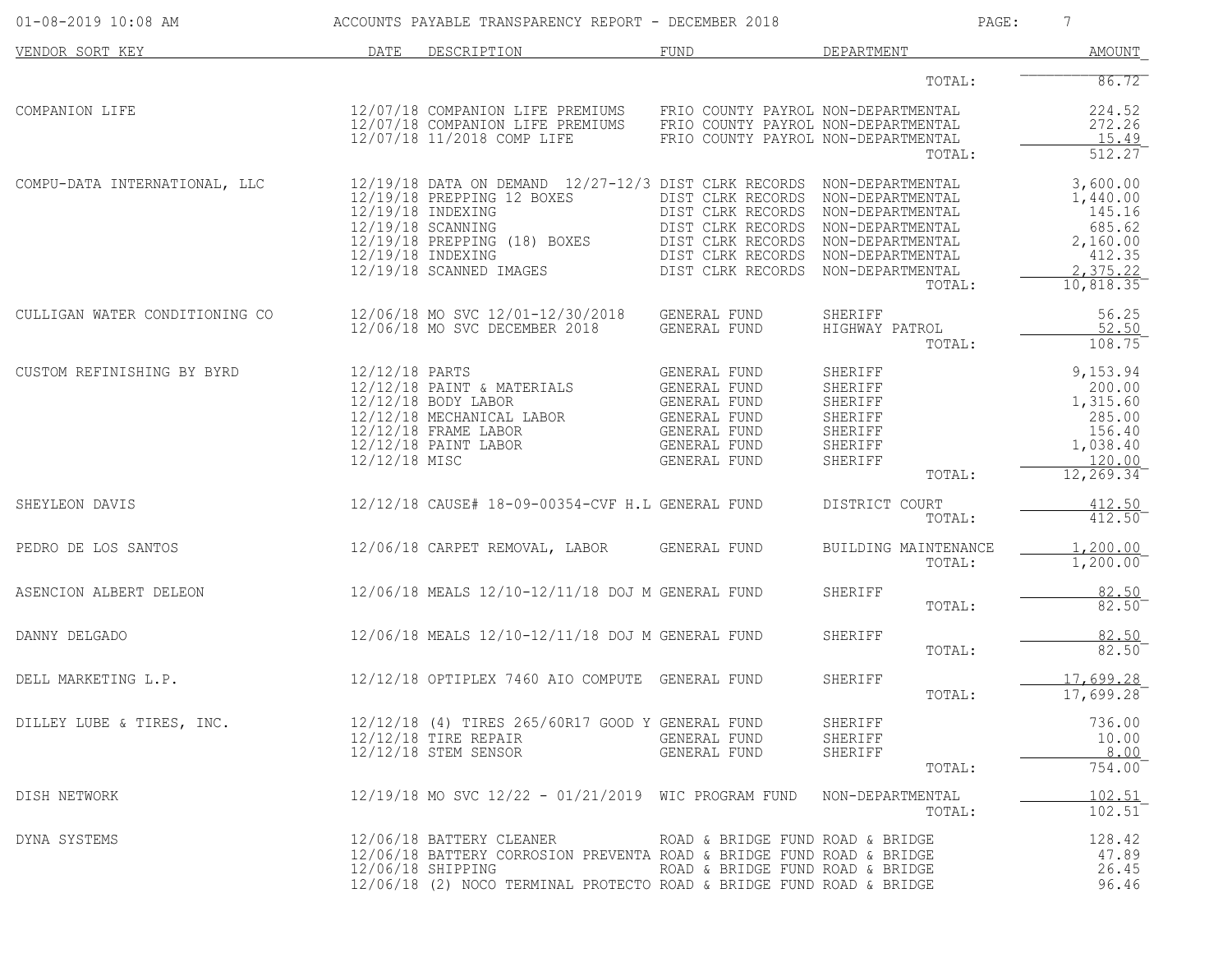| VENDOR SORT KEY | DATE | DESCRIPTION | FUND | DEPARTMENT | AMOUNT |
|---|---|---|---|---|---|
| | | | | TOTAL: | 86.72 |
| COMPANION LIFE | 12/07/18 | COMPANION LIFE PREMIUMS | FRIO COUNTY PAYROL | NON-DEPARTMENTAL | 224.52 |
| | 12/07/18 | COMPANION LIFE PREMIUMS | FRIO COUNTY PAYROL | NON-DEPARTMENTAL | 272.26 |
| | 12/07/18 | 11/2018 COMP LIFE | FRIO COUNTY PAYROL | NON-DEPARTMENTAL | 15.49 |
| | | | | TOTAL: | 512.27 |
| COMPU-DATA INTERNATIONAL, LLC | 12/19/18 | DATA ON DEMAND 12/27-12/3 | DIST CLRK RECORDS | NON-DEPARTMENTAL | 3,600.00 |
| | 12/19/18 | PREPPING 12 BOXES | DIST CLRK RECORDS | NON-DEPARTMENTAL | 1,440.00 |
| | 12/19/18 | INDEXING | DIST CLRK RECORDS | NON-DEPARTMENTAL | 145.16 |
| | 12/19/18 | SCANNING | DIST CLRK RECORDS | NON-DEPARTMENTAL | 685.62 |
| | 12/19/18 | PREPPING (18) BOXES | DIST CLRK RECORDS | NON-DEPARTMENTAL | 2,160.00 |
| | 12/19/18 | INDEXING | DIST CLRK RECORDS | NON-DEPARTMENTAL | 412.35 |
| | 12/19/18 | SCANNED IMAGES | DIST CLRK RECORDS | NON-DEPARTMENTAL | 2,375.22 |
| | | | | TOTAL: | 10,818.35 |
| CULLIGAN WATER CONDITIONING CO | 12/06/18 | MO SVC 12/01-12/30/2018 | GENERAL FUND | SHERIFF | 56.25 |
| | 12/06/18 | MO SVC DECEMBER 2018 | GENERAL FUND | HIGHWAY PATROL | 52.50 |
| | | | | TOTAL: | 108.75 |
| CUSTOM REFINISHING BY BYRD | 12/12/18 | PARTS | GENERAL FUND | SHERIFF | 9,153.94 |
| | 12/12/18 | PAINT & MATERIALS | GENERAL FUND | SHERIFF | 200.00 |
| | 12/12/18 | BODY LABOR | GENERAL FUND | SHERIFF | 1,315.60 |
| | 12/12/18 | MECHANICAL LABOR | GENERAL FUND | SHERIFF | 285.00 |
| | 12/12/18 | FRAME LABOR | GENERAL FUND | SHERIFF | 156.40 |
| | 12/12/18 | PAINT LABOR | GENERAL FUND | SHERIFF | 1,038.40 |
| | 12/12/18 | MISC | GENERAL FUND | SHERIFF | 120.00 |
| | | | | TOTAL: | 12,269.34 |
| SHEYLEON DAVIS | 12/12/18 | CAUSE# 18-09-00354-CVF H.L | GENERAL FUND | DISTRICT COURT | 412.50 |
| | | | | TOTAL: | 412.50 |
| PEDRO DE LOS SANTOS | 12/06/18 | CARPET REMOVAL, LABOR | GENERAL FUND | BUILDING MAINTENANCE | 1,200.00 |
| | | | | TOTAL: | 1,200.00 |
| ASENCION ALBERT DELEON | 12/06/18 | MEALS 12/10-12/11/18 DOJ M | GENERAL FUND | SHERIFF | 82.50 |
| | | | | TOTAL: | 82.50 |
| DANNY DELGADO | 12/06/18 | MEALS 12/10-12/11/18 DOJ M | GENERAL FUND | SHERIFF | 82.50 |
| | | | | TOTAL: | 82.50 |
| DELL MARKETING L.P. | 12/12/18 | OPTIPLEX 7460 AIO COMPUTE | GENERAL FUND | SHERIFF | 17,699.28 |
| | | | | TOTAL: | 17,699.28 |
| DILLEY LUBE & TIRES, INC. | 12/12/18 | (4) TIRES 265/60R17 GOOD Y | GENERAL FUND | SHERIFF | 736.00 |
| | 12/12/18 | TIRE REPAIR | GENERAL FUND | SHERIFF | 10.00 |
| | 12/12/18 | STEM SENSOR | GENERAL FUND | SHERIFF | 8.00 |
| | | | | TOTAL: | 754.00 |
| DISH NETWORK | 12/19/18 | MO SVC 12/22 - 01/21/2019 | WIC PROGRAM FUND | NON-DEPARTMENTAL | 102.51 |
| | | | | TOTAL: | 102.51 |
| DYNA SYSTEMS | 12/06/18 | BATTERY CLEANER | ROAD & BRIDGE FUND | ROAD & BRIDGE | 128.42 |
| | 12/06/18 | BATTERY CORROSION PREVENTA | ROAD & BRIDGE FUND | ROAD & BRIDGE | 47.89 |
| | 12/06/18 | SHIPPING | ROAD & BRIDGE FUND | ROAD & BRIDGE | 26.45 |
| | 12/06/18 | (2) NOCO TERMINAL PROTECTO | ROAD & BRIDGE FUND | ROAD & BRIDGE | 96.46 |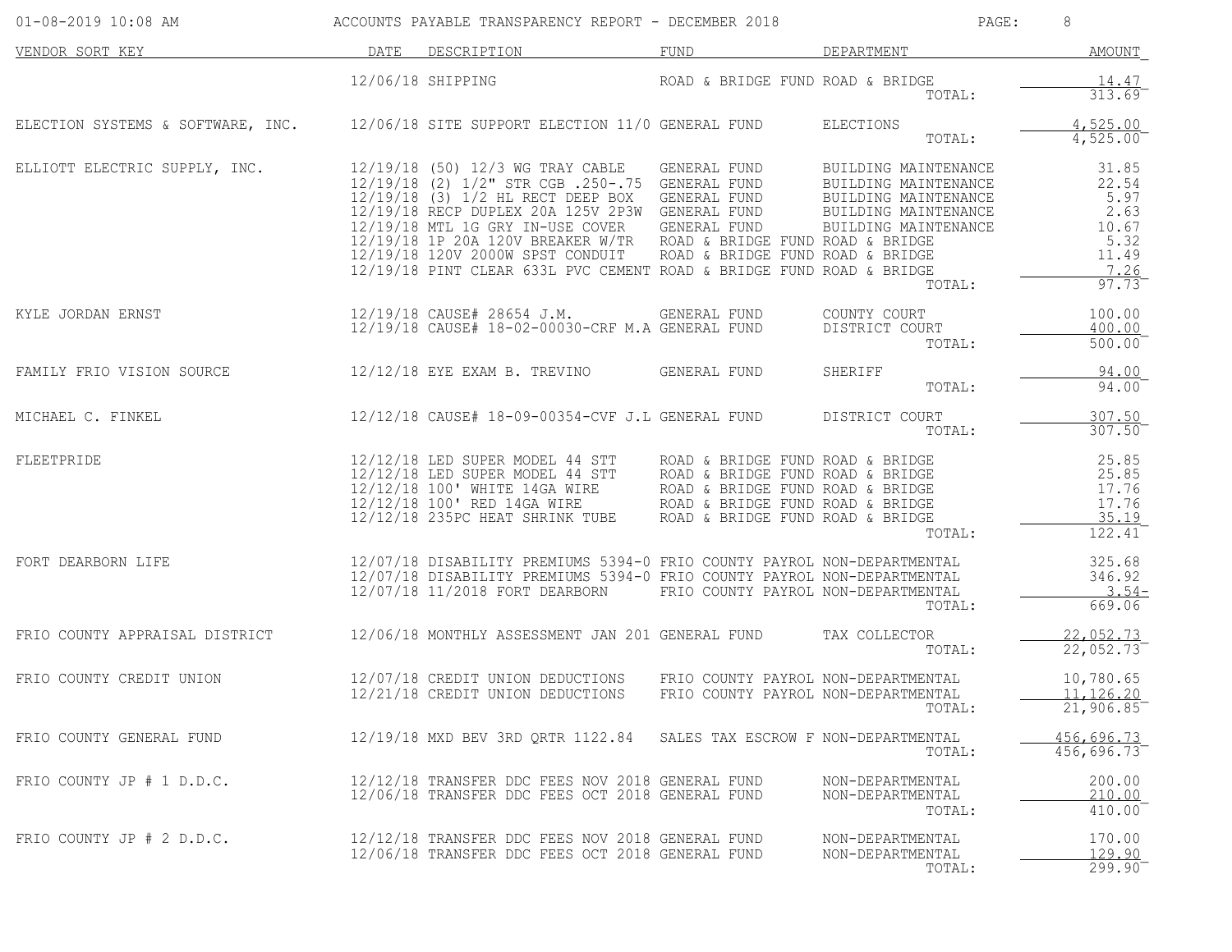ACCOUNTS PAYABLE TRANSPARENCY REPORT - DECEMBER 2018

| VENDOR SORT KEY | DATE | DESCRIPTION | FUND | DEPARTMENT | AMOUNT |
|---|---|---|---|---|---|
| | 12/06/18 | SHIPPING | ROAD & BRIDGE FUND | ROAD & BRIDGE | 14.47 |
| | | | | TOTAL: | 313.69 |
| ELECTION SYSTEMS & SOFTWARE, INC. | 12/06/18 | SITE SUPPORT ELECTION 11/0 | GENERAL FUND | ELECTIONS | 4,525.00 |
| | | | | TOTAL: | 4,525.00 |
| ELLIOTT ELECTRIC SUPPLY, INC. | 12/19/18 | (50) 12/3 WG TRAY CABLE | GENERAL FUND | BUILDING MAINTENANCE | 31.85 |
| | 12/19/18 | (2) 1/2" STR CGB .250-.75 | GENERAL FUND | BUILDING MAINTENANCE | 22.54 |
| | 12/19/18 | (3) 1/2 HL RECT DEEP BOX | GENERAL FUND | BUILDING MAINTENANCE | 5.97 |
| | 12/19/18 | RECP DUPLEX 20A 125V 2P3W | GENERAL FUND | BUILDING MAINTENANCE | 2.63 |
| | 12/19/18 | MTL 1G GRY IN-USE COVER | GENERAL FUND | BUILDING MAINTENANCE | 10.67 |
| | 12/19/18 | 1P 20A 120V BREAKER W/TR | ROAD & BRIDGE FUND | ROAD & BRIDGE | 5.32 |
| | 12/19/18 | 120V 2000W SPST CONDUIT | ROAD & BRIDGE FUND | ROAD & BRIDGE | 11.49 |
| | 12/19/18 | PINT CLEAR 633L PVC CEMENT | ROAD & BRIDGE FUND | ROAD & BRIDGE | 7.26 |
| | | | | TOTAL: | 97.73 |
| KYLE JORDAN ERNST | 12/19/18 | CAUSE# 28654 J.M. | GENERAL FUND | COUNTY COURT | 100.00 |
| | 12/19/18 | CAUSE# 18-02-00030-CRF M.A | GENERAL FUND | DISTRICT COURT | 400.00 |
| | | | | TOTAL: | 500.00 |
| FAMILY FRIO VISION SOURCE | 12/12/18 | EYE EXAM B. TREVINO | GENERAL FUND | SHERIFF | 94.00 |
| | | | | TOTAL: | 94.00 |
| MICHAEL C. FINKEL | 12/12/18 | CAUSE# 18-09-00354-CVF J.L | GENERAL FUND | DISTRICT COURT | 307.50 |
| | | | | TOTAL: | 307.50 |
| FLEETPRIDE | 12/12/18 | LED SUPER MODEL 44 STT | ROAD & BRIDGE FUND | ROAD & BRIDGE | 25.85 |
| | 12/12/18 | LED SUPER MODEL 44 STT | ROAD & BRIDGE FUND | ROAD & BRIDGE | 25.85 |
| | 12/12/18 | 100' WHITE 14GA WIRE | ROAD & BRIDGE FUND | ROAD & BRIDGE | 17.76 |
| | 12/12/18 | 100' RED 14GA WIRE | ROAD & BRIDGE FUND | ROAD & BRIDGE | 17.76 |
| | 12/12/18 | 235PC HEAT SHRINK TUBE | ROAD & BRIDGE FUND | ROAD & BRIDGE | 35.19 |
| | | | | TOTAL: | 122.41 |
| FORT DEARBORN LIFE | 12/07/18 | DISABILITY PREMIUMS 5394-0 | FRIO COUNTY PAYROL | NON-DEPARTMENTAL | 325.68 |
| | 12/07/18 | DISABILITY PREMIUMS 5394-0 | FRIO COUNTY PAYROL | NON-DEPARTMENTAL | 346.92 |
| | 12/07/18 | 11/2018 FORT DEARBORN | FRIO COUNTY PAYROL | NON-DEPARTMENTAL | 3.54- |
| | | | | TOTAL: | 669.06 |
| FRIO COUNTY APPRAISAL DISTRICT | 12/06/18 | MONTHLY ASSESSMENT JAN 201 | GENERAL FUND | TAX COLLECTOR | 22,052.73 |
| | | | | TOTAL: | 22,052.73 |
| FRIO COUNTY CREDIT UNION | 12/07/18 | CREDIT UNION DEDUCTIONS | FRIO COUNTY PAYROL | NON-DEPARTMENTAL | 10,780.65 |
| | 12/21/18 | CREDIT UNION DEDUCTIONS | FRIO COUNTY PAYROL | NON-DEPARTMENTAL | 11,126.20 |
| | | | | TOTAL: | 21,906.85 |
| FRIO COUNTY GENERAL FUND | 12/19/18 | MXD BEV 3RD QRTR 1122.84 | SALES TAX ESCROW F | NON-DEPARTMENTAL | 456,696.73 |
| | | | | TOTAL: | 456,696.73 |
| FRIO COUNTY JP # 1 D.D.C. | 12/12/18 | TRANSFER DDC FEES NOV 2018 | GENERAL FUND | NON-DEPARTMENTAL | 200.00 |
| | 12/06/18 | TRANSFER DDC FEES OCT 2018 | GENERAL FUND | NON-DEPARTMENTAL | 210.00 |
| | | | | TOTAL: | 410.00 |
| FRIO COUNTY JP # 2 D.D.C. | 12/12/18 | TRANSFER DDC FEES NOV 2018 | GENERAL FUND | NON-DEPARTMENTAL | 170.00 |
| | 12/06/18 | TRANSFER DDC FEES OCT 2018 | GENERAL FUND | NON-DEPARTMENTAL | 129.90 |
| | | | | TOTAL: | 299.90 |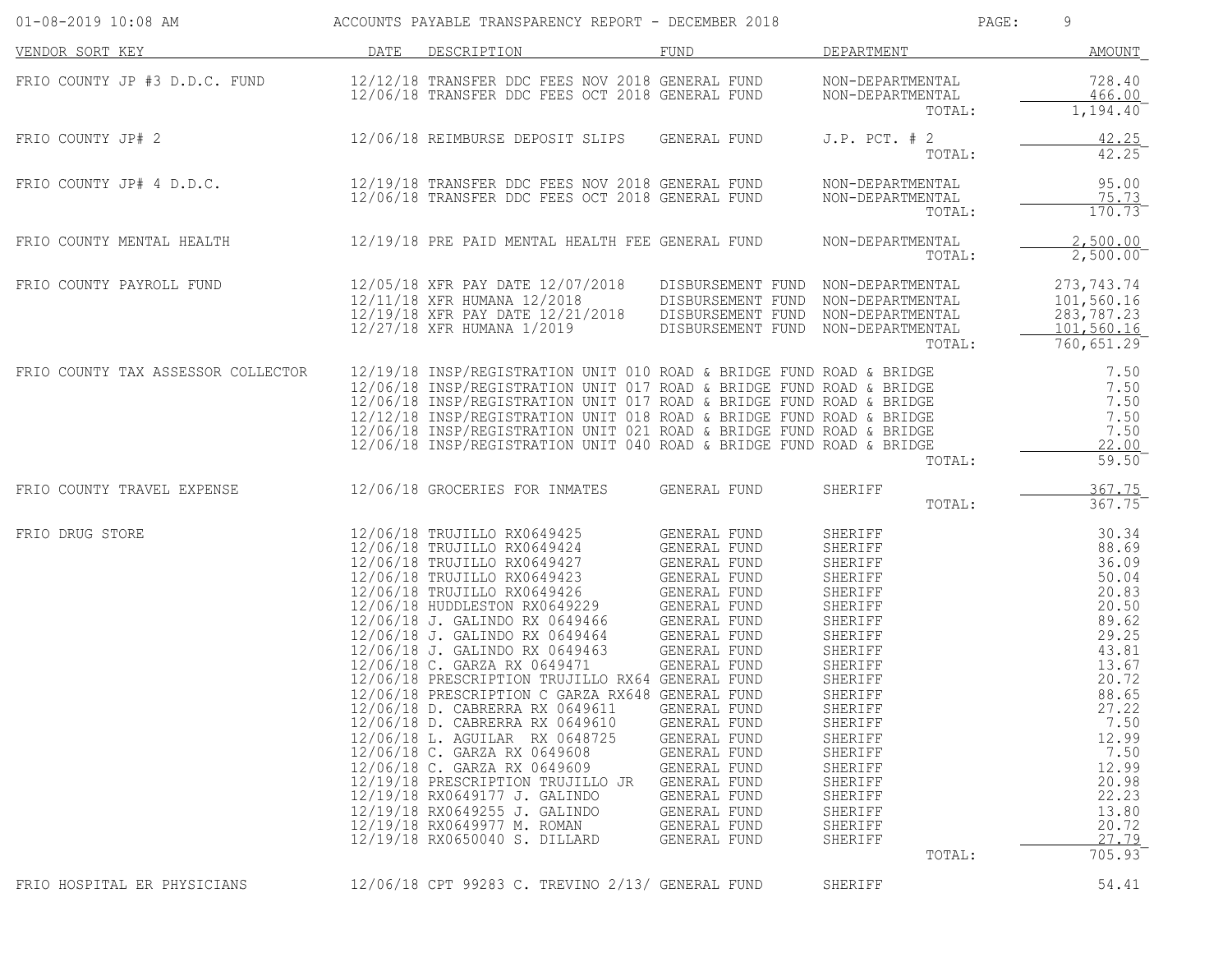01-08-2019 10:08 AM ACCOUNTS PAYABLE TRANSPARENCY REPORT - DECEMBER 2018

| VENDOR SORT KEY | DATE | DESCRIPTION | FUND | DEPARTMENT | AMOUNT |
|---|---|---|---|---|---|
| FRIO COUNTY JP #3 D.D.C. FUND | 12/12/18 | TRANSFER DDC FEES NOV 2018 | GENERAL FUND | NON-DEPARTMENTAL | 728.40 |
| | 12/06/18 | TRANSFER DDC FEES OCT 2018 | GENERAL FUND | NON-DEPARTMENTAL | 466.00 |
| | | | | TOTAL: | 1,194.40 |
| FRIO COUNTY JP# 2 | 12/06/18 | REIMBURSE DEPOSIT SLIPS | GENERAL FUND | J.P. PCT. # 2 | 42.25 |
| | | | | TOTAL: | 42.25 |
| FRIO COUNTY JP# 4 D.D.C. | 12/19/18 | TRANSFER DDC FEES NOV 2018 | GENERAL FUND | NON-DEPARTMENTAL | 95.00 |
| | 12/06/18 | TRANSFER DDC FEES OCT 2018 | GENERAL FUND | NON-DEPARTMENTAL | 75.73 |
| | | | | TOTAL: | 170.73 |
| FRIO COUNTY MENTAL HEALTH | 12/19/18 | PRE PAID MENTAL HEALTH FEE | GENERAL FUND | NON-DEPARTMENTAL | 2,500.00 |
| | | | | TOTAL: | 2,500.00 |
| FRIO COUNTY PAYROLL FUND | 12/05/18 | XFR PAY DATE 12/07/2018 | DISBURSEMENT FUND | NON-DEPARTMENTAL | 273,743.74 |
| | 12/11/18 | XFR HUMANA 12/2018 | DISBURSEMENT FUND | NON-DEPARTMENTAL | 101,560.16 |
| | 12/19/18 | XFR PAY DATE 12/21/2018 | DISBURSEMENT FUND | NON-DEPARTMENTAL | 283,787.23 |
| | 12/27/18 | XFR HUMANA 1/2019 | DISBURSEMENT FUND | NON-DEPARTMENTAL | 101,560.16 |
| | | | | TOTAL: | 760,651.29 |
| FRIO COUNTY TAX ASSESSOR COLLECTOR | 12/19/18 | INSP/REGISTRATION UNIT 010 | ROAD & BRIDGE FUND | ROAD & BRIDGE | 7.50 |
| | 12/06/18 | INSP/REGISTRATION UNIT 017 | ROAD & BRIDGE FUND | ROAD & BRIDGE | 7.50 |
| | 12/06/18 | INSP/REGISTRATION UNIT 017 | ROAD & BRIDGE FUND | ROAD & BRIDGE | 7.50 |
| | 12/12/18 | INSP/REGISTRATION UNIT 018 | ROAD & BRIDGE FUND | ROAD & BRIDGE | 7.50 |
| | 12/06/18 | INSP/REGISTRATION UNIT 021 | ROAD & BRIDGE FUND | ROAD & BRIDGE | 7.50 |
| | 12/06/18 | INSP/REGISTRATION UNIT 040 | ROAD & BRIDGE FUND | ROAD & BRIDGE | 22.00 |
| | | | | TOTAL: | 59.50 |
| FRIO COUNTY TRAVEL EXPENSE | 12/06/18 | GROCERIES FOR INMATES | GENERAL FUND | SHERIFF | 367.75 |
| | | | | TOTAL: | 367.75 |
| FRIO DRUG STORE | 12/06/18 | TRUJILLO RX0649425 | GENERAL FUND | SHERIFF | 30.34 |
| | 12/06/18 | TRUJILLO RX0649424 | GENERAL FUND | SHERIFF | 88.69 |
| | 12/06/18 | TRUJILLO RX0649427 | GENERAL FUND | SHERIFF | 36.09 |
| | 12/06/18 | TRUJILLO RX0649423 | GENERAL FUND | SHERIFF | 50.04 |
| | 12/06/18 | TRUJILLO RX0649426 | GENERAL FUND | SHERIFF | 20.83 |
| | 12/06/18 | HUDDLESTON RX0649229 | GENERAL FUND | SHERIFF | 20.50 |
| | 12/06/18 | J. GALINDO RX 0649466 | GENERAL FUND | SHERIFF | 89.62 |
| | 12/06/18 | J. GALINDO RX 0649464 | GENERAL FUND | SHERIFF | 29.25 |
| | 12/06/18 | J. GALINDO RX 0649463 | GENERAL FUND | SHERIFF | 43.81 |
| | 12/06/18 | C. GARZA RX 0649471 | GENERAL FUND | SHERIFF | 13.67 |
| | 12/06/18 | PRESCRIPTION TRUJILLO RX64 | GENERAL FUND | SHERIFF | 20.72 |
| | 12/06/18 | PRESCRIPTION C GARZA RX648 | GENERAL FUND | SHERIFF | 88.65 |
| | 12/06/18 | D. CABRERRA RX 0649611 | GENERAL FUND | SHERIFF | 27.22 |
| | 12/06/18 | D. CABRERRA RX 0649610 | GENERAL FUND | SHERIFF | 7.50 |
| | 12/06/18 | L. AGUILAR RX 0648725 | GENERAL FUND | SHERIFF | 12.99 |
| | 12/06/18 | C. GARZA RX 0649608 | GENERAL FUND | SHERIFF | 7.50 |
| | 12/06/18 | C. GARZA RX 0649609 | GENERAL FUND | SHERIFF | 12.99 |
| | 12/19/18 | PRESCRIPTION TRUJILLO JR | GENERAL FUND | SHERIFF | 20.98 |
| | 12/19/18 | RX0649177 J. GALINDO | GENERAL FUND | SHERIFF | 22.23 |
| | 12/19/18 | RX0649255 J. GALINDO | GENERAL FUND | SHERIFF | 13.80 |
| | 12/19/18 | RX0649977 M. ROMAN | GENERAL FUND | SHERIFF | 20.72 |
| | 12/19/18 | RX0650040 S. DILLARD | GENERAL FUND | SHERIFF | 27.79 |
| | | | | TOTAL: | 705.93 |
| FRIO HOSPITAL ER PHYSICIANS | 12/06/18 | CPT 99283 C. TREVINO 2/13/ | GENERAL FUND | SHERIFF | 54.41 |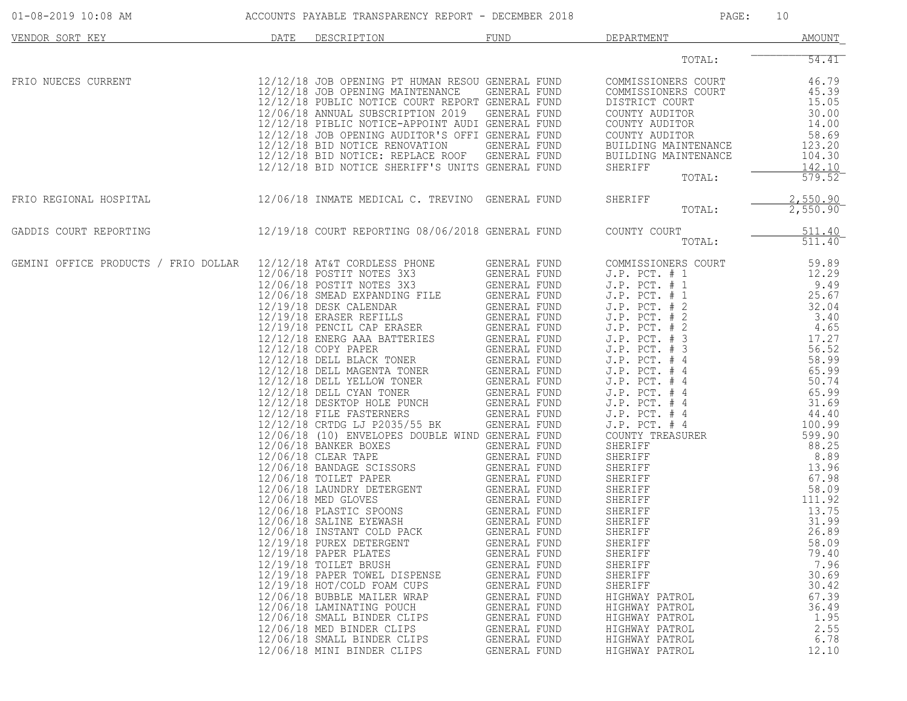| VENDOR SORT KEY | DATE | DESCRIPTION | FUND | DEPARTMENT | AMOUNT |
|---|---|---|---|---|---|
| | | | | TOTAL: | 54.41 |
| FRIO NUECES CURRENT | 12/12/18 | JOB OPENING PT HUMAN RESOU | GENERAL FUND | COMMISSIONERS COURT | 46.79 |
| | 12/12/18 | JOB OPENING MAINTENANCE | GENERAL FUND | COMMISSIONERS COURT | 45.39 |
| | 12/12/18 | PUBLIC NOTICE COURT REPORT | GENERAL FUND | DISTRICT COURT | 15.05 |
| | 12/06/18 | ANNUAL SUBSCRIPTION 2019 | GENERAL FUND | COUNTY AUDITOR | 30.00 |
| | 12/12/18 | PIBLIC NOTICE-APPOINT AUDI | GENERAL FUND | COUNTY AUDITOR | 14.00 |
| | 12/12/18 | JOB OPENING AUDITOR'S OFFI | GENERAL FUND | COUNTY AUDITOR | 58.69 |
| | 12/12/18 | BID NOTICE RENOVATION | GENERAL FUND | BUILDING MAINTENANCE | 123.20 |
| | 12/12/18 | BID NOTICE: REPLACE ROOF | GENERAL FUND | BUILDING MAINTENANCE | 104.30 |
| | 12/12/18 | BID NOTICE SHERIFF'S UNITS | GENERAL FUND | SHERIFF | 142.10 |
| | | | | TOTAL: | 579.52 |
| FRIO REGIONAL HOSPITAL | 12/06/18 | INMATE MEDICAL C. TREVINO | GENERAL FUND | SHERIFF | 2,550.90 |
| | | | | TOTAL: | 2,550.90 |
| GADDIS COURT REPORTING | 12/19/18 | COURT REPORTING 08/06/2018 | GENERAL FUND | COUNTY COURT | 511.40 |
| | | | | TOTAL: | 511.40 |
| GEMINI OFFICE PRODUCTS / FRIO DOLLAR | 12/12/18 | AT&T CORDLESS PHONE | GENERAL FUND | COMMISSIONERS COURT | 59.89 |
| | 12/06/18 | POSTIT NOTES 3X3 | GENERAL FUND | J.P. PCT. # 1 | 12.29 |
| | 12/06/18 | POSTIT NOTES 3X3 | GENERAL FUND | J.P. PCT. # 1 | 9.49 |
| | 12/06/18 | SMEAD EXPANDING FILE | GENERAL FUND | J.P. PCT. # 1 | 25.67 |
| | 12/19/18 | DESK CALENDAR | GENERAL FUND | J.P. PCT. # 2 | 32.04 |
| | 12/19/18 | ERASER REFILLS | GENERAL FUND | J.P. PCT. # 2 | 3.40 |
| | 12/19/18 | PENCIL CAP ERASER | GENERAL FUND | J.P. PCT. # 2 | 4.65 |
| | 12/12/18 | ENERG AAA BATTERIES | GENERAL FUND | J.P. PCT. # 3 | 17.27 |
| | 12/12/18 | COPY PAPER | GENERAL FUND | J.P. PCT. # 3 | 56.52 |
| | 12/12/18 | DELL BLACK TONER | GENERAL FUND | J.P. PCT. # 4 | 58.99 |
| | 12/12/18 | DELL MAGENTA TONER | GENERAL FUND | J.P. PCT. # 4 | 65.99 |
| | 12/12/18 | DELL YELLOW TONER | GENERAL FUND | J.P. PCT. # 4 | 50.74 |
| | 12/12/18 | DELL CYAN TONER | GENERAL FUND | J.P. PCT. # 4 | 65.99 |
| | 12/12/18 | DESKTOP HOLE PUNCH | GENERAL FUND | J.P. PCT. # 4 | 31.69 |
| | 12/12/18 | FILE FASTERNERS | GENERAL FUND | J.P. PCT. # 4 | 44.40 |
| | 12/12/18 | CRTDG LJ P2035/55 BK | GENERAL FUND | J.P. PCT. # 4 | 100.99 |
| | 12/06/18 | (10) ENVELOPES DOUBLE WIND | GENERAL FUND | COUNTY TREASURER | 599.90 |
| | 12/06/18 | BANKER BOXES | GENERAL FUND | SHERIFF | 88.25 |
| | 12/06/18 | CLEAR TAPE | GENERAL FUND | SHERIFF | 8.89 |
| | 12/06/18 | BANDAGE SCISSORS | GENERAL FUND | SHERIFF | 13.96 |
| | 12/06/18 | TOILET PAPER | GENERAL FUND | SHERIFF | 67.98 |
| | 12/06/18 | LAUNDRY DETERGENT | GENERAL FUND | SHERIFF | 58.09 |
| | 12/06/18 | MED GLOVES | GENERAL FUND | SHERIFF | 111.92 |
| | 12/06/18 | PLASTIC SPOONS | GENERAL FUND | SHERIFF | 13.75 |
| | 12/06/18 | SALINE EYEWASH | GENERAL FUND | SHERIFF | 31.99 |
| | 12/06/18 | INSTANT COLD PACK | GENERAL FUND | SHERIFF | 26.89 |
| | 12/19/18 | PUREX DETERGENT | GENERAL FUND | SHERIFF | 58.09 |
| | 12/19/18 | PAPER PLATES | GENERAL FUND | SHERIFF | 79.40 |
| | 12/19/18 | TOILET BRUSH | GENERAL FUND | SHERIFF | 7.96 |
| | 12/19/18 | PAPER TOWEL DISPENSE | GENERAL FUND | SHERIFF | 30.69 |
| | 12/19/18 | HOT/COLD FOAM CUPS | GENERAL FUND | SHERIFF | 30.42 |
| | 12/06/18 | BUBBLE MAILER WRAP | GENERAL FUND | HIGHWAY PATROL | 67.39 |
| | 12/06/18 | LAMINATING POUCH | GENERAL FUND | HIGHWAY PATROL | 36.49 |
| | 12/06/18 | SMALL BINDER CLIPS | GENERAL FUND | HIGHWAY PATROL | 1.95 |
| | 12/06/18 | MED BINDER CLIPS | GENERAL FUND | HIGHWAY PATROL | 2.55 |
| | 12/06/18 | SMALL BINDER CLIPS | GENERAL FUND | HIGHWAY PATROL | 6.78 |
| | 12/06/18 | MINI BINDER CLIPS | GENERAL FUND | HIGHWAY PATROL | 12.10 |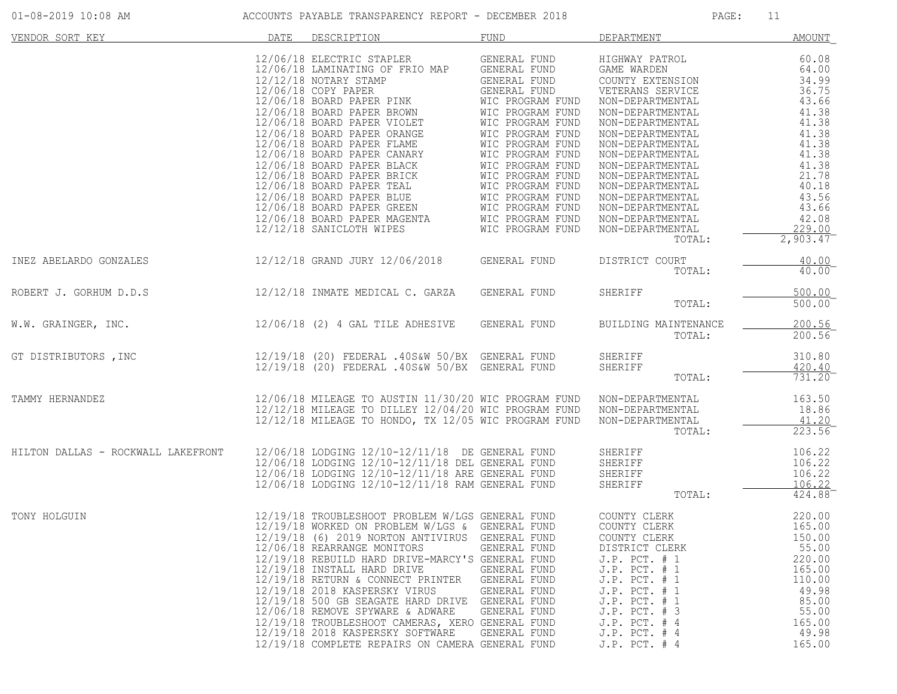| VENDOR SORT KEY | DATE | DESCRIPTION | FUND | DEPARTMENT | AMOUNT |
|---|---|---|---|---|---|
| | 12/06/18 | ELECTRIC STAPLER | GENERAL FUND | HIGHWAY PATROL | 60.08 |
| | 12/06/18 | LAMINATING OF FRIO MAP | GENERAL FUND | GAME WARDEN | 64.00 |
| | 12/12/18 | NOTARY STAMP | GENERAL FUND | COUNTY EXTENSION | 34.99 |
| | 12/06/18 | COPY PAPER | GENERAL FUND | VETERANS SERVICE | 36.75 |
| | 12/06/18 | BOARD PAPER PINK | WIC PROGRAM FUND | NON-DEPARTMENTAL | 43.66 |
| | 12/06/18 | BOARD PAPER BROWN | WIC PROGRAM FUND | NON-DEPARTMENTAL | 41.38 |
| | 12/06/18 | BOARD PAPER VIOLET | WIC PROGRAM FUND | NON-DEPARTMENTAL | 41.38 |
| | 12/06/18 | BOARD PAPER ORANGE | WIC PROGRAM FUND | NON-DEPARTMENTAL | 41.38 |
| | 12/06/18 | BOARD PAPER FLAME | WIC PROGRAM FUND | NON-DEPARTMENTAL | 41.38 |
| | 12/06/18 | BOARD PAPER CANARY | WIC PROGRAM FUND | NON-DEPARTMENTAL | 41.38 |
| | 12/06/18 | BOARD PAPER BLACK | WIC PROGRAM FUND | NON-DEPARTMENTAL | 41.38 |
| | 12/06/18 | BOARD PAPER BRICK | WIC PROGRAM FUND | NON-DEPARTMENTAL | 21.78 |
| | 12/06/18 | BOARD PAPER TEAL | WIC PROGRAM FUND | NON-DEPARTMENTAL | 40.18 |
| | 12/06/18 | BOARD PAPER BLUE | WIC PROGRAM FUND | NON-DEPARTMENTAL | 43.56 |
| | 12/06/18 | BOARD PAPER GREEN | WIC PROGRAM FUND | NON-DEPARTMENTAL | 43.66 |
| | 12/06/18 | BOARD PAPER MAGENTA | WIC PROGRAM FUND | NON-DEPARTMENTAL | 42.08 |
| | 12/12/18 | SANICLOTH WIPES | WIC PROGRAM FUND | NON-DEPARTMENTAL | 229.00 |
| | | | | TOTAL: | 2,903.47 |
| INEZ ABELARDO GONZALES | 12/12/18 | GRAND JURY 12/06/2018 | GENERAL FUND | DISTRICT COURT | 40.00 |
| | | | | TOTAL: | 40.00 |
| ROBERT J. GORHUM D.D.S | 12/12/18 | INMATE MEDICAL C. GARZA | GENERAL FUND | SHERIFF | 500.00 |
| | | | | TOTAL: | 500.00 |
| W.W. GRAINGER, INC. | 12/06/18 | (2) 4 GAL TILE ADHESIVE | GENERAL FUND | BUILDING MAINTENANCE | 200.56 |
| | | | | TOTAL: | 200.56 |
| GT DISTRIBUTORS ,INC | 12/19/18 | (20) FEDERAL .40S&W 50/BX | GENERAL FUND | SHERIFF | 310.80 |
| | 12/19/18 | (20) FEDERAL .40S&W 50/BX | GENERAL FUND | SHERIFF | 420.40 |
| | | | | TOTAL: | 731.20 |
| TAMMY HERNANDEZ | 12/06/18 | MILEAGE TO AUSTIN 11/30/20 | WIC PROGRAM FUND | NON-DEPARTMENTAL | 163.50 |
| | 12/12/18 | MILEAGE TO DILLEY 12/04/20 | WIC PROGRAM FUND | NON-DEPARTMENTAL | 18.86 |
| | 12/12/18 | MILEAGE TO HONDO, TX 12/05 | WIC PROGRAM FUND | NON-DEPARTMENTAL | 41.20 |
| | | | | TOTAL: | 223.56 |
| HILTON DALLAS - ROCKWALL LAKEFRONT | 12/06/18 | LODGING 12/10-12/11/18 DE | GENERAL FUND | SHERIFF | 106.22 |
| | 12/06/18 | LODGING 12/10-12/11/18 DEL | GENERAL FUND | SHERIFF | 106.22 |
| | 12/06/18 | LODGING 12/10-12/11/18 ARE | GENERAL FUND | SHERIFF | 106.22 |
| | 12/06/18 | LODGING 12/10-12/11/18 RAM | GENERAL FUND | SHERIFF | 106.22 |
| | | | | TOTAL: | 424.88 |
| TONY HOLGUIN | 12/19/18 | TROUBLESHOOT PROBLEM W/LGS | GENERAL FUND | COUNTY CLERK | 220.00 |
| | 12/19/18 | WORKED ON PROBLEM W/LGS & | GENERAL FUND | COUNTY CLERK | 165.00 |
| | 12/19/18 | (6) 2019 NORTON ANTIVIRUS | GENERAL FUND | COUNTY CLERK | 150.00 |
| | 12/06/18 | REARRANGE MONITORS | GENERAL FUND | DISTRICT CLERK | 55.00 |
| | 12/19/18 | REBUILD HARD DRIVE-MARCY'S | GENERAL FUND | J.P. PCT. # 1 | 220.00 |
| | 12/19/18 | INSTALL HARD DRIVE | GENERAL FUND | J.P. PCT. # 1 | 165.00 |
| | 12/19/18 | RETURN & CONNECT PRINTER | GENERAL FUND | J.P. PCT. # 1 | 110.00 |
| | 12/19/18 | 2018 KASPERSKY VIRUS | GENERAL FUND | J.P. PCT. # 1 | 49.98 |
| | 12/19/18 | 500 GB SEAGATE HARD DRIVE | GENERAL FUND | J.P. PCT. # 1 | 85.00 |
| | 12/06/18 | REMOVE SPYWARE & ADWARE | GENERAL FUND | J.P. PCT. # 3 | 55.00 |
| | 12/19/18 | TROUBLESHOOT CAMERAS, XERO | GENERAL FUND | J.P. PCT. # 4 | 165.00 |
| | 12/19/18 | 2018 KASPERSKY SOFTWARE | GENERAL FUND | J.P. PCT. # 4 | 49.98 |
| | 12/19/18 | COMPLETE REPAIRS ON CAMERA | GENERAL FUND | J.P. PCT. # 4 | 165.00 |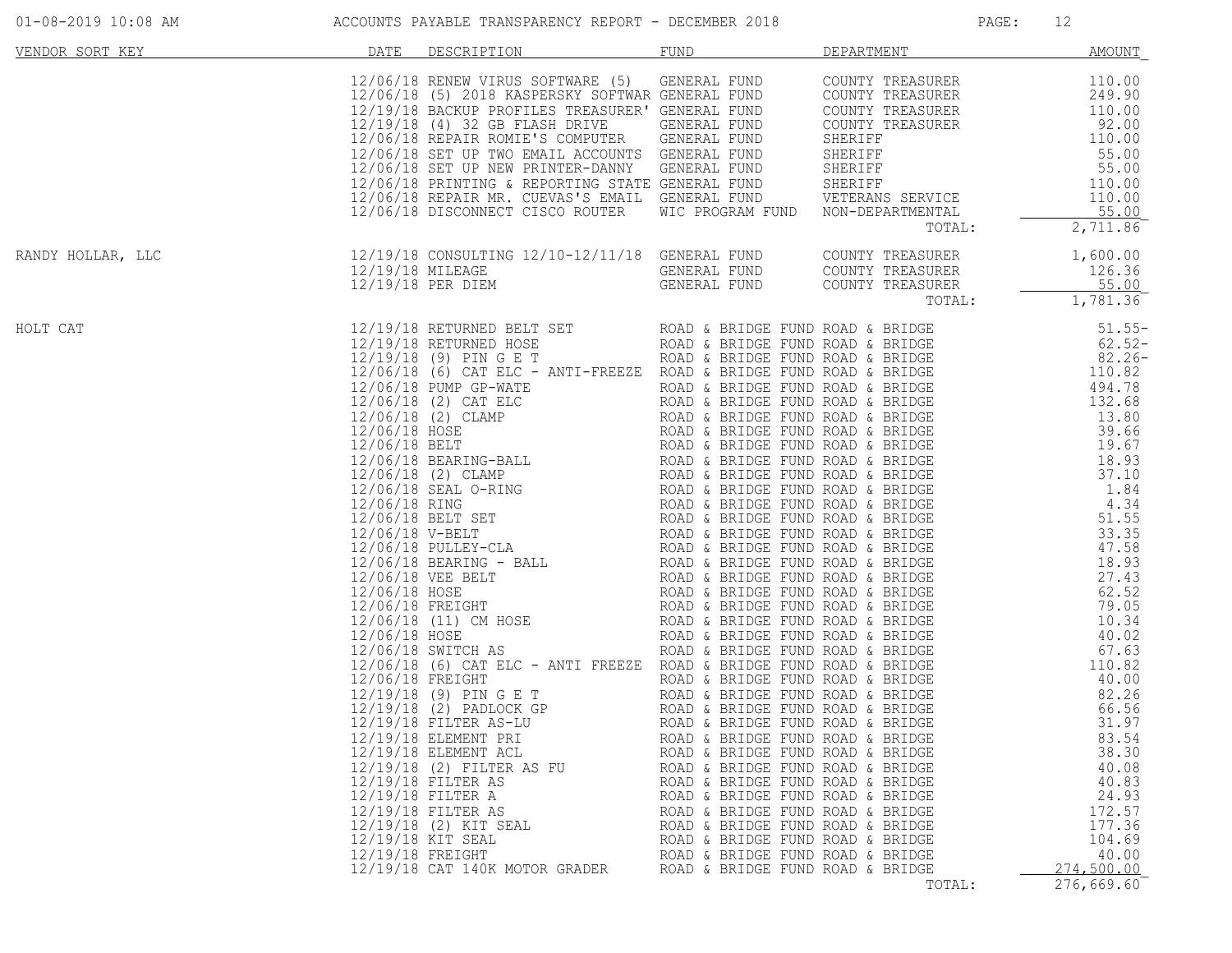# ACCOUNTS PAYABLE TRANSPARENCY REPORT - DECEMBER 2018

01-08-2019 10:08 AM

| VENDOR SORT KEY | DATE | DESCRIPTION | FUND | DEPARTMENT | AMOUNT |
|---|---|---|---|---|---|
| | 12/06/18 | RENEW VIRUS SOFTWARE (5) | GENERAL FUND | COUNTY TREASURER | 110.00 |
| | 12/06/18 | (5) 2018 KASPERSKY SOFTWAR | GENERAL FUND | COUNTY TREASURER | 249.90 |
| | 12/19/18 | BACKUP PROFILES TREASURER' | GENERAL FUND | COUNTY TREASURER | 110.00 |
| | 12/19/18 | (4) 32 GB FLASH DRIVE | GENERAL FUND | COUNTY TREASURER | 92.00 |
| | 12/06/18 | REPAIR ROMIE'S COMPUTER | GENERAL FUND | SHERIFF | 110.00 |
| | 12/06/18 | SET UP TWO EMAIL ACCOUNTS | GENERAL FUND | SHERIFF | 55.00 |
| | 12/06/18 | SET UP NEW PRINTER-DANNY | GENERAL FUND | SHERIFF | 55.00 |
| | 12/06/18 | PRINTING & REPORTING STATE | GENERAL FUND | SHERIFF | 110.00 |
| | 12/06/18 | REPAIR MR. CUEVAS'S EMAIL | GENERAL FUND | VETERANS SERVICE | 110.00 |
| | 12/06/18 | DISCONNECT CISCO ROUTER | WIC PROGRAM FUND | NON-DEPARTMENTAL | 55.00 |
| | | | | TOTAL: | 2,711.86 |
| RANDY HOLLAR, LLC | 12/19/18 | CONSULTING 12/10-12/11/18 | GENERAL FUND | COUNTY TREASURER | 1,600.00 |
| | 12/19/18 | MILEAGE | GENERAL FUND | COUNTY TREASURER | 126.36 |
| | 12/19/18 | PER DIEM | GENERAL FUND | COUNTY TREASURER | 55.00 |
| | | | | TOTAL: | 1,781.36 |
| HOLT CAT | 12/19/18 | RETURNED BELT SET | ROAD & BRIDGE FUND | ROAD & BRIDGE | 51.55- |
| | 12/19/18 | RETURNED HOSE | ROAD & BRIDGE FUND | ROAD & BRIDGE | 62.52- |
| | 12/19/18 | (9) PIN G E T | ROAD & BRIDGE FUND | ROAD & BRIDGE | 82.26- |
| | 12/06/18 | (6) CAT ELC - ANTI-FREEZE | ROAD & BRIDGE FUND | ROAD & BRIDGE | 110.82 |
| | 12/06/18 | PUMP GP-WATE | ROAD & BRIDGE FUND | ROAD & BRIDGE | 494.78 |
| | 12/06/18 | (2) CAT ELC | ROAD & BRIDGE FUND | ROAD & BRIDGE | 132.68 |
| | 12/06/18 | (2) CLAMP | ROAD & BRIDGE FUND | ROAD & BRIDGE | 13.80 |
| | 12/06/18 | HOSE | ROAD & BRIDGE FUND | ROAD & BRIDGE | 39.66 |
| | 12/06/18 | BELT | ROAD & BRIDGE FUND | ROAD & BRIDGE | 19.67 |
| | 12/06/18 | BEARING-BALL | ROAD & BRIDGE FUND | ROAD & BRIDGE | 18.93 |
| | 12/06/18 | (2) CLAMP | ROAD & BRIDGE FUND | ROAD & BRIDGE | 37.10 |
| | 12/06/18 | SEAL O-RING | ROAD & BRIDGE FUND | ROAD & BRIDGE | 1.84 |
| | 12/06/18 | RING | ROAD & BRIDGE FUND | ROAD & BRIDGE | 4.34 |
| | 12/06/18 | BELT SET | ROAD & BRIDGE FUND | ROAD & BRIDGE | 51.55 |
| | 12/06/18 | V-BELT | ROAD & BRIDGE FUND | ROAD & BRIDGE | 33.35 |
| | 12/06/18 | PULLEY-CLA | ROAD & BRIDGE FUND | ROAD & BRIDGE | 47.58 |
| | 12/06/18 | BEARING - BALL | ROAD & BRIDGE FUND | ROAD & BRIDGE | 18.93 |
| | 12/06/18 | VEE BELT | ROAD & BRIDGE FUND | ROAD & BRIDGE | 27.43 |
| | 12/06/18 | HOSE | ROAD & BRIDGE FUND | ROAD & BRIDGE | 62.52 |
| | 12/06/18 | FREIGHT | ROAD & BRIDGE FUND | ROAD & BRIDGE | 79.05 |
| | 12/06/18 | (11) CM HOSE | ROAD & BRIDGE FUND | ROAD & BRIDGE | 10.34 |
| | 12/06/18 | HOSE | ROAD & BRIDGE FUND | ROAD & BRIDGE | 40.02 |
| | 12/06/18 | SWITCH AS | ROAD & BRIDGE FUND | ROAD & BRIDGE | 67.63 |
| | 12/06/18 | (6) CAT ELC - ANTI FREEZE | ROAD & BRIDGE FUND | ROAD & BRIDGE | 110.82 |
| | 12/06/18 | FREIGHT | ROAD & BRIDGE FUND | ROAD & BRIDGE | 40.00 |
| | 12/19/18 | (9) PIN G E T | ROAD & BRIDGE FUND | ROAD & BRIDGE | 82.26 |
| | 12/19/18 | (2) PADLOCK GP | ROAD & BRIDGE FUND | ROAD & BRIDGE | 66.56 |
| | 12/19/18 | FILTER AS-LU | ROAD & BRIDGE FUND | ROAD & BRIDGE | 31.97 |
| | 12/19/18 | ELEMENT PRI | ROAD & BRIDGE FUND | ROAD & BRIDGE | 83.54 |
| | 12/19/18 | ELEMENT ACL | ROAD & BRIDGE FUND | ROAD & BRIDGE | 38.30 |
| | 12/19/18 | (2) FILTER AS FU | ROAD & BRIDGE FUND | ROAD & BRIDGE | 40.08 |
| | 12/19/18 | FILTER AS | ROAD & BRIDGE FUND | ROAD & BRIDGE | 40.83 |
| | 12/19/18 | FILTER A | ROAD & BRIDGE FUND | ROAD & BRIDGE | 24.93 |
| | 12/19/18 | FILTER AS | ROAD & BRIDGE FUND | ROAD & BRIDGE | 172.57 |
| | 12/19/18 | (2) KIT SEAL | ROAD & BRIDGE FUND | ROAD & BRIDGE | 177.36 |
| | 12/19/18 | KIT SEAL | ROAD & BRIDGE FUND | ROAD & BRIDGE | 104.69 |
| | 12/19/18 | FREIGHT | ROAD & BRIDGE FUND | ROAD & BRIDGE | 40.00 |
| | 12/19/18 | CAT 140K MOTOR GRADER | ROAD & BRIDGE FUND | ROAD & BRIDGE | 274,500.00 |
| | | | | TOTAL: | 276,669.60 |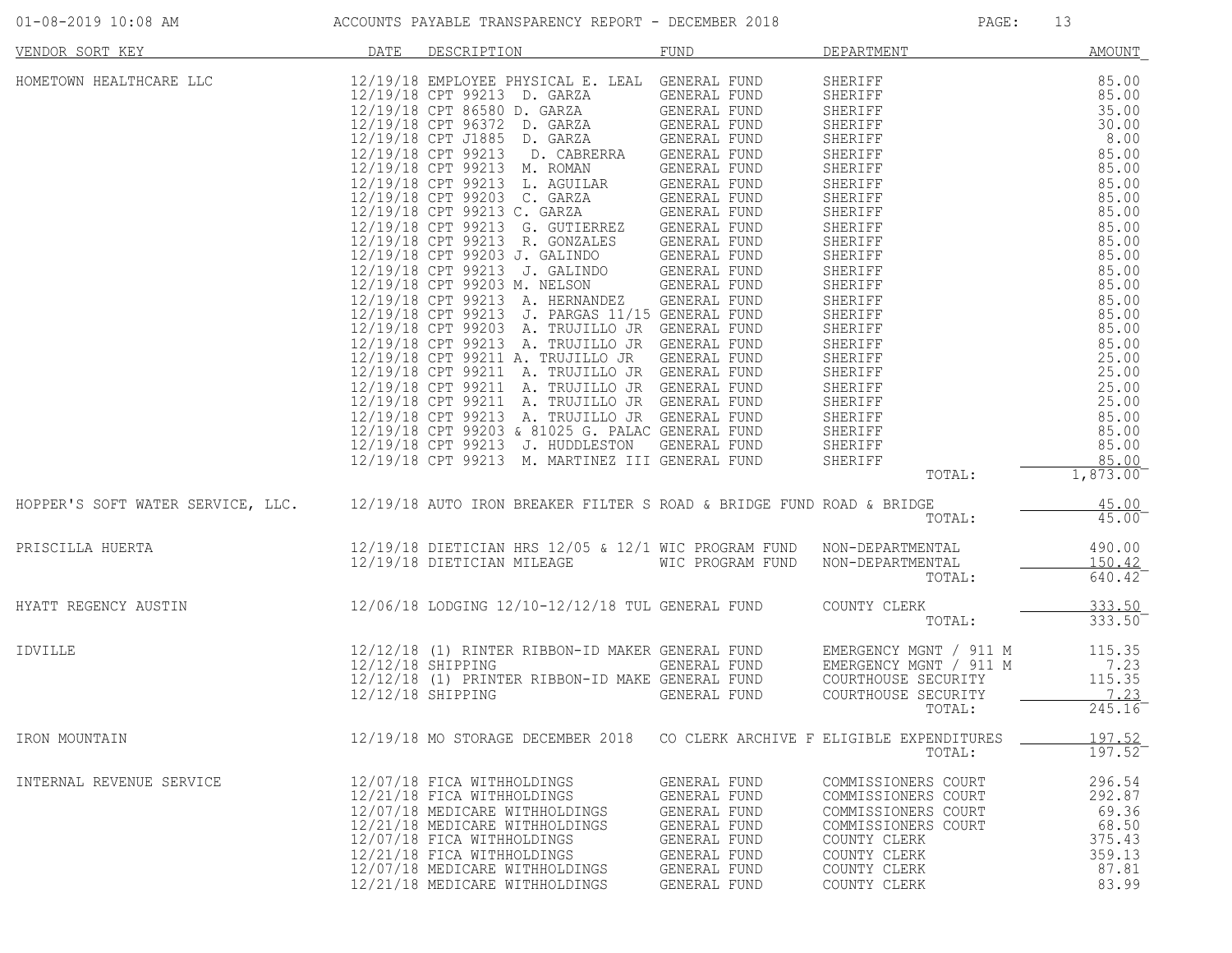| VENDOR SORT KEY | DATE | DESCRIPTION | FUND | DEPARTMENT | AMOUNT |
|---|---|---|---|---|---|
| HOMETOWN HEALTHCARE LLC | 12/19/18 | EMPLOYEE PHYSICAL E. LEAL | GENERAL FUND | SHERIFF | 85.00 |
| | 12/19/18 | CPT 99213 D. GARZA | GENERAL FUND | SHERIFF | 85.00 |
| | 12/19/18 | CPT 86580 D. GARZA | GENERAL FUND | SHERIFF | 35.00 |
| | 12/19/18 | CPT 96372 D. GARZA | GENERAL FUND | SHERIFF | 30.00 |
| | 12/19/18 | CPT J1885 D. GARZA | GENERAL FUND | SHERIFF | 8.00 |
| | 12/19/18 | CPT 99213 D. CABRERRA | GENERAL FUND | SHERIFF | 85.00 |
| | 12/19/18 | CPT 99213 M. ROMAN | GENERAL FUND | SHERIFF | 85.00 |
| | 12/19/18 | CPT 99213 L. AGUILAR | GENERAL FUND | SHERIFF | 85.00 |
| | 12/19/18 | CPT 99203 C. GARZA | GENERAL FUND | SHERIFF | 85.00 |
| | 12/19/18 | CPT 99213 C. GARZA | GENERAL FUND | SHERIFF | 85.00 |
| | 12/19/18 | CPT 99213 G. GUTIERREZ | GENERAL FUND | SHERIFF | 85.00 |
| | 12/19/18 | CPT 99213 R. GONZALES | GENERAL FUND | SHERIFF | 85.00 |
| | 12/19/18 | CPT 99203 J. GALINDO | GENERAL FUND | SHERIFF | 85.00 |
| | 12/19/18 | CPT 99213 J. GALINDO | GENERAL FUND | SHERIFF | 85.00 |
| | 12/19/18 | CPT 99203 M. NELSON | GENERAL FUND | SHERIFF | 85.00 |
| | 12/19/18 | CPT 99213 A. HERNANDEZ | GENERAL FUND | SHERIFF | 85.00 |
| | 12/19/18 | CPT 99213 J. PARGAS 11/15 | GENERAL FUND | SHERIFF | 85.00 |
| | 12/19/18 | CPT 99203 A. TRUJILLO JR | GENERAL FUND | SHERIFF | 85.00 |
| | 12/19/18 | CPT 99213 A. TRUJILLO JR | GENERAL FUND | SHERIFF | 85.00 |
| | 12/19/18 | CPT 99211 A. TRUJILLO JR | GENERAL FUND | SHERIFF | 25.00 |
| | 12/19/18 | CPT 99211 A. TRUJILLO JR | GENERAL FUND | SHERIFF | 25.00 |
| | 12/19/18 | CPT 99211 A. TRUJILLO JR | GENERAL FUND | SHERIFF | 25.00 |
| | 12/19/18 | CPT 99211 A. TRUJILLO JR | GENERAL FUND | SHERIFF | 25.00 |
| | 12/19/18 | CPT 99213 A. TRUJILLO JR | GENERAL FUND | SHERIFF | 85.00 |
| | 12/19/18 | CPT 99203 & 81025 G. PALAC | GENERAL FUND | SHERIFF | 85.00 |
| | 12/19/18 | CPT 99213 J. HUDDLESTON | GENERAL FUND | SHERIFF | 85.00 |
| | 12/19/18 | CPT 99213 M. MARTINEZ III | GENERAL FUND | SHERIFF | 85.00 |
| | | | | TOTAL: | 1,873.00 |
| HOPPER'S SOFT WATER SERVICE, LLC. | 12/19/18 | AUTO IRON BREAKER FILTER S | ROAD & BRIDGE FUND | ROAD & BRIDGE | 45.00 |
| | | | | TOTAL: | 45.00 |
| PRISCILLA HUERTA | 12/19/18 | DIETICIAN HRS 12/05 & 12/1 | WIC PROGRAM FUND | NON-DEPARTMENTAL | 490.00 |
| | 12/19/18 | DIETICIAN MILEAGE | WIC PROGRAM FUND | NON-DEPARTMENTAL | 150.42 |
| | | | | TOTAL: | 640.42 |
| HYATT REGENCY AUSTIN | 12/06/18 | LODGING 12/10-12/12/18 TUL | GENERAL FUND | COUNTY CLERK | 333.50 |
| | | | | TOTAL: | 333.50 |
| IDVILLE | 12/12/18 | (1) RINTER RIBBON-ID MAKER | GENERAL FUND | EMERGENCY MGNT / 911 M | 115.35 |
| | 12/12/18 | SHIPPING | GENERAL FUND | EMERGENCY MGNT / 911 M | 7.23 |
| | 12/12/18 | (1) PRINTER RIBBON-ID MAKE | GENERAL FUND | COURTHOUSE SECURITY | 115.35 |
| | 12/12/18 | SHIPPING | GENERAL FUND | COURTHOUSE SECURITY | 7.23 |
| | | | | TOTAL: | 245.16 |
| IRON MOUNTAIN | 12/19/18 | MO STORAGE DECEMBER 2018 | CO CLERK ARCHIVE F | ELIGIBLE EXPENDITURES | 197.52 |
| | | | | TOTAL: | 197.52 |
| INTERNAL REVENUE SERVICE | 12/07/18 | FICA WITHHOLDINGS | GENERAL FUND | COMMISSIONERS COURT | 296.54 |
| | 12/21/18 | FICA WITHHOLDINGS | GENERAL FUND | COMMISSIONERS COURT | 292.87 |
| | 12/07/18 | MEDICARE WITHHOLDINGS | GENERAL FUND | COMMISSIONERS COURT | 69.36 |
| | 12/21/18 | MEDICARE WITHHOLDINGS | GENERAL FUND | COMMISSIONERS COURT | 68.50 |
| | 12/07/18 | FICA WITHHOLDINGS | GENERAL FUND | COUNTY CLERK | 375.43 |
| | 12/21/18 | FICA WITHHOLDINGS | GENERAL FUND | COUNTY CLERK | 359.13 |
| | 12/07/18 | MEDICARE WITHHOLDINGS | GENERAL FUND | COUNTY CLERK | 87.81 |
| | 12/21/18 | MEDICARE WITHHOLDINGS | GENERAL FUND | COUNTY CLERK | 83.99 |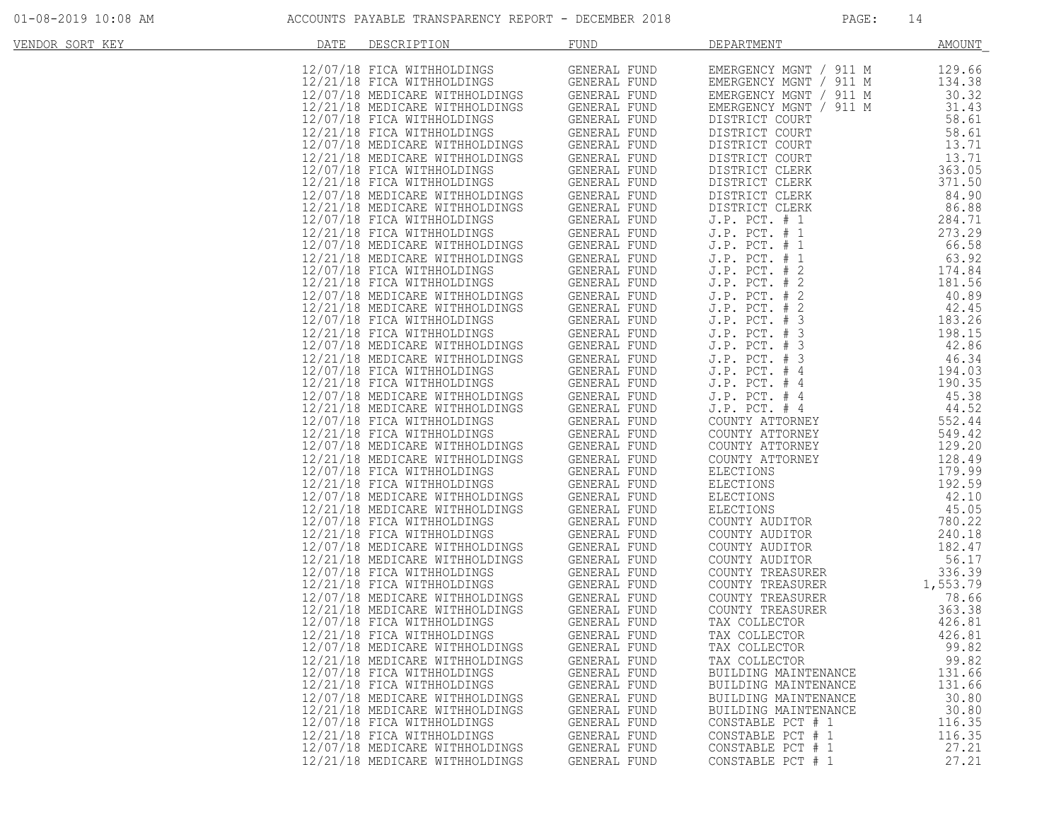# ACCOUNTS PAYABLE TRANSPARENCY REPORT - DECEMBER 2018

| VENDOR SORT KEY | DATE | DESCRIPTION | FUND | DEPARTMENT | AMOUNT |
|---|---|---|---|---|---|
| | 12/07/18 | FICA WITHHOLDINGS | GENERAL FUND | EMERGENCY MGNT / 911 M | 129.66 |
| | 12/21/18 | FICA WITHHOLDINGS | GENERAL FUND | EMERGENCY MGNT / 911 M | 134.38 |
| | 12/07/18 | MEDICARE WITHHOLDINGS | GENERAL FUND | EMERGENCY MGNT / 911 M | 30.32 |
| | 12/21/18 | MEDICARE WITHHOLDINGS | GENERAL FUND | EMERGENCY MGNT / 911 M | 31.43 |
| | 12/07/18 | FICA WITHHOLDINGS | GENERAL FUND | DISTRICT COURT | 58.61 |
| | 12/21/18 | FICA WITHHOLDINGS | GENERAL FUND | DISTRICT COURT | 58.61 |
| | 12/07/18 | MEDICARE WITHHOLDINGS | GENERAL FUND | DISTRICT COURT | 13.71 |
| | 12/21/18 | MEDICARE WITHHOLDINGS | GENERAL FUND | DISTRICT COURT | 13.71 |
| | 12/07/18 | FICA WITHHOLDINGS | GENERAL FUND | DISTRICT CLERK | 363.05 |
| | 12/21/18 | FICA WITHHOLDINGS | GENERAL FUND | DISTRICT CLERK | 371.50 |
| | 12/07/18 | MEDICARE WITHHOLDINGS | GENERAL FUND | DISTRICT CLERK | 84.90 |
| | 12/21/18 | MEDICARE WITHHOLDINGS | GENERAL FUND | DISTRICT CLERK | 86.88 |
| | 12/07/18 | FICA WITHHOLDINGS | GENERAL FUND | J.P. PCT. # 1 | 284.71 |
| | 12/21/18 | FICA WITHHOLDINGS | GENERAL FUND | J.P. PCT. # 1 | 273.29 |
| | 12/07/18 | MEDICARE WITHHOLDINGS | GENERAL FUND | J.P. PCT. # 1 | 66.58 |
| | 12/21/18 | MEDICARE WITHHOLDINGS | GENERAL FUND | J.P. PCT. # 1 | 63.92 |
| | 12/07/18 | FICA WITHHOLDINGS | GENERAL FUND | J.P. PCT. # 2 | 174.84 |
| | 12/21/18 | FICA WITHHOLDINGS | GENERAL FUND | J.P. PCT. # 2 | 181.56 |
| | 12/07/18 | MEDICARE WITHHOLDINGS | GENERAL FUND | J.P. PCT. # 2 | 40.89 |
| | 12/21/18 | MEDICARE WITHHOLDINGS | GENERAL FUND | J.P. PCT. # 2 | 42.45 |
| | 12/07/18 | FICA WITHHOLDINGS | GENERAL FUND | J.P. PCT. # 3 | 183.26 |
| | 12/21/18 | FICA WITHHOLDINGS | GENERAL FUND | J.P. PCT. # 3 | 198.15 |
| | 12/07/18 | MEDICARE WITHHOLDINGS | GENERAL FUND | J.P. PCT. # 3 | 42.86 |
| | 12/21/18 | MEDICARE WITHHOLDINGS | GENERAL FUND | J.P. PCT. # 3 | 46.34 |
| | 12/07/18 | FICA WITHHOLDINGS | GENERAL FUND | J.P. PCT. # 4 | 194.03 |
| | 12/21/18 | FICA WITHHOLDINGS | GENERAL FUND | J.P. PCT. # 4 | 190.35 |
| | 12/07/18 | MEDICARE WITHHOLDINGS | GENERAL FUND | J.P. PCT. # 4 | 45.38 |
| | 12/21/18 | MEDICARE WITHHOLDINGS | GENERAL FUND | J.P. PCT. # 4 | 44.52 |
| | 12/07/18 | FICA WITHHOLDINGS | GENERAL FUND | COUNTY ATTORNEY | 552.44 |
| | 12/21/18 | FICA WITHHOLDINGS | GENERAL FUND | COUNTY ATTORNEY | 549.42 |
| | 12/07/18 | MEDICARE WITHHOLDINGS | GENERAL FUND | COUNTY ATTORNEY | 129.20 |
| | 12/21/18 | MEDICARE WITHHOLDINGS | GENERAL FUND | COUNTY ATTORNEY | 128.49 |
| | 12/07/18 | FICA WITHHOLDINGS | GENERAL FUND | ELECTIONS | 179.99 |
| | 12/21/18 | FICA WITHHOLDINGS | GENERAL FUND | ELECTIONS | 192.59 |
| | 12/07/18 | MEDICARE WITHHOLDINGS | GENERAL FUND | ELECTIONS | 42.10 |
| | 12/21/18 | MEDICARE WITHHOLDINGS | GENERAL FUND | ELECTIONS | 45.05 |
| | 12/07/18 | FICA WITHHOLDINGS | GENERAL FUND | COUNTY AUDITOR | 780.22 |
| | 12/21/18 | FICA WITHHOLDINGS | GENERAL FUND | COUNTY AUDITOR | 240.18 |
| | 12/07/18 | MEDICARE WITHHOLDINGS | GENERAL FUND | COUNTY AUDITOR | 182.47 |
| | 12/21/18 | MEDICARE WITHHOLDINGS | GENERAL FUND | COUNTY AUDITOR | 56.17 |
| | 12/07/18 | FICA WITHHOLDINGS | GENERAL FUND | COUNTY TREASURER | 336.39 |
| | 12/21/18 | FICA WITHHOLDINGS | GENERAL FUND | COUNTY TREASURER | 1,553.79 |
| | 12/07/18 | MEDICARE WITHHOLDINGS | GENERAL FUND | COUNTY TREASURER | 78.66 |
| | 12/21/18 | MEDICARE WITHHOLDINGS | GENERAL FUND | COUNTY TREASURER | 363.38 |
| | 12/07/18 | FICA WITHHOLDINGS | GENERAL FUND | TAX COLLECTOR | 426.81 |
| | 12/21/18 | FICA WITHHOLDINGS | GENERAL FUND | TAX COLLECTOR | 426.81 |
| | 12/07/18 | MEDICARE WITHHOLDINGS | GENERAL FUND | TAX COLLECTOR | 99.82 |
| | 12/21/18 | MEDICARE WITHHOLDINGS | GENERAL FUND | TAX COLLECTOR | 99.82 |
| | 12/07/18 | FICA WITHHOLDINGS | GENERAL FUND | BUILDING MAINTENANCE | 131.66 |
| | 12/21/18 | FICA WITHHOLDINGS | GENERAL FUND | BUILDING MAINTENANCE | 131.66 |
| | 12/07/18 | MEDICARE WITHHOLDINGS | GENERAL FUND | BUILDING MAINTENANCE | 30.80 |
| | 12/21/18 | MEDICARE WITHHOLDINGS | GENERAL FUND | BUILDING MAINTENANCE | 30.80 |
| | 12/07/18 | FICA WITHHOLDINGS | GENERAL FUND | CONSTABLE PCT # 1 | 116.35 |
| | 12/21/18 | FICA WITHHOLDINGS | GENERAL FUND | CONSTABLE PCT # 1 | 116.35 |
| | 12/07/18 | MEDICARE WITHHOLDINGS | GENERAL FUND | CONSTABLE PCT # 1 | 27.21 |
| | 12/21/18 | MEDICARE WITHHOLDINGS | GENERAL FUND | CONSTABLE PCT # 1 | 27.21 |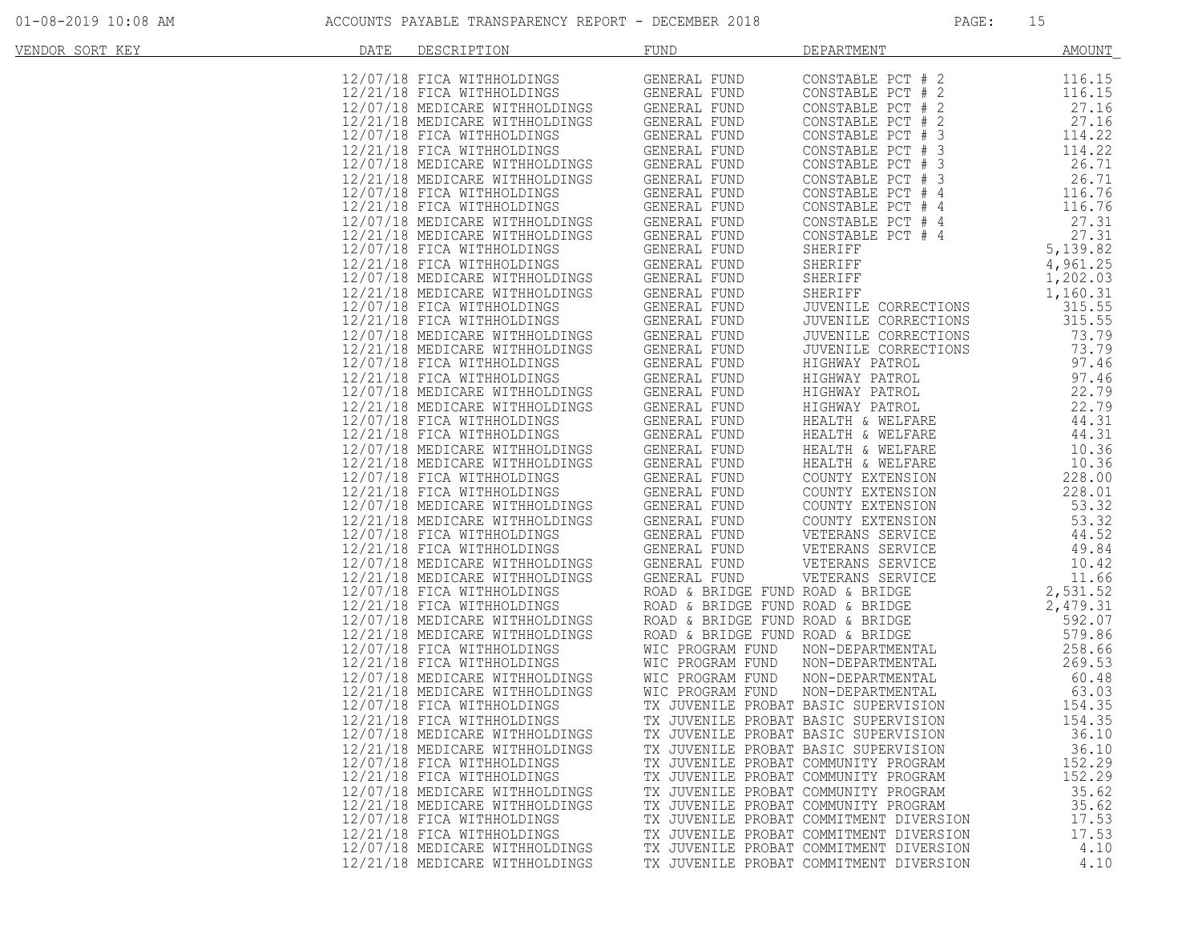| VENDOR SORT KEY | DATE | DESCRIPTION | FUND | DEPARTMENT | AMOUNT |
|---|---|---|---|---|---|
| | 12/07/18 | FICA WITHHOLDINGS | GENERAL FUND | CONSTABLE PCT # 2 | 116.15 |
| | 12/21/18 | FICA WITHHOLDINGS | GENERAL FUND | CONSTABLE PCT # 2 | 116.15 |
| | 12/07/18 | MEDICARE WITHHOLDINGS | GENERAL FUND | CONSTABLE PCT # 2 | 27.16 |
| | 12/21/18 | MEDICARE WITHHOLDINGS | GENERAL FUND | CONSTABLE PCT # 2 | 27.16 |
| | 12/07/18 | FICA WITHHOLDINGS | GENERAL FUND | CONSTABLE PCT # 3 | 114.22 |
| | 12/21/18 | FICA WITHHOLDINGS | GENERAL FUND | CONSTABLE PCT # 3 | 114.22 |
| | 12/07/18 | MEDICARE WITHHOLDINGS | GENERAL FUND | CONSTABLE PCT # 3 | 26.71 |
| | 12/21/18 | MEDICARE WITHHOLDINGS | GENERAL FUND | CONSTABLE PCT # 3 | 26.71 |
| | 12/07/18 | FICA WITHHOLDINGS | GENERAL FUND | CONSTABLE PCT # 4 | 116.76 |
| | 12/21/18 | FICA WITHHOLDINGS | GENERAL FUND | CONSTABLE PCT # 4 | 116.76 |
| | 12/07/18 | MEDICARE WITHHOLDINGS | GENERAL FUND | CONSTABLE PCT # 4 | 27.31 |
| | 12/21/18 | MEDICARE WITHHOLDINGS | GENERAL FUND | CONSTABLE PCT # 4 | 27.31 |
| | 12/07/18 | FICA WITHHOLDINGS | GENERAL FUND | SHERIFF | 5,139.82 |
| | 12/21/18 | FICA WITHHOLDINGS | GENERAL FUND | SHERIFF | 4,961.25 |
| | 12/07/18 | MEDICARE WITHHOLDINGS | GENERAL FUND | SHERIFF | 1,202.03 |
| | 12/21/18 | MEDICARE WITHHOLDINGS | GENERAL FUND | SHERIFF | 1,160.31 |
| | 12/07/18 | FICA WITHHOLDINGS | GENERAL FUND | JUVENILE CORRECTIONS | 315.55 |
| | 12/21/18 | FICA WITHHOLDINGS | GENERAL FUND | JUVENILE CORRECTIONS | 315.55 |
| | 12/07/18 | MEDICARE WITHHOLDINGS | GENERAL FUND | JUVENILE CORRECTIONS | 73.79 |
| | 12/21/18 | MEDICARE WITHHOLDINGS | GENERAL FUND | JUVENILE CORRECTIONS | 73.79 |
| | 12/07/18 | FICA WITHHOLDINGS | GENERAL FUND | HIGHWAY PATROL | 97.46 |
| | 12/21/18 | FICA WITHHOLDINGS | GENERAL FUND | HIGHWAY PATROL | 97.46 |
| | 12/07/18 | MEDICARE WITHHOLDINGS | GENERAL FUND | HIGHWAY PATROL | 22.79 |
| | 12/21/18 | MEDICARE WITHHOLDINGS | GENERAL FUND | HIGHWAY PATROL | 22.79 |
| | 12/07/18 | FICA WITHHOLDINGS | GENERAL FUND | HEALTH & WELFARE | 44.31 |
| | 12/21/18 | FICA WITHHOLDINGS | GENERAL FUND | HEALTH & WELFARE | 44.31 |
| | 12/07/18 | MEDICARE WITHHOLDINGS | GENERAL FUND | HEALTH & WELFARE | 10.36 |
| | 12/21/18 | MEDICARE WITHHOLDINGS | GENERAL FUND | HEALTH & WELFARE | 10.36 |
| | 12/07/18 | FICA WITHHOLDINGS | GENERAL FUND | COUNTY EXTENSION | 228.00 |
| | 12/21/18 | FICA WITHHOLDINGS | GENERAL FUND | COUNTY EXTENSION | 228.01 |
| | 12/07/18 | MEDICARE WITHHOLDINGS | GENERAL FUND | COUNTY EXTENSION | 53.32 |
| | 12/21/18 | MEDICARE WITHHOLDINGS | GENERAL FUND | COUNTY EXTENSION | 53.32 |
| | 12/07/18 | FICA WITHHOLDINGS | GENERAL FUND | VETERANS SERVICE | 44.52 |
| | 12/21/18 | FICA WITHHOLDINGS | GENERAL FUND | VETERANS SERVICE | 49.84 |
| | 12/07/18 | MEDICARE WITHHOLDINGS | GENERAL FUND | VETERANS SERVICE | 10.42 |
| | 12/21/18 | MEDICARE WITHHOLDINGS | GENERAL FUND | VETERANS SERVICE | 11.66 |
| | 12/07/18 | FICA WITHHOLDINGS | ROAD & BRIDGE FUND | ROAD & BRIDGE | 2,531.52 |
| | 12/21/18 | FICA WITHHOLDINGS | ROAD & BRIDGE FUND | ROAD & BRIDGE | 2,479.31 |
| | 12/07/18 | MEDICARE WITHHOLDINGS | ROAD & BRIDGE FUND | ROAD & BRIDGE | 592.07 |
| | 12/21/18 | MEDICARE WITHHOLDINGS | ROAD & BRIDGE FUND | ROAD & BRIDGE | 579.86 |
| | 12/07/18 | FICA WITHHOLDINGS | WIC PROGRAM FUND | NON-DEPARTMENTAL | 258.66 |
| | 12/21/18 | FICA WITHHOLDINGS | WIC PROGRAM FUND | NON-DEPARTMENTAL | 269.53 |
| | 12/07/18 | MEDICARE WITHHOLDINGS | WIC PROGRAM FUND | NON-DEPARTMENTAL | 60.48 |
| | 12/21/18 | MEDICARE WITHHOLDINGS | WIC PROGRAM FUND | NON-DEPARTMENTAL | 63.03 |
| | 12/07/18 | FICA WITHHOLDINGS | TX JUVENILE PROBAT | BASIC SUPERVISION | 154.35 |
| | 12/21/18 | FICA WITHHOLDINGS | TX JUVENILE PROBAT | BASIC SUPERVISION | 154.35 |
| | 12/07/18 | MEDICARE WITHHOLDINGS | TX JUVENILE PROBAT | BASIC SUPERVISION | 36.10 |
| | 12/21/18 | MEDICARE WITHHOLDINGS | TX JUVENILE PROBAT | BASIC SUPERVISION | 36.10 |
| | 12/07/18 | FICA WITHHOLDINGS | TX JUVENILE PROBAT | COMMUNITY PROGRAM | 152.29 |
| | 12/21/18 | FICA WITHHOLDINGS | TX JUVENILE PROBAT | COMMUNITY PROGRAM | 152.29 |
| | 12/07/18 | MEDICARE WITHHOLDINGS | TX JUVENILE PROBAT | COMMUNITY PROGRAM | 35.62 |
| | 12/21/18 | MEDICARE WITHHOLDINGS | TX JUVENILE PROBAT | COMMUNITY PROGRAM | 35.62 |
| | 12/07/18 | FICA WITHHOLDINGS | TX JUVENILE PROBAT | COMMITMENT DIVERSION | 17.53 |
| | 12/21/18 | FICA WITHHOLDINGS | TX JUVENILE PROBAT | COMMITMENT DIVERSION | 17.53 |
| | 12/07/18 | MEDICARE WITHHOLDINGS | TX JUVENILE PROBAT | COMMITMENT DIVERSION | 4.10 |
| | 12/21/18 | MEDICARE WITHHOLDINGS | TX JUVENILE PROBAT | COMMITMENT DIVERSION | 4.10 |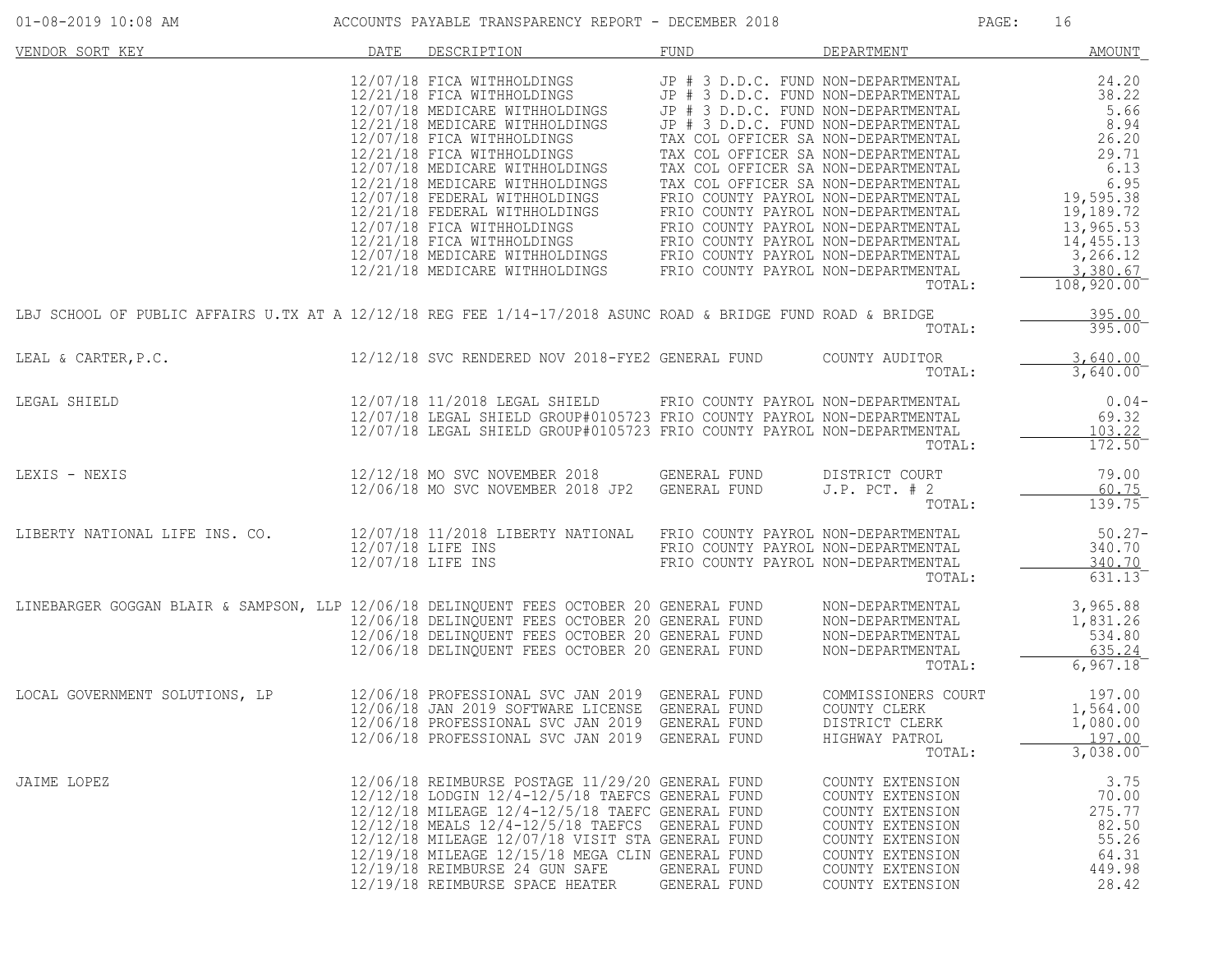| VENDOR SORT KEY | DATE | DESCRIPTION | FUND | DEPARTMENT | AMOUNT |
|---|---|---|---|---|---|
| | 12/07/18 | FICA WITHHOLDINGS | JP # 3 D.D.C. FUND | NON-DEPARTMENTAL | 24.20 |
| | 12/21/18 | FICA WITHHOLDINGS | JP # 3 D.D.C. FUND | NON-DEPARTMENTAL | 38.22 |
| | 12/07/18 | MEDICARE WITHHOLDINGS | JP # 3 D.D.C. FUND | NON-DEPARTMENTAL | 5.66 |
| | 12/21/18 | MEDICARE WITHHOLDINGS | JP # 3 D.D.C. FUND | NON-DEPARTMENTAL | 8.94 |
| | 12/07/18 | FICA WITHHOLDINGS | TAX COL OFFICER SA | NON-DEPARTMENTAL | 26.20 |
| | 12/21/18 | FICA WITHHOLDINGS | TAX COL OFFICER SA | NON-DEPARTMENTAL | 29.71 |
| | 12/07/18 | MEDICARE WITHHOLDINGS | TAX COL OFFICER SA | NON-DEPARTMENTAL | 6.13 |
| | 12/21/18 | MEDICARE WITHHOLDINGS | TAX COL OFFICER SA | NON-DEPARTMENTAL | 6.95 |
| | 12/07/18 | FEDERAL WITHHOLDINGS | FRIO COUNTY PAYROL | NON-DEPARTMENTAL | 19,595.38 |
| | 12/21/18 | FEDERAL WITHHOLDINGS | FRIO COUNTY PAYROL | NON-DEPARTMENTAL | 19,189.72 |
| | 12/07/18 | FICA WITHHOLDINGS | FRIO COUNTY PAYROL | NON-DEPARTMENTAL | 13,965.53 |
| | 12/21/18 | FICA WITHHOLDINGS | FRIO COUNTY PAYROL | NON-DEPARTMENTAL | 14,455.13 |
| | 12/07/18 | MEDICARE WITHHOLDINGS | FRIO COUNTY PAYROL | NON-DEPARTMENTAL | 3,266.12 |
| | 12/21/18 | MEDICARE WITHHOLDINGS | FRIO COUNTY PAYROL | NON-DEPARTMENTAL | 3,380.67 |
| | | | | TOTAL: | 108,920.00 |
| LBJ SCHOOL OF PUBLIC AFFAIRS U.TX AT A | 12/12/18 | REG FEE 1/14-17/2018 ASUNC | ROAD & BRIDGE FUND | ROAD & BRIDGE | 395.00 |
| | | | | TOTAL: | 395.00 |
| LEAL & CARTER,P.C. | 12/12/18 | SVC RENDERED NOV 2018-FYE2 | GENERAL FUND | COUNTY AUDITOR | 3,640.00 |
| | | | | TOTAL: | 3,640.00 |
| LEGAL SHIELD | 12/07/18 | 11/2018 LEGAL SHIELD | FRIO COUNTY PAYROL | NON-DEPARTMENTAL | 0.04- |
| | 12/07/18 | LEGAL SHIELD GROUP#0105723 | FRIO COUNTY PAYROL | NON-DEPARTMENTAL | 69.32 |
| | 12/07/18 | LEGAL SHIELD GROUP#0105723 | FRIO COUNTY PAYROL | NON-DEPARTMENTAL | 103.22 |
| | | | | TOTAL: | 172.50 |
| LEXIS - NEXIS | 12/12/18 | MO SVC NOVEMBER 2018 | GENERAL FUND | DISTRICT COURT | 79.00 |
| | 12/06/18 | MO SVC NOVEMBER 2018 JP2 | GENERAL FUND | J.P. PCT. # 2 | 60.75 |
| | | | | TOTAL: | 139.75 |
| LIBERTY NATIONAL LIFE INS. CO. | 12/07/18 | 11/2018 LIBERTY NATIONAL | FRIO COUNTY PAYROL | NON-DEPARTMENTAL | 50.27- |
| | 12/07/18 | LIFE INS | FRIO COUNTY PAYROL | NON-DEPARTMENTAL | 340.70 |
| | 12/07/18 | LIFE INS | FRIO COUNTY PAYROL | NON-DEPARTMENTAL | 340.70 |
| | | | | TOTAL: | 631.13 |
| LINEBARGER GOGGAN BLAIR & SAMPSON, LLP | 12/06/18 | DELINQUENT FEES OCTOBER 20 | GENERAL FUND | NON-DEPARTMENTAL | 3,965.88 |
| | 12/06/18 | DELINQUENT FEES OCTOBER 20 | GENERAL FUND | NON-DEPARTMENTAL | 1,831.26 |
| | 12/06/18 | DELINQUENT FEES OCTOBER 20 | GENERAL FUND | NON-DEPARTMENTAL | 534.80 |
| | 12/06/18 | DELINQUENT FEES OCTOBER 20 | GENERAL FUND | NON-DEPARTMENTAL | 635.24 |
| | | | | TOTAL: | 6,967.18 |
| LOCAL GOVERNMENT SOLUTIONS, LP | 12/06/18 | PROFESSIONAL SVC JAN 2019 | GENERAL FUND | COMMISSIONERS COURT | 197.00 |
| | 12/06/18 | JAN 2019 SOFTWARE LICENSE | GENERAL FUND | COUNTY CLERK | 1,564.00 |
| | 12/06/18 | PROFESSIONAL SVC JAN 2019 | GENERAL FUND | DISTRICT CLERK | 1,080.00 |
| | 12/06/18 | PROFESSIONAL SVC JAN 2019 | GENERAL FUND | HIGHWAY PATROL | 197.00 |
| | | | | TOTAL: | 3,038.00 |
| JAIME LOPEZ | 12/06/18 | REIMBURSE POSTAGE 11/29/20 | GENERAL FUND | COUNTY EXTENSION | 3.75 |
| | 12/12/18 | LODGIN 12/4-12/5/18 TAEFCS | GENERAL FUND | COUNTY EXTENSION | 70.00 |
| | 12/12/18 | MILEAGE 12/4-12/5/18 TAEFC | GENERAL FUND | COUNTY EXTENSION | 275.77 |
| | 12/12/18 | MEALS 12/4-12/5/18 TAEFCS | GENERAL FUND | COUNTY EXTENSION | 82.50 |
| | 12/12/18 | MILEAGE 12/07/18 VISIT STA | GENERAL FUND | COUNTY EXTENSION | 55.26 |
| | 12/19/18 | MILEAGE 12/15/18 MEGA CLIN | GENERAL FUND | COUNTY EXTENSION | 64.31 |
| | 12/19/18 | REIMBURSE 24 GUN SAFE | GENERAL FUND | COUNTY EXTENSION | 449.98 |
| | 12/19/18 | REIMBURSE SPACE HEATER | GENERAL FUND | COUNTY EXTENSION | 28.42 |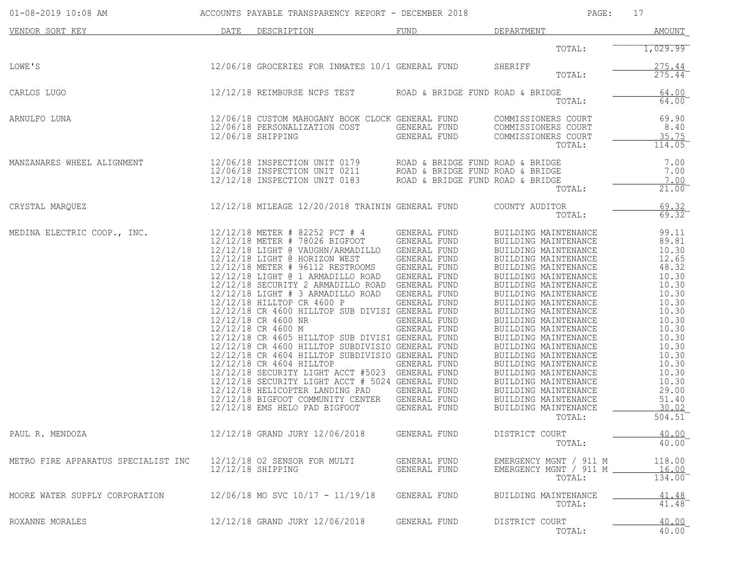# ACCOUNTS PAYABLE TRANSPARENCY REPORT - DECEMBER 2018

01-08-2019 10:08 AM

| VENDOR SORT KEY | DATE | DESCRIPTION | FUND | DEPARTMENT | AMOUNT |
|---|---|---|---|---|---|
| | | | | TOTAL: | 1,029.99 |
| LOWE'S | 12/06/18 | GROCERIES FOR INMATES 10/1 | GENERAL FUND | SHERIFF | 275.44 |
| | | | | TOTAL: | 275.44 |
| CARLOS LUGO | 12/12/18 | REIMBURSE NCPS TEST | ROAD & BRIDGE FUND | ROAD & BRIDGE | 64.00 |
| | | | | TOTAL: | 64.00 |
| ARNULFO LUNA | 12/06/18 | CUSTOM MAHOGANY BOOK CLOCK | GENERAL FUND | COMMISSIONERS COURT | 69.90 |
| | 12/06/18 | PERSONALIZATION COST | GENERAL FUND | COMMISSIONERS COURT | 8.40 |
| | 12/06/18 | SHIPPING | GENERAL FUND | COMMISSIONERS COURT | 35.75 |
| | | | | TOTAL: | 114.05 |
| MANZANARES WHEEL ALIGNMENT | 12/06/18 | INSPECTION UNIT 0179 | ROAD & BRIDGE FUND | ROAD & BRIDGE | 7.00 |
| | 12/06/18 | INSPECTION UNIT 0211 | ROAD & BRIDGE FUND | ROAD & BRIDGE | 7.00 |
| | 12/12/18 | INSPECTION UNIT 0183 | ROAD & BRIDGE FUND | ROAD & BRIDGE | 7.00 |
| | | | | TOTAL: | 21.00 |
| CRYSTAL MARQUEZ | 12/12/18 | MILEAGE 12/20/2018 TRAININ | GENERAL FUND | COUNTY AUDITOR | 69.32 |
| | | | | TOTAL: | 69.32 |
| MEDINA ELECTRIC COOP., INC. | 12/12/18 | METER # 82252 PCT # 4 | GENERAL FUND | BUILDING MAINTENANCE | 99.11 |
| | 12/12/18 | METER # 78026 BIGFOOT | GENERAL FUND | BUILDING MAINTENANCE | 89.81 |
| | 12/12/18 | LIGHT @ VAUGHN/ARMADILLO | GENERAL FUND | BUILDING MAINTENANCE | 10.30 |
| | 12/12/18 | LIGHT @ HORIZON WEST | GENERAL FUND | BUILDING MAINTENANCE | 12.65 |
| | 12/12/18 | METER # 96112 RESTROOMS | GENERAL FUND | BUILDING MAINTENANCE | 48.32 |
| | 12/12/18 | LIGHT @ 1 ARMADILLO ROAD | GENERAL FUND | BUILDING MAINTENANCE | 10.30 |
| | 12/12/18 | SECURITY 2 ARMADILLO ROAD | GENERAL FUND | BUILDING MAINTENANCE | 10.30 |
| | 12/12/18 | LIGHT # 3 ARMADILLO ROAD | GENERAL FUND | BUILDING MAINTENANCE | 10.30 |
| | 12/12/18 | HILLTOP CR 4600 P | GENERAL FUND | BUILDING MAINTENANCE | 10.30 |
| | 12/12/18 | CR 4600 HILLTOP SUB DIVISI | GENERAL FUND | BUILDING MAINTENANCE | 10.30 |
| | 12/12/18 | CR 4600 NR | GENERAL FUND | BUILDING MAINTENANCE | 10.30 |
| | 12/12/18 | CR 4600 M | GENERAL FUND | BUILDING MAINTENANCE | 10.30 |
| | 12/12/18 | CR 4605 HILLTOP SUB DIVISI | GENERAL FUND | BUILDING MAINTENANCE | 10.30 |
| | 12/12/18 | CR 4600 HILLTOP SUBDIVISIO | GENERAL FUND | BUILDING MAINTENANCE | 10.30 |
| | 12/12/18 | CR 4604 HILLTOP SUBDIVISIO | GENERAL FUND | BUILDING MAINTENANCE | 10.30 |
| | 12/12/18 | CR 4604 HILLTOP | GENERAL FUND | BUILDING MAINTENANCE | 10.30 |
| | 12/12/18 | SECURITY LIGHT ACCT #5023 | GENERAL FUND | BUILDING MAINTENANCE | 10.30 |
| | 12/12/18 | SECURITY LIGHT ACCT # 5024 | GENERAL FUND | BUILDING MAINTENANCE | 10.30 |
| | 12/12/18 | HELICOPTER LANDING PAD | GENERAL FUND | BUILDING MAINTENANCE | 29.00 |
| | 12/12/18 | BIGFOOT COMMUNITY CENTER | GENERAL FUND | BUILDING MAINTENANCE | 51.40 |
| | 12/12/18 | EMS HELO PAD BIGFOOT | GENERAL FUND | BUILDING MAINTENANCE | 30.02 |
| | | | | TOTAL: | 504.51 |
| PAUL R. MENDOZA | 12/12/18 | GRAND JURY 12/06/2018 | GENERAL FUND | DISTRICT COURT | 40.00 |
| | | | | TOTAL: | 40.00 |
| METRO FIRE APPARATUS SPECIALIST INC | 12/12/18 | O2 SENSOR FOR MULTI | GENERAL FUND | EMERGENCY MGNT / 911 M | 118.00 |
| | 12/12/18 | SHIPPING | GENERAL FUND | EMERGENCY MGNT / 911 M | 16.00 |
| | | | | TOTAL: | 134.00 |
| MOORE WATER SUPPLY CORPORATION | 12/06/18 | MO SVC 10/17 - 11/19/18 | GENERAL FUND | BUILDING MAINTENANCE | 41.48 |
| | | | | TOTAL: | 41.48 |
| ROXANNE MORALES | 12/12/18 | GRAND JURY 12/06/2018 | GENERAL FUND | DISTRICT COURT | 40.00 |
| | | | | TOTAL: | 40.00 |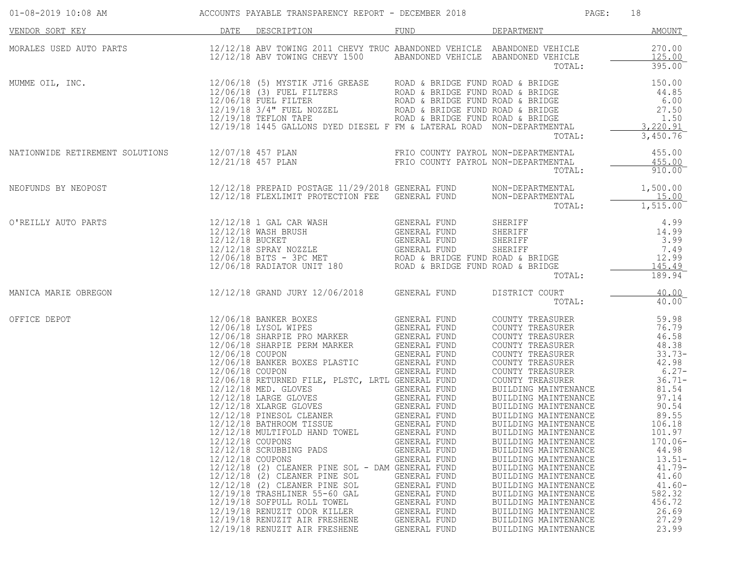# ACCOUNTS PAYABLE TRANSPARENCY REPORT - DECEMBER 2018

01-08-2019 10:08 AM

| VENDOR SORT KEY | DATE | DESCRIPTION | FUND | DEPARTMENT | AMOUNT |
|---|---|---|---|---|---|
| MORALES USED AUTO PARTS | 12/12/18 | ABV TOWING 2011 CHEVY TRUC | ABANDONED VEHICLE | ABANDONED VEHICLE | 270.00 |
| | 12/12/18 | ABV TOWING CHEVY 1500 | ABANDONED VEHICLE | ABANDONED VEHICLE | 125.00 |
| | | | | TOTAL: | 395.00 |
| MUMME OIL, INC. | 12/06/18 | (5) MYSTIK JT16 GREASE | ROAD & BRIDGE FUND | ROAD & BRIDGE | 150.00 |
| | 12/06/18 | (3) FUEL FILTERS | ROAD & BRIDGE FUND | ROAD & BRIDGE | 44.85 |
| | 12/06/18 | FUEL FILTER | ROAD & BRIDGE FUND | ROAD & BRIDGE | 6.00 |
| | 12/19/18 | 3/4" FUEL NOZZEL | ROAD & BRIDGE FUND | ROAD & BRIDGE | 27.50 |
| | 12/19/18 | TEFLON TAPE | ROAD & BRIDGE FUND | ROAD & BRIDGE | 1.50 |
| | 12/19/18 | 1445 GALLONS DYED DIESEL F | FM & LATERAL ROAD | NON-DEPARTMENTAL | 3,220.91 |
| | | | | TOTAL: | 3,450.76 |
| NATIONWIDE RETIREMENT SOLUTIONS | 12/07/18 | 457 PLAN | FRIO COUNTY PAYROL | NON-DEPARTMENTAL | 455.00 |
| | 12/21/18 | 457 PLAN | FRIO COUNTY PAYROL | NON-DEPARTMENTAL | 455.00 |
| | | | | TOTAL: | 910.00 |
| NEOFUNDS BY NEOPOST | 12/12/18 | PREPAID POSTAGE 11/29/2018 | GENERAL FUND | NON-DEPARTMENTAL | 1,500.00 |
| | 12/12/18 | FLEXLIMIT PROTECTION FEE | GENERAL FUND | NON-DEPARTMENTAL | 15.00 |
| | | | | TOTAL: | 1,515.00 |
| O'REILLY AUTO PARTS | 12/12/18 | 1 GAL CAR WASH | GENERAL FUND | SHERIFF | 4.99 |
| | 12/12/18 | WASH BRUSH | GENERAL FUND | SHERIFF | 14.99 |
| | 12/12/18 | BUCKET | GENERAL FUND | SHERIFF | 3.99 |
| | 12/12/18 | SPRAY NOZZLE | GENERAL FUND | SHERIFF | 7.49 |
| | 12/06/18 | BITS - 3PC MET | ROAD & BRIDGE FUND | ROAD & BRIDGE | 12.99 |
| | 12/06/18 | RADIATOR UNIT 180 | ROAD & BRIDGE FUND | ROAD & BRIDGE | 145.49 |
| | | | | TOTAL: | 189.94 |
| MANICA MARIE OBREGON | 12/12/18 | GRAND JURY 12/06/2018 | GENERAL FUND | DISTRICT COURT | 40.00 |
| | | | | TOTAL: | 40.00 |
| OFFICE DEPOT | 12/06/18 | BANKER BOXES | GENERAL FUND | COUNTY TREASURER | 59.98 |
| | 12/06/18 | LYSOL WIPES | GENERAL FUND | COUNTY TREASURER | 76.79 |
| | 12/06/18 | SHARPIE PRO MARKER | GENERAL FUND | COUNTY TREASURER | 46.58 |
| | 12/06/18 | SHARPIE PERM MARKER | GENERAL FUND | COUNTY TREASURER | 48.38 |
| | 12/06/18 | COUPON | GENERAL FUND | COUNTY TREASURER | 33.73- |
| | 12/06/18 | BANKER BOXES PLASTIC | GENERAL FUND | COUNTY TREASURER | 42.98 |
| | 12/06/18 | COUPON | GENERAL FUND | COUNTY TREASURER | 6.27- |
| | 12/06/18 | RETURNED FILE, PLSTC, LRTL | GENERAL FUND | COUNTY TREASURER | 36.71- |
| | 12/12/18 | MED. GLOVES | GENERAL FUND | BUILDING MAINTENANCE | 81.54 |
| | 12/12/18 | LARGE GLOVES | GENERAL FUND | BUILDING MAINTENANCE | 97.14 |
| | 12/12/18 | XLARGE GLOVES | GENERAL FUND | BUILDING MAINTENANCE | 90.54 |
| | 12/12/18 | PINESOL CLEANER | GENERAL FUND | BUILDING MAINTENANCE | 89.55 |
| | 12/12/18 | BATHROOM TISSUE | GENERAL FUND | BUILDING MAINTENANCE | 106.18 |
| | 12/12/18 | MULTIFOLD HAND TOWEL | GENERAL FUND | BUILDING MAINTENANCE | 101.97 |
| | 12/12/18 | COUPONS | GENERAL FUND | BUILDING MAINTENANCE | 170.06- |
| | 12/12/18 | SCRUBBING PADS | GENERAL FUND | BUILDING MAINTENANCE | 44.98 |
| | 12/12/18 | COUPONS | GENERAL FUND | BUILDING MAINTENANCE | 13.51- |
| | 12/12/18 | (2) CLEANER PINE SOL - DAM | GENERAL FUND | BUILDING MAINTENANCE | 41.79- |
| | 12/12/18 | (2) CLEANER PINE SOL | GENERAL FUND | BUILDING MAINTENANCE | 41.60 |
| | 12/12/18 | (2) CLEANER PINE SOL | GENERAL FUND | BUILDING MAINTENANCE | 41.60- |
| | 12/19/18 | TRASHLINER 55-60 GAL | GENERAL FUND | BUILDING MAINTENANCE | 582.32 |
| | 12/19/18 | SOFPULL ROLL TOWEL | GENERAL FUND | BUILDING MAINTENANCE | 456.72 |
| | 12/19/18 | RENUZIT ODOR KILLER | GENERAL FUND | BUILDING MAINTENANCE | 26.69 |
| | 12/19/18 | RENUZIT AIR FRESHENE | GENERAL FUND | BUILDING MAINTENANCE | 27.29 |
| | 12/19/18 | RENUZIT AIR FRESHENE | GENERAL FUND | BUILDING MAINTENANCE | 23.99 |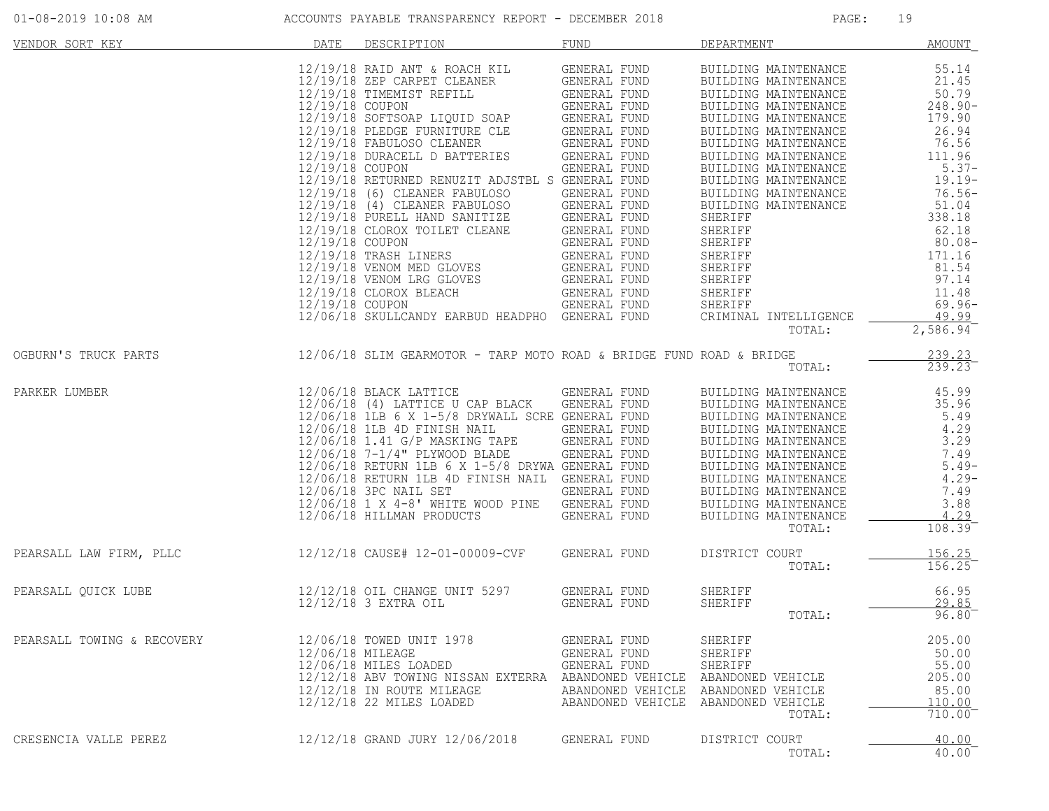ACCOUNTS PAYABLE TRANSPARENCY REPORT - DECEMBER 2018

| VENDOR SORT KEY | DATE | DESCRIPTION | FUND | DEPARTMENT | AMOUNT |
|---|---|---|---|---|---|
| | 12/19/18 | RAID ANT & ROACH KIL | GENERAL FUND | BUILDING MAINTENANCE | 55.14 |
| | 12/19/18 | ZEP CARPET CLEANER | GENERAL FUND | BUILDING MAINTENANCE | 21.45 |
| | 12/19/18 | TIMEMIST REFILL | GENERAL FUND | BUILDING MAINTENANCE | 50.79 |
| | 12/19/18 | COUPON | GENERAL FUND | BUILDING MAINTENANCE | 248.90- |
| | 12/19/18 | SOFTSOAP LIQUID SOAP | GENERAL FUND | BUILDING MAINTENANCE | 179.90 |
| | 12/19/18 | PLEDGE FURNITURE CLE | GENERAL FUND | BUILDING MAINTENANCE | 26.94 |
| | 12/19/18 | FABULOSO CLEANER | GENERAL FUND | BUILDING MAINTENANCE | 76.56 |
| | 12/19/18 | DURACELL D BATTERIES | GENERAL FUND | BUILDING MAINTENANCE | 111.96 |
| | 12/19/18 | COUPON | GENERAL FUND | BUILDING MAINTENANCE | 5.37- |
| | 12/19/18 | RETURNED RENUZIT ADJSTBL S | GENERAL FUND | BUILDING MAINTENANCE | 19.19- |
| | 12/19/18 | (6) CLEANER FABULOSO | GENERAL FUND | BUILDING MAINTENANCE | 76.56- |
| | 12/19/18 | (4) CLEANER FABULOSO | GENERAL FUND | BUILDING MAINTENANCE | 51.04 |
| | 12/19/18 | PURELL HAND SANITIZE | GENERAL FUND | SHERIFF | 338.18 |
| | 12/19/18 | CLOROX TOILET CLEANE | GENERAL FUND | SHERIFF | 62.18 |
| | 12/19/18 | COUPON | GENERAL FUND | SHERIFF | 80.08- |
| | 12/19/18 | TRASH LINERS | GENERAL FUND | SHERIFF | 171.16 |
| | 12/19/18 | VENOM MED GLOVES | GENERAL FUND | SHERIFF | 81.54 |
| | 12/19/18 | VENOM LRG GLOVES | GENERAL FUND | SHERIFF | 97.14 |
| | 12/19/18 | CLOROX BLEACH | GENERAL FUND | SHERIFF | 11.48 |
| | 12/19/18 | COUPON | GENERAL FUND | SHERIFF | 69.96- |
| | 12/06/18 | SKULLCANDY EARBUD HEADPHO | GENERAL FUND | CRIMINAL INTELLIGENCE | 49.99 |
| | | | | TOTAL: | 2,586.94 |
| OGBURN'S TRUCK PARTS | 12/06/18 | SLIM GEARMOTOR - TARP MOTO | ROAD & BRIDGE FUND | ROAD & BRIDGE | 239.23 |
| | | | | TOTAL: | 239.23 |
| PARKER LUMBER | 12/06/18 | BLACK LATTICE | GENERAL FUND | BUILDING MAINTENANCE | 45.99 |
| | 12/06/18 | (4) LATTICE U CAP BLACK | GENERAL FUND | BUILDING MAINTENANCE | 35.96 |
| | 12/06/18 | 1LB 6 X 1-5/8 DRYWALL SCRE | GENERAL FUND | BUILDING MAINTENANCE | 5.49 |
| | 12/06/18 | 1LB 4D FINISH NAIL | GENERAL FUND | BUILDING MAINTENANCE | 4.29 |
| | 12/06/18 | 1.41 G/P MASKING TAPE | GENERAL FUND | BUILDING MAINTENANCE | 3.29 |
| | 12/06/18 | 7-1/4" PLYWOOD BLADE | GENERAL FUND | BUILDING MAINTENANCE | 7.49 |
| | 12/06/18 | RETURN 1LB 6 X 1-5/8 DRYWA | GENERAL FUND | BUILDING MAINTENANCE | 5.49- |
| | 12/06/18 | RETURN 1LB 4D FINISH NAIL | GENERAL FUND | BUILDING MAINTENANCE | 4.29- |
| | 12/06/18 | 3PC NAIL SET | GENERAL FUND | BUILDING MAINTENANCE | 7.49 |
| | 12/06/18 | 1 X 4-8' WHITE WOOD PINE | GENERAL FUND | BUILDING MAINTENANCE | 3.88 |
| | 12/06/18 | HILLMAN PRODUCTS | GENERAL FUND | BUILDING MAINTENANCE | 4.29 |
| | | | | TOTAL: | 108.39 |
| PEARSALL LAW FIRM, PLLC | 12/12/18 | CAUSE# 12-01-00009-CVF | GENERAL FUND | DISTRICT COURT | 156.25 |
| | | | | TOTAL: | 156.25 |
| PEARSALL QUICK LUBE | 12/12/18 | OIL CHANGE UNIT 5297 | GENERAL FUND | SHERIFF | 66.95 |
| | 12/12/18 | 3 EXTRA OIL | GENERAL FUND | SHERIFF | 29.85 |
| | | | | TOTAL: | 96.80 |
| PEARSALL TOWING & RECOVERY | 12/06/18 | TOWED UNIT 1978 | GENERAL FUND | SHERIFF | 205.00 |
| | 12/06/18 | MILEAGE | GENERAL FUND | SHERIFF | 50.00 |
| | 12/06/18 | MILES LOADED | GENERAL FUND | SHERIFF | 55.00 |
| | 12/12/18 | ABV TOWING NISSAN EXTERRA | ABANDONED VEHICLE | ABANDONED VEHICLE | 205.00 |
| | 12/12/18 | IN ROUTE MILEAGE | ABANDONED VEHICLE | ABANDONED VEHICLE | 85.00 |
| | 12/12/18 | 22 MILES LOADED | ABANDONED VEHICLE | ABANDONED VEHICLE | 110.00 |
| | | | | TOTAL: | 710.00 |
| CRESENCIA VALLE PEREZ | 12/12/18 | GRAND JURY 12/06/2018 | GENERAL FUND | DISTRICT COURT | 40.00 |
| | | | | TOTAL: | 40.00 |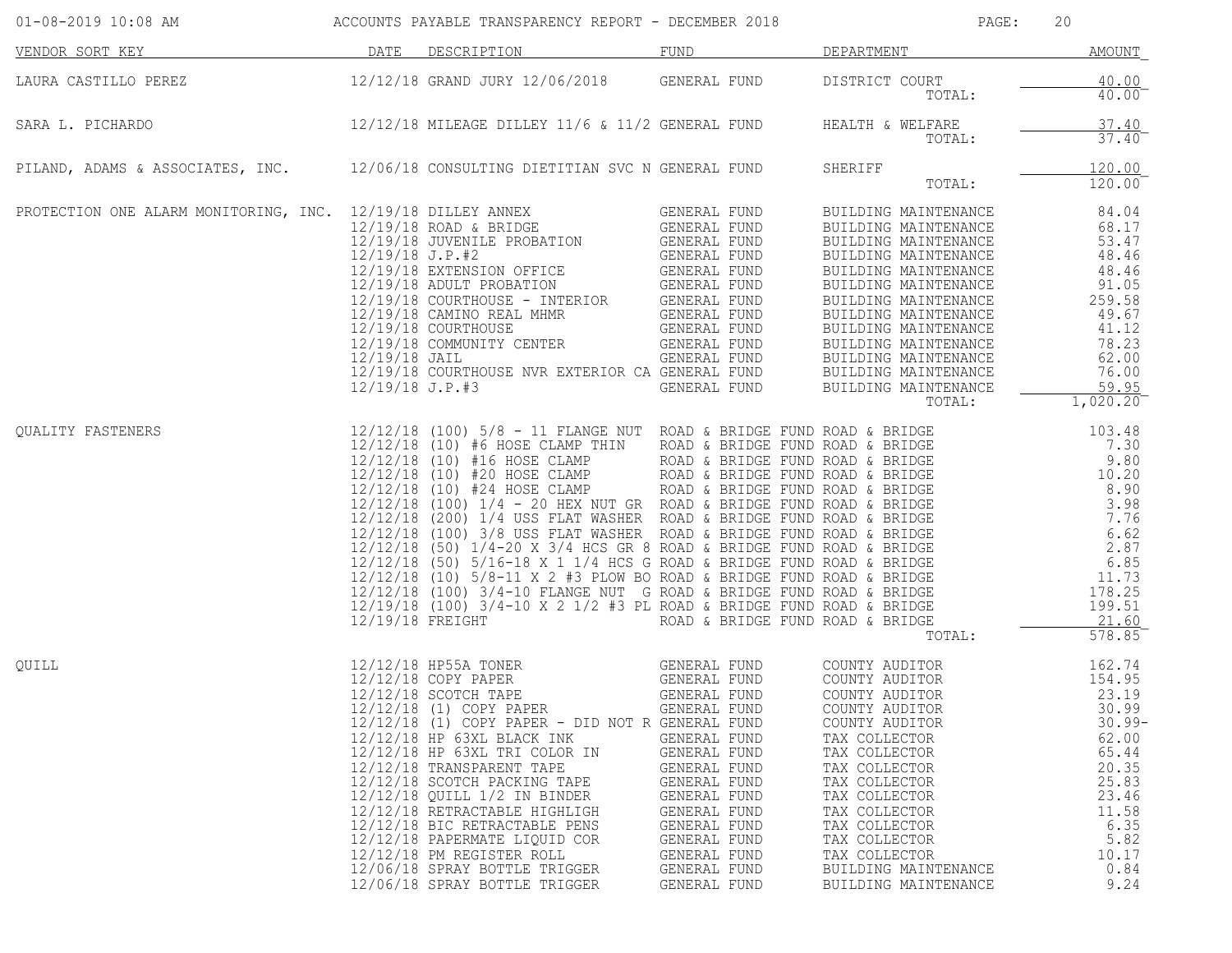# ACCOUNTS PAYABLE TRANSPARENCY REPORT - DECEMBER 2018

01-08-2019 10:08 AM

| VENDOR SORT KEY | DATE | DESCRIPTION | FUND | DEPARTMENT | AMOUNT |
|---|---|---|---|---|---|
| LAURA CASTILLO PEREZ | 12/12/18 | GRAND JURY 12/06/2018 | GENERAL FUND | DISTRICT COURT | 40.00 |
| | | | | TOTAL: | 40.00 |
| SARA L. PICHARDO | 12/12/18 | MILEAGE DILLEY 11/6 & 11/2 | GENERAL FUND | HEALTH & WELFARE | 37.40 |
| | | | | TOTAL: | 37.40 |
| PILAND, ADAMS & ASSOCIATES, INC. | 12/06/18 | CONSULTING DIETITIAN SVC N | GENERAL FUND | SHERIFF | 120.00 |
| | | | | TOTAL: | 120.00 |
| PROTECTION ONE ALARM MONITORING, INC. | 12/19/18 | DILLEY ANNEX | GENERAL FUND | BUILDING MAINTENANCE | 84.04 |
| | 12/19/18 | ROAD & BRIDGE | GENERAL FUND | BUILDING MAINTENANCE | 68.17 |
| | 12/19/18 | JUVENILE PROBATION | GENERAL FUND | BUILDING MAINTENANCE | 53.47 |
| | 12/19/18 | J.P.#2 | GENERAL FUND | BUILDING MAINTENANCE | 48.46 |
| | 12/19/18 | EXTENSION OFFICE | GENERAL FUND | BUILDING MAINTENANCE | 48.46 |
| | 12/19/18 | ADULT PROBATION | GENERAL FUND | BUILDING MAINTENANCE | 91.05 |
| | 12/19/18 | COURTHOUSE - INTERIOR | GENERAL FUND | BUILDING MAINTENANCE | 259.58 |
| | 12/19/18 | CAMINO REAL MHMR | GENERAL FUND | BUILDING MAINTENANCE | 49.67 |
| | 12/19/18 | COURTHOUSE | GENERAL FUND | BUILDING MAINTENANCE | 41.12 |
| | 12/19/18 | COMMUNITY CENTER | GENERAL FUND | BUILDING MAINTENANCE | 78.23 |
| | 12/19/18 | JAIL | GENERAL FUND | BUILDING MAINTENANCE | 62.00 |
| | 12/19/18 | COURTHOUSE NVR EXTERIOR CA | GENERAL FUND | BUILDING MAINTENANCE | 76.00 |
| | 12/19/18 | J.P.#3 | GENERAL FUND | BUILDING MAINTENANCE | 59.95 |
| | | | | TOTAL: | 1,020.20 |
| QUALITY FASTENERS | 12/12/18 | (100) 5/8 - 11 FLANGE NUT | ROAD & BRIDGE FUND | ROAD & BRIDGE | 103.48 |
| | 12/12/18 | (10) #6 HOSE CLAMP THIN | ROAD & BRIDGE FUND | ROAD & BRIDGE | 7.30 |
| | 12/12/18 | (10) #16 HOSE CLAMP | ROAD & BRIDGE FUND | ROAD & BRIDGE | 9.80 |
| | 12/12/18 | (10) #20 HOSE CLAMP | ROAD & BRIDGE FUND | ROAD & BRIDGE | 10.20 |
| | 12/12/18 | (10) #24 HOSE CLAMP | ROAD & BRIDGE FUND | ROAD & BRIDGE | 8.90 |
| | 12/12/18 | (100) 1/4 - 20 HEX NUT GR | ROAD & BRIDGE FUND | ROAD & BRIDGE | 3.98 |
| | 12/12/18 | (200) 1/4 USS FLAT WASHER | ROAD & BRIDGE FUND | ROAD & BRIDGE | 7.76 |
| | 12/12/18 | (100) 3/8 USS FLAT WASHER | ROAD & BRIDGE FUND | ROAD & BRIDGE | 6.62 |
| | 12/12/18 | (50) 1/4-20 X 3/4 HCS GR 8 | ROAD & BRIDGE FUND | ROAD & BRIDGE | 2.87 |
| | 12/12/18 | (50) 5/16-18 X 1 1/4 HCS G | ROAD & BRIDGE FUND | ROAD & BRIDGE | 6.85 |
| | 12/12/18 | (10) 5/8-11 X 2 #3 PLOW BO | ROAD & BRIDGE FUND | ROAD & BRIDGE | 11.73 |
| | 12/12/18 | (100) 3/4-10 FLANGE NUT G | ROAD & BRIDGE FUND | ROAD & BRIDGE | 178.25 |
| | 12/19/18 | (100) 3/4-10 X 2 1/2 #3 PL | ROAD & BRIDGE FUND | ROAD & BRIDGE | 199.51 |
| | 12/19/18 | FREIGHT | ROAD & BRIDGE FUND | ROAD & BRIDGE | 21.60 |
| | | | | TOTAL: | 578.85 |
| QUILL | 12/12/18 | HP55A TONER | GENERAL FUND | COUNTY AUDITOR | 162.74 |
| | 12/12/18 | COPY PAPER | GENERAL FUND | COUNTY AUDITOR | 154.95 |
| | 12/12/18 | SCOTCH TAPE | GENERAL FUND | COUNTY AUDITOR | 23.19 |
| | 12/12/18 | (1) COPY PAPER | GENERAL FUND | COUNTY AUDITOR | 30.99 |
| | 12/12/18 | (1) COPY PAPER - DID NOT R | GENERAL FUND | COUNTY AUDITOR | 30.99- |
| | 12/12/18 | HP 63XL BLACK INK | GENERAL FUND | TAX COLLECTOR | 62.00 |
| | 12/12/18 | HP 63XL TRI COLOR IN | GENERAL FUND | TAX COLLECTOR | 65.44 |
| | 12/12/18 | TRANSPARENT TAPE | GENERAL FUND | TAX COLLECTOR | 20.35 |
| | 12/12/18 | SCOTCH PACKING TAPE | GENERAL FUND | TAX COLLECTOR | 25.83 |
| | 12/12/18 | QUILL 1/2 IN BINDER | GENERAL FUND | TAX COLLECTOR | 23.46 |
| | 12/12/18 | RETRACTABLE HIGHLIGH | GENERAL FUND | TAX COLLECTOR | 11.58 |
| | 12/12/18 | BIC RETRACTABLE PENS | GENERAL FUND | TAX COLLECTOR | 6.35 |
| | 12/12/18 | PAPERMATE LIQUID COR | GENERAL FUND | TAX COLLECTOR | 5.82 |
| | 12/12/18 | PM REGISTER ROLL | GENERAL FUND | TAX COLLECTOR | 10.17 |
| | 12/06/18 | SPRAY BOTTLE TRIGGER | GENERAL FUND | BUILDING MAINTENANCE | 0.84 |
| | 12/06/18 | SPRAY BOTTLE TRIGGER | GENERAL FUND | BUILDING MAINTENANCE | 9.24 |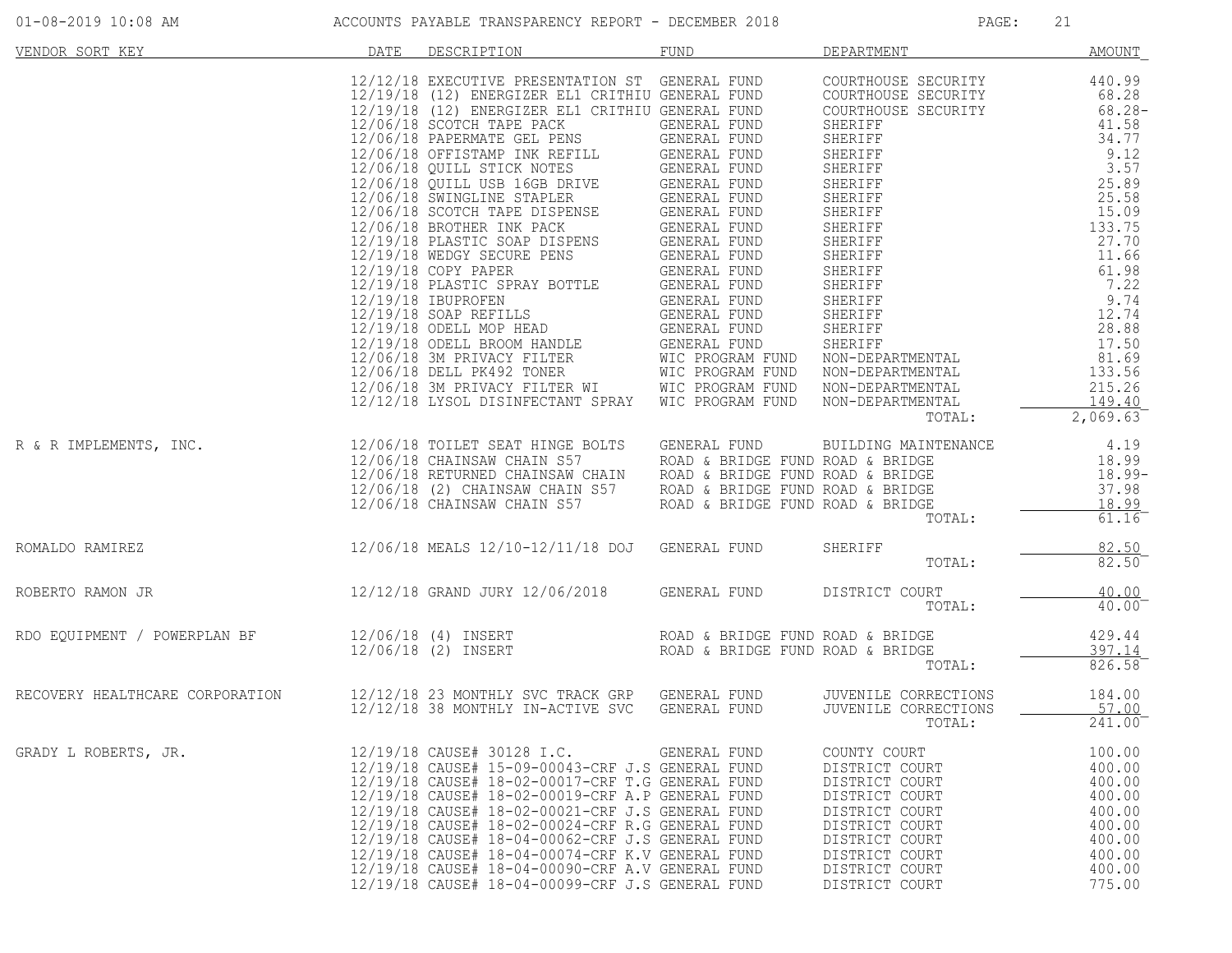ACCOUNTS PAYABLE TRANSPARENCY REPORT - DECEMBER 2018

| VENDOR SORT KEY | DATE | DESCRIPTION | FUND | DEPARTMENT | AMOUNT |
|---|---|---|---|---|---|
| | 12/12/18 | EXECUTIVE PRESENTATION ST | GENERAL FUND | COURTHOUSE SECURITY | 440.99 |
| | 12/19/18 | (12) ENERGIZER EL1 CRITHIU | GENERAL FUND | COURTHOUSE SECURITY | 68.28 |
| | 12/19/18 | (12) ENERGIZER EL1 CRITHIU | GENERAL FUND | COURTHOUSE SECURITY | 68.28- |
| | 12/06/18 | SCOTCH TAPE PACK | GENERAL FUND | SHERIFF | 41.58 |
| | 12/06/18 | PAPERMATE GEL PENS | GENERAL FUND | SHERIFF | 34.77 |
| | 12/06/18 | OFFISTAMP INK REFILL | GENERAL FUND | SHERIFF | 9.12 |
| | 12/06/18 | QUILL STICK NOTES | GENERAL FUND | SHERIFF | 3.57 |
| | 12/06/18 | QUILL USB 16GB DRIVE | GENERAL FUND | SHERIFF | 25.89 |
| | 12/06/18 | SWINGLINE STAPLER | GENERAL FUND | SHERIFF | 25.58 |
| | 12/06/18 | SCOTCH TAPE DISPENSE | GENERAL FUND | SHERIFF | 15.09 |
| | 12/06/18 | BROTHER INK PACK | GENERAL FUND | SHERIFF | 133.75 |
| | 12/19/18 | PLASTIC SOAP DISPENS | GENERAL FUND | SHERIFF | 27.70 |
| | 12/19/18 | WEDGY SECURE PENS | GENERAL FUND | SHERIFF | 11.66 |
| | 12/19/18 | COPY PAPER | GENERAL FUND | SHERIFF | 61.98 |
| | 12/19/18 | PLASTIC SPRAY BOTTLE | GENERAL FUND | SHERIFF | 7.22 |
| | 12/19/18 | IBUPROFEN | GENERAL FUND | SHERIFF | 9.74 |
| | 12/19/18 | SOAP REFILLS | GENERAL FUND | SHERIFF | 12.74 |
| | 12/19/18 | ODELL MOP HEAD | GENERAL FUND | SHERIFF | 28.88 |
| | 12/19/18 | ODELL BROOM HANDLE | GENERAL FUND | SHERIFF | 17.50 |
| | 12/06/18 | 3M PRIVACY FILTER | WIC PROGRAM FUND | NON-DEPARTMENTAL | 81.69 |
| | 12/06/18 | DELL PK492 TONER | WIC PROGRAM FUND | NON-DEPARTMENTAL | 133.56 |
| | 12/06/18 | 3M PRIVACY FILTER WI | WIC PROGRAM FUND | NON-DEPARTMENTAL | 215.26 |
| | 12/12/18 | LYSOL DISINFECTANT SPRAY | WIC PROGRAM FUND | NON-DEPARTMENTAL | 149.40 |
| | | | | TOTAL: | 2,069.63 |
| R & R IMPLEMENTS, INC. | 12/06/18 | TOILET SEAT HINGE BOLTS | GENERAL FUND | BUILDING MAINTENANCE | 4.19 |
| | 12/06/18 | CHAINSAW CHAIN S57 | ROAD & BRIDGE FUND | ROAD & BRIDGE | 18.99 |
| | 12/06/18 | RETURNED CHAINSAW CHAIN | ROAD & BRIDGE FUND | ROAD & BRIDGE | 18.99- |
| | 12/06/18 | (2) CHAINSAW CHAIN S57 | ROAD & BRIDGE FUND | ROAD & BRIDGE | 37.98 |
| | 12/06/18 | CHAINSAW CHAIN S57 | ROAD & BRIDGE FUND | ROAD & BRIDGE | 18.99 |
| | | | | TOTAL: | 61.16 |
| ROMALDO RAMIREZ | 12/06/18 | MEALS 12/10-12/11/18 DOJ | GENERAL FUND | SHERIFF | 82.50 |
| | | | | TOTAL: | 82.50 |
| ROBERTO RAMON JR | 12/12/18 | GRAND JURY 12/06/2018 | GENERAL FUND | DISTRICT COURT | 40.00 |
| | | | | TOTAL: | 40.00 |
| RDO EQUIPMENT / POWERPLAN BF | 12/06/18 | (4) INSERT | ROAD & BRIDGE FUND | ROAD & BRIDGE | 429.44 |
| | 12/06/18 | (2) INSERT | ROAD & BRIDGE FUND | ROAD & BRIDGE | 397.14 |
| | | | | TOTAL: | 826.58 |
| RECOVERY HEALTHCARE CORPORATION | 12/12/18 | 23 MONTHLY SVC TRACK GRP | GENERAL FUND | JUVENILE CORRECTIONS | 184.00 |
| | 12/12/18 | 38 MONTHLY IN-ACTIVE SVC | GENERAL FUND | JUVENILE CORRECTIONS | 57.00 |
| | | | | TOTAL: | 241.00 |
| GRADY L ROBERTS, JR. | 12/19/18 | CAUSE# 30128 I.C. | GENERAL FUND | COUNTY COURT | 100.00 |
| | 12/19/18 | CAUSE# 15-09-00043-CRF J.S | GENERAL FUND | DISTRICT COURT | 400.00 |
| | 12/19/18 | CAUSE# 18-02-00017-CRF T.G | GENERAL FUND | DISTRICT COURT | 400.00 |
| | 12/19/18 | CAUSE# 18-02-00019-CRF A.P | GENERAL FUND | DISTRICT COURT | 400.00 |
| | 12/19/18 | CAUSE# 18-02-00021-CRF J.S | GENERAL FUND | DISTRICT COURT | 400.00 |
| | 12/19/18 | CAUSE# 18-02-00024-CRF R.G | GENERAL FUND | DISTRICT COURT | 400.00 |
| | 12/19/18 | CAUSE# 18-04-00062-CRF J.S | GENERAL FUND | DISTRICT COURT | 400.00 |
| | 12/19/18 | CAUSE# 18-04-00074-CRF K.V | GENERAL FUND | DISTRICT COURT | 400.00 |
| | 12/19/18 | CAUSE# 18-04-00090-CRF A.V | GENERAL FUND | DISTRICT COURT | 400.00 |
| | 12/19/18 | CAUSE# 18-04-00099-CRF J.S | GENERAL FUND | DISTRICT COURT | 775.00 |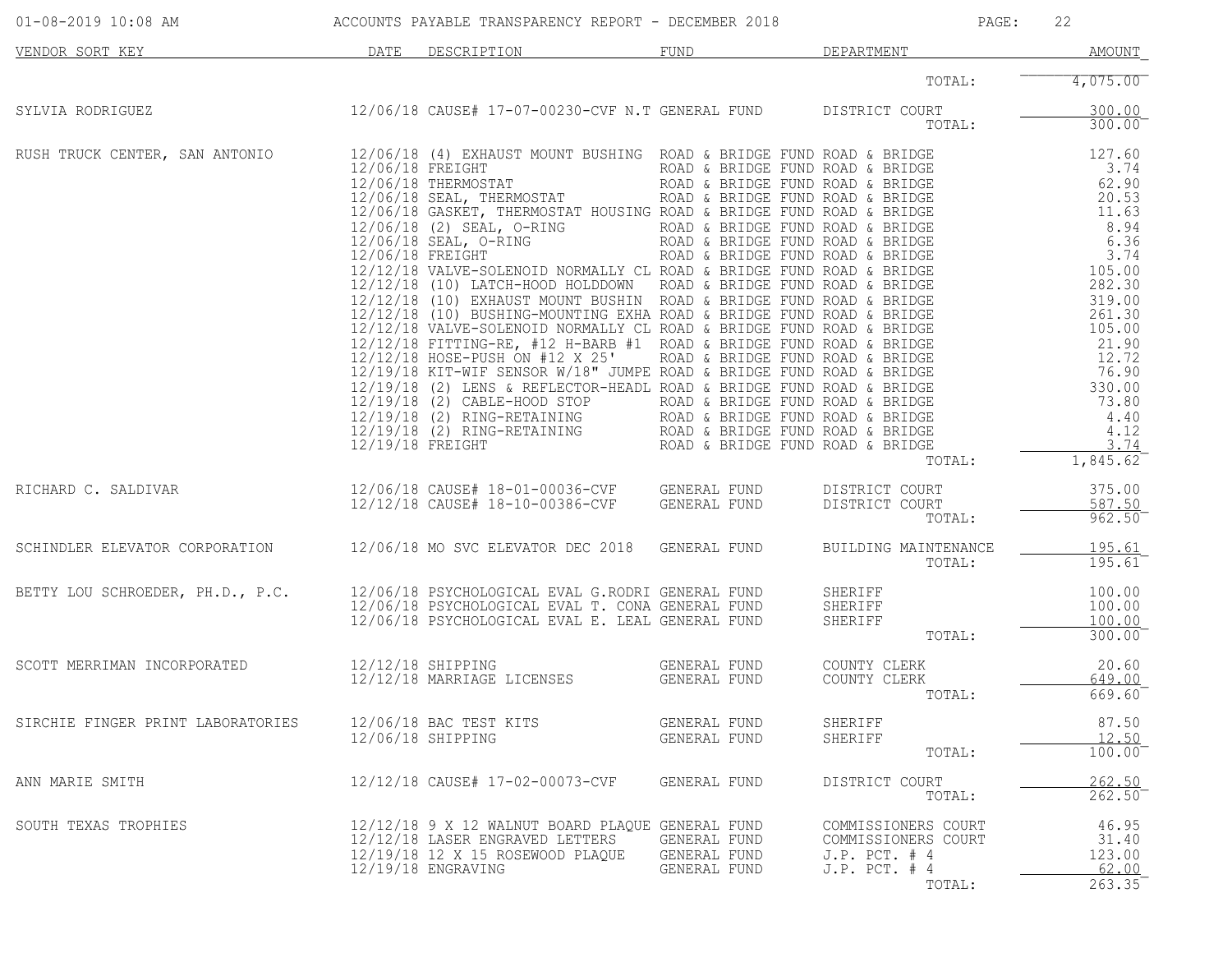| VENDOR SORT KEY | DATE | DESCRIPTION | FUND | DEPARTMENT | AMOUNT |
|---|---|---|---|---|---|
| | | | | TOTAL: | 4,075.00 |
| SYLVIA RODRIGUEZ | 12/06/18 | CAUSE# 17-07-00230-CVF N.T | GENERAL FUND | DISTRICT COURT | 300.00 |
| | | | | TOTAL: | 300.00 |
| RUSH TRUCK CENTER, SAN ANTONIO | 12/06/18 | (4) EXHAUST MOUNT BUSHING | ROAD & BRIDGE FUND | ROAD & BRIDGE | 127.60 |
| | 12/06/18 | FREIGHT | ROAD & BRIDGE FUND | ROAD & BRIDGE | 3.74 |
| | 12/06/18 | THERMOSTAT | ROAD & BRIDGE FUND | ROAD & BRIDGE | 62.90 |
| | 12/06/18 | SEAL, THERMOSTAT | ROAD & BRIDGE FUND | ROAD & BRIDGE | 20.53 |
| | 12/06/18 | GASKET, THERMOSTAT HOUSING | ROAD & BRIDGE FUND | ROAD & BRIDGE | 11.63 |
| | 12/06/18 | (2) SEAL, O-RING | ROAD & BRIDGE FUND | ROAD & BRIDGE | 8.94 |
| | 12/06/18 | SEAL, O-RING | ROAD & BRIDGE FUND | ROAD & BRIDGE | 6.36 |
| | 12/06/18 | FREIGHT | ROAD & BRIDGE FUND | ROAD & BRIDGE | 3.74 |
| | 12/12/18 | VALVE-SOLENOID NORMALLY CL | ROAD & BRIDGE FUND | ROAD & BRIDGE | 105.00 |
| | 12/12/18 | (10) LATCH-HOOD HOLDDOWN | ROAD & BRIDGE FUND | ROAD & BRIDGE | 282.30 |
| | 12/12/18 | (10) EXHAUST MOUNT BUSHIN | ROAD & BRIDGE FUND | ROAD & BRIDGE | 319.00 |
| | 12/12/18 | (10) BUSHING-MOUNTING EXHA | ROAD & BRIDGE FUND | ROAD & BRIDGE | 261.30 |
| | 12/12/18 | VALVE-SOLENOID NORMALLY CL | ROAD & BRIDGE FUND | ROAD & BRIDGE | 105.00 |
| | 12/12/18 | FITTING-RE, #12 H-BARB #1 | ROAD & BRIDGE FUND | ROAD & BRIDGE | 21.90 |
| | 12/12/18 | HOSE-PUSH ON #12 X 25' | ROAD & BRIDGE FUND | ROAD & BRIDGE | 12.72 |
| | 12/19/18 | KIT-WIF SENSOR W/18" JUMPE | ROAD & BRIDGE FUND | ROAD & BRIDGE | 76.90 |
| | 12/19/18 | (2) LENS & REFLECTOR-HEADL | ROAD & BRIDGE FUND | ROAD & BRIDGE | 330.00 |
| | 12/19/18 | (2) CABLE-HOOD STOP | ROAD & BRIDGE FUND | ROAD & BRIDGE | 73.80 |
| | 12/19/18 | (2) RING-RETAINING | ROAD & BRIDGE FUND | ROAD & BRIDGE | 4.40 |
| | 12/19/18 | (2) RING-RETAINING | ROAD & BRIDGE FUND | ROAD & BRIDGE | 4.12 |
| | 12/19/18 | FREIGHT | ROAD & BRIDGE FUND | ROAD & BRIDGE | 3.74 |
| | | | | TOTAL: | 1,845.62 |
| RICHARD C. SALDIVAR | 12/06/18 | CAUSE# 18-01-00036-CVF | GENERAL FUND | DISTRICT COURT | 375.00 |
| | 12/12/18 | CAUSE# 18-10-00386-CVF | GENERAL FUND | DISTRICT COURT | 587.50 |
| | | | | TOTAL: | 962.50 |
| SCHINDLER ELEVATOR CORPORATION | 12/06/18 | MO SVC ELEVATOR DEC 2018 | GENERAL FUND | BUILDING MAINTENANCE | 195.61 |
| | | | | TOTAL: | 195.61 |
| BETTY LOU SCHROEDER, PH.D., P.C. | 12/06/18 | PSYCHOLOGICAL EVAL G.RODRI | GENERAL FUND | SHERIFF | 100.00 |
| | 12/06/18 | PSYCHOLOGICAL EVAL T. CONA | GENERAL FUND | SHERIFF | 100.00 |
| | 12/06/18 | PSYCHOLOGICAL EVAL E. LEAL | GENERAL FUND | SHERIFF | 100.00 |
| | | | | TOTAL: | 300.00 |
| SCOTT MERRIMAN INCORPORATED | 12/12/18 | SHIPPING | GENERAL FUND | COUNTY CLERK | 20.60 |
| | 12/12/18 | MARRIAGE LICENSES | GENERAL FUND | COUNTY CLERK | 649.00 |
| | | | | TOTAL: | 669.60 |
| SIRCHIE FINGER PRINT LABORATORIES | 12/06/18 | BAC TEST KITS | GENERAL FUND | SHERIFF | 87.50 |
| | 12/06/18 | SHIPPING | GENERAL FUND | SHERIFF | 12.50 |
| | | | | TOTAL: | 100.00 |
| ANN MARIE SMITH | 12/12/18 | CAUSE# 17-02-00073-CVF | GENERAL FUND | DISTRICT COURT | 262.50 |
| | | | | TOTAL: | 262.50 |
| SOUTH TEXAS TROPHIES | 12/12/18 | 9 X 12 WALNUT BOARD PLAQUE | GENERAL FUND | COMMISSIONERS COURT | 46.95 |
| | 12/12/18 | LASER ENGRAVED LETTERS | GENERAL FUND | COMMISSIONERS COURT | 31.40 |
| | 12/19/18 | 12 X 15 ROSEWOOD PLAQUE | GENERAL FUND | J.P. PCT. # 4 | 123.00 |
| | 12/19/18 | ENGRAVING | GENERAL FUND | J.P. PCT. # 4 | 62.00 |
| | | | | TOTAL: | 263.35 |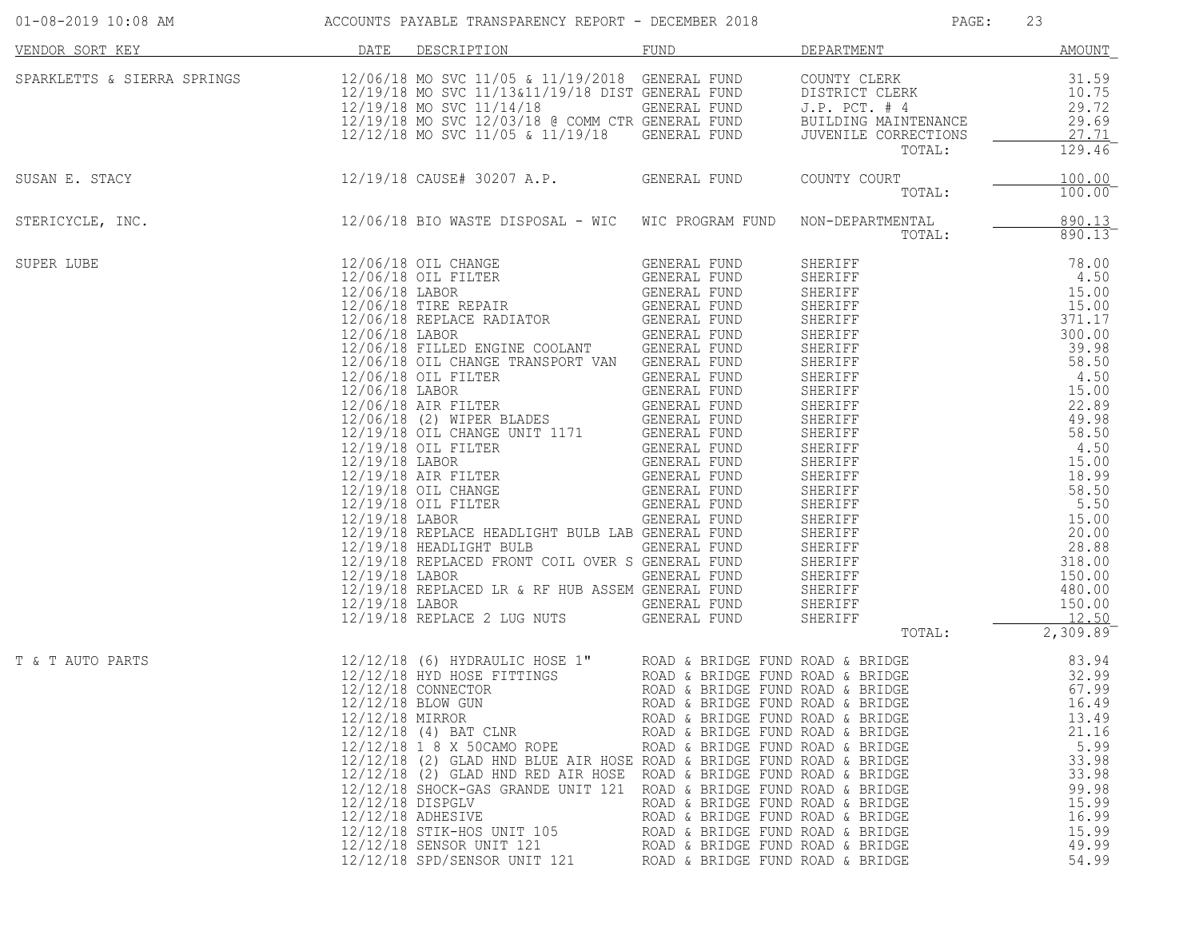# ACCOUNTS PAYABLE TRANSPARENCY REPORT - DECEMBER 2018

| VENDOR SORT KEY | DATE | DESCRIPTION | FUND | DEPARTMENT | AMOUNT |
|---|---|---|---|---|---|
| SPARKLETTS & SIERRA SPRINGS | 12/06/18 | MO SVC 11/05 & 11/19/2018 | GENERAL FUND | COUNTY CLERK | 31.59 |
| | 12/19/18 | MO SVC 11/13&11/19/18 DIST | GENERAL FUND | DISTRICT CLERK | 10.75 |
| | 12/19/18 | MO SVC 11/14/18 | GENERAL FUND | J.P. PCT. # 4 | 29.72 |
| | 12/19/18 | MO SVC 12/03/18 @ COMM CTR | GENERAL FUND | BUILDING MAINTENANCE | 29.69 |
| | 12/12/18 | MO SVC 11/05 & 11/19/18 | GENERAL FUND | JUVENILE CORRECTIONS | 27.71 |
| | | | | TOTAL: | 129.46 |
| SUSAN E. STACY | 12/19/18 | CAUSE# 30207 A.P. | GENERAL FUND | COUNTY COURT | 100.00 |
| | | | | TOTAL: | 100.00 |
| STERICYCLE, INC. | 12/06/18 | BIO WASTE DISPOSAL - WIC | WIC PROGRAM FUND | NON-DEPARTMENTAL | 890.13 |
| | | | | TOTAL: | 890.13 |
| SUPER LUBE | 12/06/18 | OIL CHANGE | GENERAL FUND | SHERIFF | 78.00 |
| | 12/06/18 | OIL FILTER | GENERAL FUND | SHERIFF | 4.50 |
| | 12/06/18 | LABOR | GENERAL FUND | SHERIFF | 15.00 |
| | 12/06/18 | TIRE REPAIR | GENERAL FUND | SHERIFF | 15.00 |
| | 12/06/18 | REPLACE RADIATOR | GENERAL FUND | SHERIFF | 371.17 |
| | 12/06/18 | LABOR | GENERAL FUND | SHERIFF | 300.00 |
| | 12/06/18 | FILLED ENGINE COOLANT | GENERAL FUND | SHERIFF | 39.98 |
| | 12/06/18 | OIL CHANGE TRANSPORT VAN | GENERAL FUND | SHERIFF | 58.50 |
| | 12/06/18 | OIL FILTER | GENERAL FUND | SHERIFF | 4.50 |
| | 12/06/18 | LABOR | GENERAL FUND | SHERIFF | 15.00 |
| | 12/06/18 | AIR FILTER | GENERAL FUND | SHERIFF | 22.89 |
| | 12/06/18 | (2) WIPER BLADES | GENERAL FUND | SHERIFF | 49.98 |
| | 12/19/18 | OIL CHANGE UNIT 1171 | GENERAL FUND | SHERIFF | 58.50 |
| | 12/19/18 | OIL FILTER | GENERAL FUND | SHERIFF | 4.50 |
| | 12/19/18 | LABOR | GENERAL FUND | SHERIFF | 15.00 |
| | 12/19/18 | AIR FILTER | GENERAL FUND | SHERIFF | 18.99 |
| | 12/19/18 | OIL CHANGE | GENERAL FUND | SHERIFF | 58.50 |
| | 12/19/18 | OIL FILTER | GENERAL FUND | SHERIFF | 5.50 |
| | 12/19/18 | LABOR | GENERAL FUND | SHERIFF | 15.00 |
| | 12/19/18 | REPLACE HEADLIGHT BULB LAB | GENERAL FUND | SHERIFF | 20.00 |
| | 12/19/18 | HEADLIGHT BULB | GENERAL FUND | SHERIFF | 28.88 |
| | 12/19/18 | REPLACED FRONT COIL OVER S | GENERAL FUND | SHERIFF | 318.00 |
| | 12/19/18 | LABOR | GENERAL FUND | SHERIFF | 150.00 |
| | 12/19/18 | REPLACED LR & RF HUB ASSEM | GENERAL FUND | SHERIFF | 480.00 |
| | 12/19/18 | LABOR | GENERAL FUND | SHERIFF | 150.00 |
| | 12/19/18 | REPLACE 2 LUG NUTS | GENERAL FUND | SHERIFF | 12.50 |
| | | | | TOTAL: | 2,309.89 |
| T & T AUTO PARTS | 12/12/18 | (6) HYDRAULIC HOSE 1" | ROAD & BRIDGE FUND | ROAD & BRIDGE | 83.94 |
| | 12/12/18 | HYD HOSE FITTINGS | ROAD & BRIDGE FUND | ROAD & BRIDGE | 32.99 |
| | 12/12/18 | CONNECTOR | ROAD & BRIDGE FUND | ROAD & BRIDGE | 67.99 |
| | 12/12/18 | BLOW GUN | ROAD & BRIDGE FUND | ROAD & BRIDGE | 16.49 |
| | 12/12/18 | MIRROR | ROAD & BRIDGE FUND | ROAD & BRIDGE | 13.49 |
| | 12/12/18 | (4) BAT CLNR | ROAD & BRIDGE FUND | ROAD & BRIDGE | 21.16 |
| | 12/12/18 | 1 8 X 50CAMO ROPE | ROAD & BRIDGE FUND | ROAD & BRIDGE | 5.99 |
| | 12/12/18 | (2) GLAD HND BLUE AIR HOSE | ROAD & BRIDGE FUND | ROAD & BRIDGE | 33.98 |
| | 12/12/18 | (2) GLAD HND RED AIR HOSE | ROAD & BRIDGE FUND | ROAD & BRIDGE | 33.98 |
| | 12/12/18 | SHOCK-GAS GRANDE UNIT 121 | ROAD & BRIDGE FUND | ROAD & BRIDGE | 99.98 |
| | 12/12/18 | DISPGLV | ROAD & BRIDGE FUND | ROAD & BRIDGE | 15.99 |
| | 12/12/18 | ADHESIVE | ROAD & BRIDGE FUND | ROAD & BRIDGE | 16.99 |
| | 12/12/18 | STIK-HOS UNIT 105 | ROAD & BRIDGE FUND | ROAD & BRIDGE | 15.99 |
| | 12/12/18 | SENSOR UNIT 121 | ROAD & BRIDGE FUND | ROAD & BRIDGE | 49.99 |
| | 12/12/18 | SPD/SENSOR UNIT 121 | ROAD & BRIDGE FUND | ROAD & BRIDGE | 54.99 |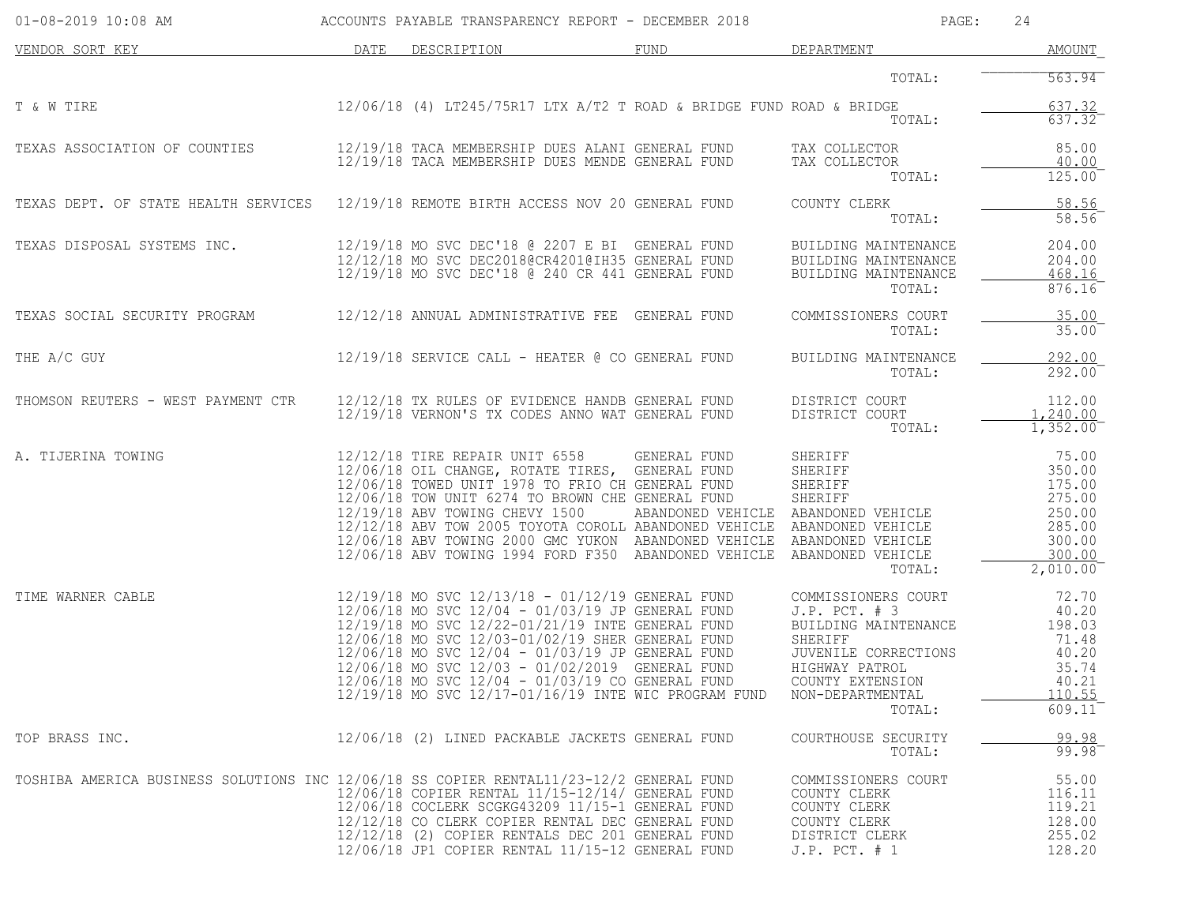# ACCOUNTS PAYABLE TRANSPARENCY REPORT - DECEMBER 2018

| VENDOR SORT KEY | DATE | DESCRIPTION | FUND | DEPARTMENT | AMOUNT |
|---|---|---|---|---|---|
| | | | | TOTAL: | 563.94 |
| T & W TIRE | 12/06/18 | (4) LT245/75R17 LTX A/T2 T | ROAD & BRIDGE FUND | ROAD & BRIDGE | 637.32 |
| | | | | TOTAL: | 637.32 |
| TEXAS ASSOCIATION OF COUNTIES | 12/19/18 | TACA MEMBERSHIP DUES ALANI | GENERAL FUND | TAX COLLECTOR | 85.00 |
| | 12/19/18 | TACA MEMBERSHIP DUES MENDE | GENERAL FUND | TAX COLLECTOR | 40.00 |
| | | | | TOTAL: | 125.00 |
| TEXAS DEPT. OF STATE HEALTH SERVICES | 12/19/18 | REMOTE BIRTH ACCESS NOV 20 | GENERAL FUND | COUNTY CLERK | 58.56 |
| | | | | TOTAL: | 58.56 |
| TEXAS DISPOSAL SYSTEMS INC. | 12/19/18 | MO SVC DEC'18 @ 2207 E BI | GENERAL FUND | BUILDING MAINTENANCE | 204.00 |
| | 12/12/18 | MO SVC DEC2018@CR4201@IH35 | GENERAL FUND | BUILDING MAINTENANCE | 204.00 |
| | 12/19/18 | MO SVC DEC'18 @ 240 CR 441 | GENERAL FUND | BUILDING MAINTENANCE | 468.16 |
| | | | | TOTAL: | 876.16 |
| TEXAS SOCIAL SECURITY PROGRAM | 12/12/18 | ANNUAL ADMINISTRATIVE FEE | GENERAL FUND | COMMISSIONERS COURT | 35.00 |
| | | | | TOTAL: | 35.00 |
| THE A/C GUY | 12/19/18 | SERVICE CALL - HEATER @ CO | GENERAL FUND | BUILDING MAINTENANCE | 292.00 |
| | | | | TOTAL: | 292.00 |
| THOMSON REUTERS - WEST PAYMENT CTR | 12/12/18 | TX RULES OF EVIDENCE HANDB | GENERAL FUND | DISTRICT COURT | 112.00 |
| | 12/19/18 | VERNON'S TX CODES ANNO WAT | GENERAL FUND | DISTRICT COURT | 1,240.00 |
| | | | | TOTAL: | 1,352.00 |
| A. TIJERINA TOWING | 12/12/18 | TIRE REPAIR UNIT 6558 | GENERAL FUND | SHERIFF | 75.00 |
| | 12/06/18 | OIL CHANGE, ROTATE TIRES, | GENERAL FUND | SHERIFF | 350.00 |
| | 12/06/18 | TOWED UNIT 1978 TO FRIO CH | GENERAL FUND | SHERIFF | 175.00 |
| | 12/06/18 | TOW UNIT 6274 TO BROWN CHE | GENERAL FUND | SHERIFF | 275.00 |
| | 12/19/18 | ABV TOWING CHEVY 1500 | ABANDONED VEHICLE | ABANDONED VEHICLE | 250.00 |
| | 12/12/18 | ABV TOW 2005 TOYOTA COROLL | ABANDONED VEHICLE | ABANDONED VEHICLE | 285.00 |
| | 12/06/18 | ABV TOWING 2000 GMC YUKON | ABANDONED VEHICLE | ABANDONED VEHICLE | 300.00 |
| | 12/06/18 | ABV TOWING 1994 FORD F350 | ABANDONED VEHICLE | ABANDONED VEHICLE | 300.00 |
| | | | | TOTAL: | 2,010.00 |
| TIME WARNER CABLE | 12/19/18 | MO SVC 12/13/18 - 01/12/19 | GENERAL FUND | COMMISSIONERS COURT | 72.70 |
| | 12/06/18 | MO SVC 12/04 - 01/03/19 JP | GENERAL FUND | J.P. PCT. # 3 | 40.20 |
| | 12/19/18 | MO SVC 12/22-01/21/19 INTE | GENERAL FUND | BUILDING MAINTENANCE | 198.03 |
| | 12/06/18 | MO SVC 12/03-01/02/19 SHER | GENERAL FUND | SHERIFF | 71.48 |
| | 12/06/18 | MO SVC 12/04 - 01/03/19 JP | GENERAL FUND | JUVENILE CORRECTIONS | 40.20 |
| | 12/06/18 | MO SVC 12/03 - 01/02/2019 | GENERAL FUND | HIGHWAY PATROL | 35.74 |
| | 12/06/18 | MO SVC 12/04 - 01/03/19 CO | GENERAL FUND | COUNTY EXTENSION | 40.21 |
| | 12/19/18 | MO SVC 12/17-01/16/19 INTE | WIC PROGRAM FUND | NON-DEPARTMENTAL | 110.55 |
| | | | | TOTAL: | 609.11 |
| TOP BRASS INC. | 12/06/18 | (2) LINED PACKABLE JACKETS | GENERAL FUND | COURTHOUSE SECURITY | 99.98 |
| | | | | TOTAL: | 99.98 |
| TOSHIBA AMERICA BUSINESS SOLUTIONS INC | 12/06/18 | SS COPIER RENTAL11/23-12/2 | GENERAL FUND | COMMISSIONERS COURT | 55.00 |
| | 12/06/18 | COPIER RENTAL 11/15-12/14/ | GENERAL FUND | COUNTY CLERK | 116.11 |
| | 12/06/18 | COCLERK SCGKG43209 11/15-1 | GENERAL FUND | COUNTY CLERK | 119.21 |
| | 12/12/18 | CO CLERK COPIER RENTAL DEC | GENERAL FUND | COUNTY CLERK | 128.00 |
| | 12/12/18 | (2) COPIER RENTALS DEC 201 | GENERAL FUND | DISTRICT CLERK | 255.02 |
| | 12/06/18 | JP1 COPIER RENTAL 11/15-12 | GENERAL FUND | J.P. PCT. # 1 | 128.20 |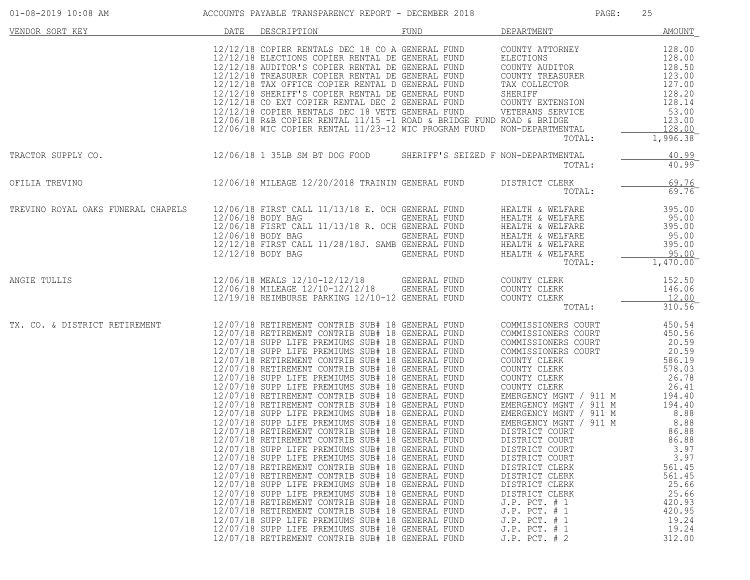ACCOUNTS PAYABLE TRANSPARENCY REPORT - DECEMBER 2018

| VENDOR SORT KEY | DATE | DESCRIPTION | FUND | DEPARTMENT | AMOUNT |
|---|---|---|---|---|---|
| | 12/12/18 | COPIER RENTALS DEC 18 CO A | GENERAL FUND | COUNTY ATTORNEY | 128.00 |
| | 12/12/18 | ELECTIONS COPIER RENTAL DE | GENERAL FUND | ELECTIONS | 128.00 |
| | 12/12/18 | AUDITOR'S COPIER RENTAL DE | GENERAL FUND | COUNTY AUDITOR | 128.50 |
| | 12/12/18 | TREASURER COPIER RENTAL DE | GENERAL FUND | COUNTY TREASURER | 123.00 |
| | 12/12/18 | TAX OFFICE COPIER RENTAL D | GENERAL FUND | TAX COLLECTOR | 127.00 |
| | 12/12/18 | SHERIFF'S COPIER RENTAL DE | GENERAL FUND | SHERIFF | 128.20 |
| | 12/12/18 | CO EXT COPIER RENTAL DEC 2 | GENERAL FUND | COUNTY EXTENSION | 128.14 |
| | 12/12/18 | COPIER RENTALS DEC 18 VETE | GENERAL FUND | VETERANS SERVICE | 53.00 |
| | 12/06/18 | R&B COPIER RENTAL 11/15 -1 | ROAD & BRIDGE FUND | ROAD & BRIDGE | 123.00 |
| | 12/06/18 | WIC COPIER RENTAL 11/23-12 | WIC PROGRAM FUND | NON-DEPARTMENTAL | 128.00 |
| | | | | TOTAL: | 1,996.38 |
| TRACTOR SUPPLY CO. | 12/06/18 | 1 35LB SM BT DOG FOOD | SHERIFF'S SEIZED F | NON-DEPARTMENTAL | 40.99 |
| | | | | TOTAL: | 40.99 |
| OFILIA TREVINO | 12/06/18 | MILEAGE 12/20/2018 TRAININ | GENERAL FUND | DISTRICT CLERK | 69.76 |
| | | | | TOTAL: | 69.76 |
| TREVINO ROYAL OAKS FUNERAL CHAPELS | 12/06/18 | FIRST CALL 11/13/18 E. OCH | GENERAL FUND | HEALTH & WELFARE | 395.00 |
| | 12/06/18 | BODY BAG | GENERAL FUND | HEALTH & WELFARE | 95.00 |
| | 12/06/18 | FISRT CALL 11/13/18 R. OCH | GENERAL FUND | HEALTH & WELFARE | 395.00 |
| | 12/06/18 | BODY BAG | GENERAL FUND | HEALTH & WELFARE | 95.00 |
| | 12/12/18 | FIRST CALL 11/28/18J. SAMB | GENERAL FUND | HEALTH & WELFARE | 395.00 |
| | 12/12/18 | BODY BAG | GENERAL FUND | HEALTH & WELFARE | 95.00 |
| | | | | TOTAL: | 1,470.00 |
| ANGIE TULLIS | 12/06/18 | MEALS 12/10-12/12/18 | GENERAL FUND | COUNTY CLERK | 152.50 |
| | 12/06/18 | MILEAGE 12/10-12/12/18 | GENERAL FUND | COUNTY CLERK | 146.06 |
| | 12/19/18 | REIMBURSE PARKING 12/10-12 | GENERAL FUND | COUNTY CLERK | 12.00 |
| | | | | TOTAL: | 310.56 |
| TX. CO. & DISTRICT RETIREMENT | 12/07/18 | RETIREMENT CONTRIB SUB# 18 | GENERAL FUND | COMMISSIONERS COURT | 450.54 |
| | 12/07/18 | RETIREMENT CONTRIB SUB# 18 | GENERAL FUND | COMMISSIONERS COURT | 450.56 |
| | 12/07/18 | SUPP LIFE PREMIUMS SUB# 18 | GENERAL FUND | COMMISSIONERS COURT | 20.59 |
| | 12/07/18 | SUPP LIFE PREMIUMS SUB# 18 | GENERAL FUND | COMMISSIONERS COURT | 20.59 |
| | 12/07/18 | RETIREMENT CONTRIB SUB# 18 | GENERAL FUND | COUNTY CLERK | 586.19 |
| | 12/07/18 | RETIREMENT CONTRIB SUB# 18 | GENERAL FUND | COUNTY CLERK | 578.03 |
| | 12/07/18 | SUPP LIFE PREMIUMS SUB# 18 | GENERAL FUND | COUNTY CLERK | 26.78 |
| | 12/07/18 | SUPP LIFE PREMIUMS SUB# 18 | GENERAL FUND | COUNTY CLERK | 26.41 |
| | 12/07/18 | RETIREMENT CONTRIB SUB# 18 | GENERAL FUND | EMERGENCY MGNT / 911 M | 194.40 |
| | 12/07/18 | RETIREMENT CONTRIB SUB# 18 | GENERAL FUND | EMERGENCY MGNT / 911 M | 194.40 |
| | 12/07/18 | SUPP LIFE PREMIUMS SUB# 18 | GENERAL FUND | EMERGENCY MGNT / 911 M | 8.88 |
| | 12/07/18 | SUPP LIFE PREMIUMS SUB# 18 | GENERAL FUND | EMERGENCY MGNT / 911 M | 8.88 |
| | 12/07/18 | RETIREMENT CONTRIB SUB# 18 | GENERAL FUND | DISTRICT COURT | 86.88 |
| | 12/07/18 | RETIREMENT CONTRIB SUB# 18 | GENERAL FUND | DISTRICT COURT | 86.88 |
| | 12/07/18 | SUPP LIFE PREMIUMS SUB# 18 | GENERAL FUND | DISTRICT COURT | 3.97 |
| | 12/07/18 | SUPP LIFE PREMIUMS SUB# 18 | GENERAL FUND | DISTRICT COURT | 3.97 |
| | 12/07/18 | RETIREMENT CONTRIB SUB# 18 | GENERAL FUND | DISTRICT CLERK | 561.45 |
| | 12/07/18 | RETIREMENT CONTRIB SUB# 18 | GENERAL FUND | DISTRICT CLERK | 561.45 |
| | 12/07/18 | SUPP LIFE PREMIUMS SUB# 18 | GENERAL FUND | DISTRICT CLERK | 25.66 |
| | 12/07/18 | SUPP LIFE PREMIUMS SUB# 18 | GENERAL FUND | DISTRICT CLERK | 25.66 |
| | 12/07/18 | RETIREMENT CONTRIB SUB# 18 | GENERAL FUND | J.P. PCT. # 1 | 420.93 |
| | 12/07/18 | RETIREMENT CONTRIB SUB# 18 | GENERAL FUND | J.P. PCT. # 1 | 420.95 |
| | 12/07/18 | SUPP LIFE PREMIUMS SUB# 18 | GENERAL FUND | J.P. PCT. # 1 | 19.24 |
| | 12/07/18 | SUPP LIFE PREMIUMS SUB# 18 | GENERAL FUND | J.P. PCT. # 1 | 19.24 |
| | 12/07/18 | RETIREMENT CONTRIB SUB# 18 | GENERAL FUND | J.P. PCT. # 2 | 312.00 |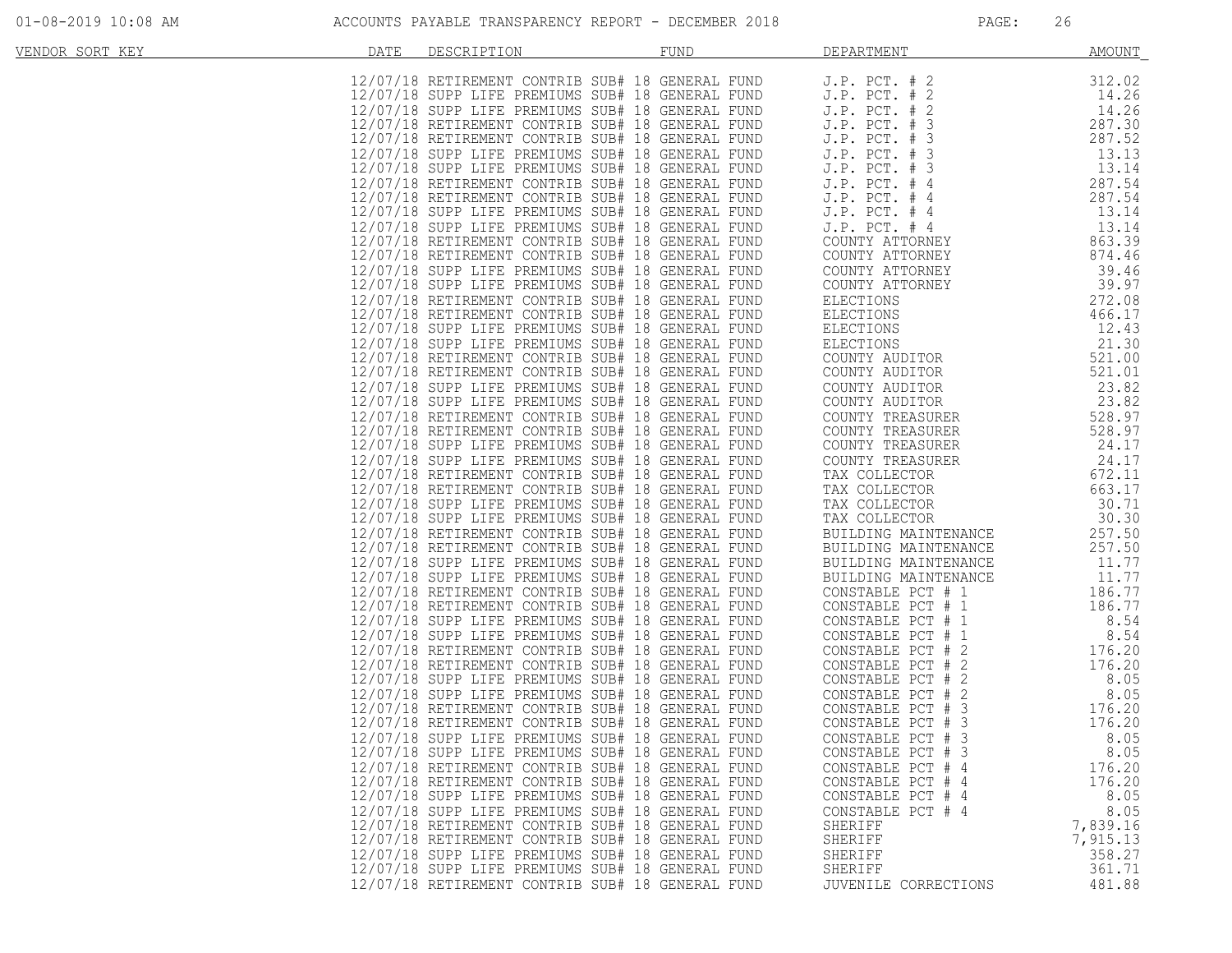# ACCOUNTS PAYABLE TRANSPARENCY REPORT - DECEMBER 2018

| VENDOR SORT KEY | DATE | DESCRIPTION | FUND | DEPARTMENT | AMOUNT |
|---|---|---|---|---|---|
| | 12/07/18 | RETIREMENT CONTRIB SUB# 18 | GENERAL FUND | J.P. PCT. # 2 | 312.02 |
| | 12/07/18 | SUPP LIFE PREMIUMS SUB# 18 | GENERAL FUND | J.P. PCT. # 2 | 14.26 |
| | 12/07/18 | SUPP LIFE PREMIUMS SUB# 18 | GENERAL FUND | J.P. PCT. # 2 | 14.26 |
| | 12/07/18 | RETIREMENT CONTRIB SUB# 18 | GENERAL FUND | J.P. PCT. # 3 | 287.30 |
| | 12/07/18 | RETIREMENT CONTRIB SUB# 18 | GENERAL FUND | J.P. PCT. # 3 | 287.52 |
| | 12/07/18 | SUPP LIFE PREMIUMS SUB# 18 | GENERAL FUND | J.P. PCT. # 3 | 13.13 |
| | 12/07/18 | SUPP LIFE PREMIUMS SUB# 18 | GENERAL FUND | J.P. PCT. # 3 | 13.14 |
| | 12/07/18 | RETIREMENT CONTRIB SUB# 18 | GENERAL FUND | J.P. PCT. # 4 | 287.54 |
| | 12/07/18 | RETIREMENT CONTRIB SUB# 18 | GENERAL FUND | J.P. PCT. # 4 | 287.54 |
| | 12/07/18 | SUPP LIFE PREMIUMS SUB# 18 | GENERAL FUND | J.P. PCT. # 4 | 13.14 |
| | 12/07/18 | SUPP LIFE PREMIUMS SUB# 18 | GENERAL FUND | J.P. PCT. # 4 | 13.14 |
| | 12/07/18 | RETIREMENT CONTRIB SUB# 18 | GENERAL FUND | COUNTY ATTORNEY | 863.39 |
| | 12/07/18 | RETIREMENT CONTRIB SUB# 18 | GENERAL FUND | COUNTY ATTORNEY | 874.46 |
| | 12/07/18 | SUPP LIFE PREMIUMS SUB# 18 | GENERAL FUND | COUNTY ATTORNEY | 39.46 |
| | 12/07/18 | SUPP LIFE PREMIUMS SUB# 18 | GENERAL FUND | COUNTY ATTORNEY | 39.97 |
| | 12/07/18 | RETIREMENT CONTRIB SUB# 18 | GENERAL FUND | ELECTIONS | 272.08 |
| | 12/07/18 | RETIREMENT CONTRIB SUB# 18 | GENERAL FUND | ELECTIONS | 466.17 |
| | 12/07/18 | SUPP LIFE PREMIUMS SUB# 18 | GENERAL FUND | ELECTIONS | 12.43 |
| | 12/07/18 | SUPP LIFE PREMIUMS SUB# 18 | GENERAL FUND | ELECTIONS | 21.30 |
| | 12/07/18 | RETIREMENT CONTRIB SUB# 18 | GENERAL FUND | COUNTY AUDITOR | 521.00 |
| | 12/07/18 | RETIREMENT CONTRIB SUB# 18 | GENERAL FUND | COUNTY AUDITOR | 521.01 |
| | 12/07/18 | SUPP LIFE PREMIUMS SUB# 18 | GENERAL FUND | COUNTY AUDITOR | 23.82 |
| | 12/07/18 | SUPP LIFE PREMIUMS SUB# 18 | GENERAL FUND | COUNTY AUDITOR | 23.82 |
| | 12/07/18 | RETIREMENT CONTRIB SUB# 18 | GENERAL FUND | COUNTY TREASURER | 528.97 |
| | 12/07/18 | RETIREMENT CONTRIB SUB# 18 | GENERAL FUND | COUNTY TREASURER | 528.97 |
| | 12/07/18 | SUPP LIFE PREMIUMS SUB# 18 | GENERAL FUND | COUNTY TREASURER | 24.17 |
| | 12/07/18 | SUPP LIFE PREMIUMS SUB# 18 | GENERAL FUND | COUNTY TREASURER | 24.17 |
| | 12/07/18 | RETIREMENT CONTRIB SUB# 18 | GENERAL FUND | TAX COLLECTOR | 672.11 |
| | 12/07/18 | RETIREMENT CONTRIB SUB# 18 | GENERAL FUND | TAX COLLECTOR | 663.17 |
| | 12/07/18 | SUPP LIFE PREMIUMS SUB# 18 | GENERAL FUND | TAX COLLECTOR | 30.71 |
| | 12/07/18 | SUPP LIFE PREMIUMS SUB# 18 | GENERAL FUND | TAX COLLECTOR | 30.30 |
| | 12/07/18 | RETIREMENT CONTRIB SUB# 18 | GENERAL FUND | BUILDING MAINTENANCE | 257.50 |
| | 12/07/18 | RETIREMENT CONTRIB SUB# 18 | GENERAL FUND | BUILDING MAINTENANCE | 257.50 |
| | 12/07/18 | SUPP LIFE PREMIUMS SUB# 18 | GENERAL FUND | BUILDING MAINTENANCE | 11.77 |
| | 12/07/18 | SUPP LIFE PREMIUMS SUB# 18 | GENERAL FUND | BUILDING MAINTENANCE | 11.77 |
| | 12/07/18 | RETIREMENT CONTRIB SUB# 18 | GENERAL FUND | CONSTABLE PCT # 1 | 186.77 |
| | 12/07/18 | RETIREMENT CONTRIB SUB# 18 | GENERAL FUND | CONSTABLE PCT # 1 | 186.77 |
| | 12/07/18 | SUPP LIFE PREMIUMS SUB# 18 | GENERAL FUND | CONSTABLE PCT # 1 | 8.54 |
| | 12/07/18 | SUPP LIFE PREMIUMS SUB# 18 | GENERAL FUND | CONSTABLE PCT # 1 | 8.54 |
| | 12/07/18 | RETIREMENT CONTRIB SUB# 18 | GENERAL FUND | CONSTABLE PCT # 2 | 176.20 |
| | 12/07/18 | RETIREMENT CONTRIB SUB# 18 | GENERAL FUND | CONSTABLE PCT # 2 | 176.20 |
| | 12/07/18 | SUPP LIFE PREMIUMS SUB# 18 | GENERAL FUND | CONSTABLE PCT # 2 | 8.05 |
| | 12/07/18 | SUPP LIFE PREMIUMS SUB# 18 | GENERAL FUND | CONSTABLE PCT # 2 | 8.05 |
| | 12/07/18 | RETIREMENT CONTRIB SUB# 18 | GENERAL FUND | CONSTABLE PCT # 3 | 176.20 |
| | 12/07/18 | RETIREMENT CONTRIB SUB# 18 | GENERAL FUND | CONSTABLE PCT # 3 | 176.20 |
| | 12/07/18 | SUPP LIFE PREMIUMS SUB# 18 | GENERAL FUND | CONSTABLE PCT # 3 | 8.05 |
| | 12/07/18 | SUPP LIFE PREMIUMS SUB# 18 | GENERAL FUND | CONSTABLE PCT # 3 | 8.05 |
| | 12/07/18 | RETIREMENT CONTRIB SUB# 18 | GENERAL FUND | CONSTABLE PCT # 4 | 176.20 |
| | 12/07/18 | RETIREMENT CONTRIB SUB# 18 | GENERAL FUND | CONSTABLE PCT # 4 | 176.20 |
| | 12/07/18 | SUPP LIFE PREMIUMS SUB# 18 | GENERAL FUND | CONSTABLE PCT # 4 | 8.05 |
| | 12/07/18 | SUPP LIFE PREMIUMS SUB# 18 | GENERAL FUND | CONSTABLE PCT # 4 | 8.05 |
| | 12/07/18 | RETIREMENT CONTRIB SUB# 18 | GENERAL FUND | SHERIFF | 7,839.16 |
| | 12/07/18 | RETIREMENT CONTRIB SUB# 18 | GENERAL FUND | SHERIFF | 7,915.13 |
| | 12/07/18 | SUPP LIFE PREMIUMS SUB# 18 | GENERAL FUND | SHERIFF | 358.27 |
| | 12/07/18 | SUPP LIFE PREMIUMS SUB# 18 | GENERAL FUND | SHERIFF | 361.71 |
| | 12/07/18 | RETIREMENT CONTRIB SUB# 18 | GENERAL FUND | JUVENILE CORRECTIONS | 481.88 |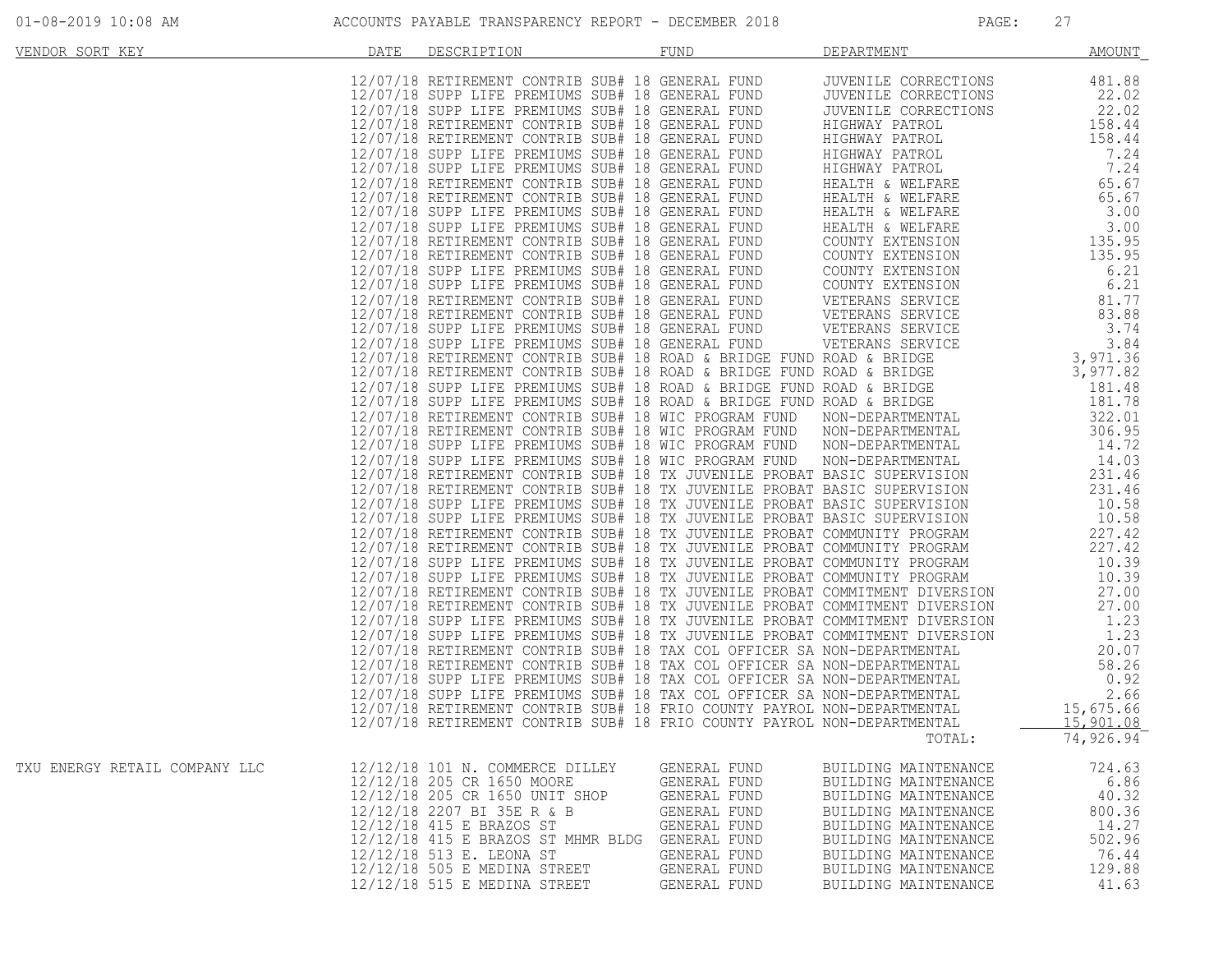| VENDOR SORT KEY | DATE | DESCRIPTION | FUND | DEPARTMENT | AMOUNT |
|---|---|---|---|---|---|
| | 12/07/18 | RETIREMENT CONTRIB SUB# 18 | GENERAL FUND | JUVENILE CORRECTIONS | 481.88 |
| | 12/07/18 | SUPP LIFE PREMIUMS SUB# 18 | GENERAL FUND | JUVENILE CORRECTIONS | 22.02 |
| | 12/07/18 | SUPP LIFE PREMIUMS SUB# 18 | GENERAL FUND | JUVENILE CORRECTIONS | 22.02 |
| | 12/07/18 | RETIREMENT CONTRIB SUB# 18 | GENERAL FUND | HIGHWAY PATROL | 158.44 |
| | 12/07/18 | RETIREMENT CONTRIB SUB# 18 | GENERAL FUND | HIGHWAY PATROL | 158.44 |
| | 12/07/18 | SUPP LIFE PREMIUMS SUB# 18 | GENERAL FUND | HIGHWAY PATROL | 7.24 |
| | 12/07/18 | SUPP LIFE PREMIUMS SUB# 18 | GENERAL FUND | HIGHWAY PATROL | 7.24 |
| | 12/07/18 | RETIREMENT CONTRIB SUB# 18 | GENERAL FUND | HEALTH & WELFARE | 65.67 |
| | 12/07/18 | RETIREMENT CONTRIB SUB# 18 | GENERAL FUND | HEALTH & WELFARE | 65.67 |
| | 12/07/18 | SUPP LIFE PREMIUMS SUB# 18 | GENERAL FUND | HEALTH & WELFARE | 3.00 |
| | 12/07/18 | SUPP LIFE PREMIUMS SUB# 18 | GENERAL FUND | HEALTH & WELFARE | 3.00 |
| | 12/07/18 | RETIREMENT CONTRIB SUB# 18 | GENERAL FUND | COUNTY EXTENSION | 135.95 |
| | 12/07/18 | RETIREMENT CONTRIB SUB# 18 | GENERAL FUND | COUNTY EXTENSION | 135.95 |
| | 12/07/18 | SUPP LIFE PREMIUMS SUB# 18 | GENERAL FUND | COUNTY EXTENSION | 6.21 |
| | 12/07/18 | SUPP LIFE PREMIUMS SUB# 18 | GENERAL FUND | COUNTY EXTENSION | 6.21 |
| | 12/07/18 | RETIREMENT CONTRIB SUB# 18 | GENERAL FUND | VETERANS SERVICE | 81.77 |
| | 12/07/18 | RETIREMENT CONTRIB SUB# 18 | GENERAL FUND | VETERANS SERVICE | 83.88 |
| | 12/07/18 | SUPP LIFE PREMIUMS SUB# 18 | GENERAL FUND | VETERANS SERVICE | 3.74 |
| | 12/07/18 | SUPP LIFE PREMIUMS SUB# 18 | GENERAL FUND | VETERANS SERVICE | 3.84 |
| | 12/07/18 | RETIREMENT CONTRIB SUB# 18 | ROAD & BRIDGE FUND | ROAD & BRIDGE | 3,971.36 |
| | 12/07/18 | RETIREMENT CONTRIB SUB# 18 | ROAD & BRIDGE FUND | ROAD & BRIDGE | 3,977.82 |
| | 12/07/18 | SUPP LIFE PREMIUMS SUB# 18 | ROAD & BRIDGE FUND | ROAD & BRIDGE | 181.48 |
| | 12/07/18 | SUPP LIFE PREMIUMS SUB# 18 | ROAD & BRIDGE FUND | ROAD & BRIDGE | 181.78 |
| | 12/07/18 | RETIREMENT CONTRIB SUB# 18 | WIC PROGRAM FUND | NON-DEPARTMENTAL | 322.01 |
| | 12/07/18 | RETIREMENT CONTRIB SUB# 18 | WIC PROGRAM FUND | NON-DEPARTMENTAL | 306.95 |
| | 12/07/18 | SUPP LIFE PREMIUMS SUB# 18 | WIC PROGRAM FUND | NON-DEPARTMENTAL | 14.72 |
| | 12/07/18 | SUPP LIFE PREMIUMS SUB# 18 | WIC PROGRAM FUND | NON-DEPARTMENTAL | 14.03 |
| | 12/07/18 | RETIREMENT CONTRIB SUB# 18 | TX JUVENILE PROBAT | BASIC SUPERVISION | 231.46 |
| | 12/07/18 | RETIREMENT CONTRIB SUB# 18 | TX JUVENILE PROBAT | BASIC SUPERVISION | 231.46 |
| | 12/07/18 | SUPP LIFE PREMIUMS SUB# 18 | TX JUVENILE PROBAT | BASIC SUPERVISION | 10.58 |
| | 12/07/18 | SUPP LIFE PREMIUMS SUB# 18 | TX JUVENILE PROBAT | BASIC SUPERVISION | 10.58 |
| | 12/07/18 | RETIREMENT CONTRIB SUB# 18 | TX JUVENILE PROBAT | COMMUNITY PROGRAM | 227.42 |
| | 12/07/18 | RETIREMENT CONTRIB SUB# 18 | TX JUVENILE PROBAT | COMMUNITY PROGRAM | 227.42 |
| | 12/07/18 | SUPP LIFE PREMIUMS SUB# 18 | TX JUVENILE PROBAT | COMMUNITY PROGRAM | 10.39 |
| | 12/07/18 | SUPP LIFE PREMIUMS SUB# 18 | TX JUVENILE PROBAT | COMMUNITY PROGRAM | 10.39 |
| | 12/07/18 | RETIREMENT CONTRIB SUB# 18 | TX JUVENILE PROBAT | COMMITMENT DIVERSION | 27.00 |
| | 12/07/18 | RETIREMENT CONTRIB SUB# 18 | TX JUVENILE PROBAT | COMMITMENT DIVERSION | 27.00 |
| | 12/07/18 | SUPP LIFE PREMIUMS SUB# 18 | TX JUVENILE PROBAT | COMMITMENT DIVERSION | 1.23 |
| | 12/07/18 | SUPP LIFE PREMIUMS SUB# 18 | TX JUVENILE PROBAT | COMMITMENT DIVERSION | 1.23 |
| | 12/07/18 | RETIREMENT CONTRIB SUB# 18 | TAX COL OFFICER SA | NON-DEPARTMENTAL | 20.07 |
| | 12/07/18 | RETIREMENT CONTRIB SUB# 18 | TAX COL OFFICER SA | NON-DEPARTMENTAL | 58.26 |
| | 12/07/18 | SUPP LIFE PREMIUMS SUB# 18 | TAX COL OFFICER SA | NON-DEPARTMENTAL | 0.92 |
| | 12/07/18 | SUPP LIFE PREMIUMS SUB# 18 | TAX COL OFFICER SA | NON-DEPARTMENTAL | 2.66 |
| | 12/07/18 | RETIREMENT CONTRIB SUB# 18 | FRIO COUNTY PAYROL | NON-DEPARTMENTAL | 15,675.66 |
| | 12/07/18 | RETIREMENT CONTRIB SUB# 18 | FRIO COUNTY PAYROL | NON-DEPARTMENTAL | 15,901.08 |
| | | | | TOTAL: | 74,926.94 |
| TXU ENERGY RETAIL COMPANY LLC | 12/12/18 | 101 N. COMMERCE DILLEY | GENERAL FUND | BUILDING MAINTENANCE | 724.63 |
| | 12/12/18 | 205 CR 1650 MOORE | GENERAL FUND | BUILDING MAINTENANCE | 6.86 |
| | 12/12/18 | 205 CR 1650 UNIT SHOP | GENERAL FUND | BUILDING MAINTENANCE | 40.32 |
| | 12/12/18 | 2207 BI 35E R & B | GENERAL FUND | BUILDING MAINTENANCE | 800.36 |
| | 12/12/18 | 415 E BRAZOS ST | GENERAL FUND | BUILDING MAINTENANCE | 14.27 |
| | 12/12/18 | 415 E BRAZOS ST MHMR BLDG | GENERAL FUND | BUILDING MAINTENANCE | 502.96 |
| | 12/12/18 | 513 E. LEONA ST | GENERAL FUND | BUILDING MAINTENANCE | 76.44 |
| | 12/12/18 | 505 E MEDINA STREET | GENERAL FUND | BUILDING MAINTENANCE | 129.88 |
| | 12/12/18 | 515 E MEDINA STREET | GENERAL FUND | BUILDING MAINTENANCE | 41.63 |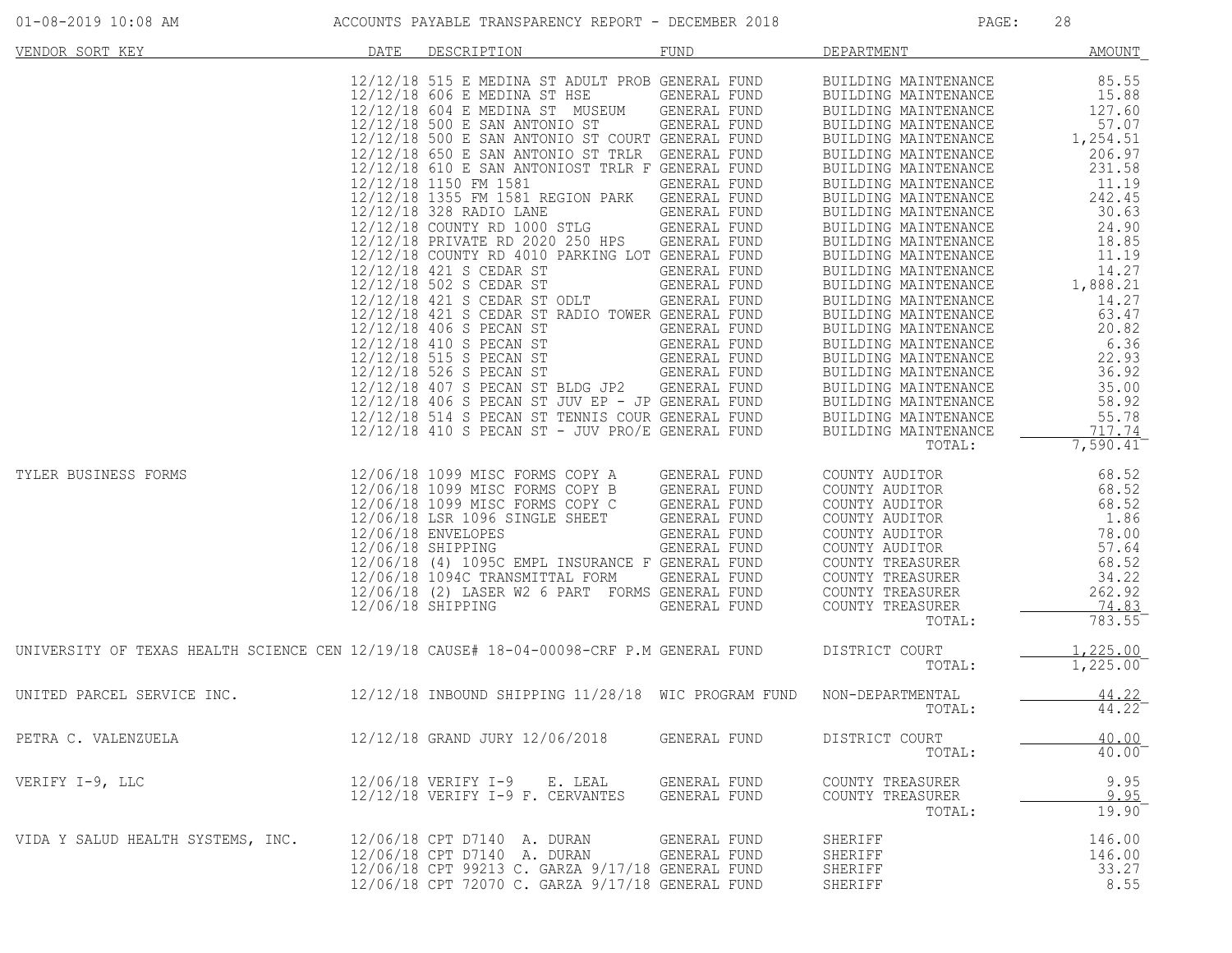| VENDOR SORT KEY | DATE | DESCRIPTION | FUND | DEPARTMENT | AMOUNT |
|---|---|---|---|---|---|
| | 12/12/18 | 515 E MEDINA ST ADULT PROB | GENERAL FUND | BUILDING MAINTENANCE | 85.55 |
| | 12/12/18 | 606 E MEDINA ST HSE | GENERAL FUND | BUILDING MAINTENANCE | 15.88 |
| | 12/12/18 | 604 E MEDINA ST MUSEUM | GENERAL FUND | BUILDING MAINTENANCE | 127.60 |
| | 12/12/18 | 500 E SAN ANTONIO ST | GENERAL FUND | BUILDING MAINTENANCE | 57.07 |
| | 12/12/18 | 500 E SAN ANTONIO ST COURT | GENERAL FUND | BUILDING MAINTENANCE | 1,254.51 |
| | 12/12/18 | 650 E SAN ANTONIO ST TRLR | GENERAL FUND | BUILDING MAINTENANCE | 206.97 |
| | 12/12/18 | 610 E SAN ANTONIOST TRLR F | GENERAL FUND | BUILDING MAINTENANCE | 231.58 |
| | 12/12/18 | 1150 FM 1581 | GENERAL FUND | BUILDING MAINTENANCE | 11.19 |
| | 12/12/18 | 1355 FM 1581 REGION PARK | GENERAL FUND | BUILDING MAINTENANCE | 242.45 |
| | 12/12/18 | 328 RADIO LANE | GENERAL FUND | BUILDING MAINTENANCE | 30.63 |
| | 12/12/18 | COUNTY RD 1000 STLG | GENERAL FUND | BUILDING MAINTENANCE | 24.90 |
| | 12/12/18 | PRIVATE RD 2020 250 HPS | GENERAL FUND | BUILDING MAINTENANCE | 18.85 |
| | 12/12/18 | COUNTY RD 4010 PARKING LOT | GENERAL FUND | BUILDING MAINTENANCE | 11.19 |
| | 12/12/18 | 421 S CEDAR ST | GENERAL FUND | BUILDING MAINTENANCE | 14.27 |
| | 12/12/18 | 502 S CEDAR ST | GENERAL FUND | BUILDING MAINTENANCE | 1,888.21 |
| | 12/12/18 | 421 S CEDAR ST ODLT | GENERAL FUND | BUILDING MAINTENANCE | 14.27 |
| | 12/12/18 | 421 S CEDAR ST RADIO TOWER | GENERAL FUND | BUILDING MAINTENANCE | 63.47 |
| | 12/12/18 | 406 S PECAN ST | GENERAL FUND | BUILDING MAINTENANCE | 20.82 |
| | 12/12/18 | 410 S PECAN ST | GENERAL FUND | BUILDING MAINTENANCE | 6.36 |
| | 12/12/18 | 515 S PECAN ST | GENERAL FUND | BUILDING MAINTENANCE | 22.93 |
| | 12/12/18 | 526 S PECAN ST | GENERAL FUND | BUILDING MAINTENANCE | 36.92 |
| | 12/12/18 | 407 S PECAN ST BLDG JP2 | GENERAL FUND | BUILDING MAINTENANCE | 35.00 |
| | 12/12/18 | 406 S PECAN ST JUV EP - JP | GENERAL FUND | BUILDING MAINTENANCE | 58.92 |
| | 12/12/18 | 514 S PECAN ST TENNIS COUR | GENERAL FUND | BUILDING MAINTENANCE | 55.78 |
| | 12/12/18 | 410 S PECAN ST - JUV PRO/E | GENERAL FUND | BUILDING MAINTENANCE | 717.74 |
| | | | | TOTAL: | 7,590.41 |
| TYLER BUSINESS FORMS | 12/06/18 | 1099 MISC FORMS COPY A | GENERAL FUND | COUNTY AUDITOR | 68.52 |
| | 12/06/18 | 1099 MISC FORMS COPY B | GENERAL FUND | COUNTY AUDITOR | 68.52 |
| | 12/06/18 | 1099 MISC FORMS COPY C | GENERAL FUND | COUNTY AUDITOR | 68.52 |
| | 12/06/18 | LSR 1096 SINGLE SHEET | GENERAL FUND | COUNTY AUDITOR | 1.86 |
| | 12/06/18 | ENVELOPES | GENERAL FUND | COUNTY AUDITOR | 78.00 |
| | 12/06/18 | SHIPPING | GENERAL FUND | COUNTY AUDITOR | 57.64 |
| | 12/06/18 | (4) 1095C EMPL INSURANCE F | GENERAL FUND | COUNTY TREASURER | 68.52 |
| | 12/06/18 | 1094C TRANSMITTAL FORM | GENERAL FUND | COUNTY TREASURER | 34.22 |
| | 12/06/18 | (2) LASER W2 6 PART FORMS | GENERAL FUND | COUNTY TREASURER | 262.92 |
| | 12/06/18 | SHIPPING | GENERAL FUND | COUNTY TREASURER | 74.83 |
| | | | | TOTAL: | 783.55 |
| UNIVERSITY OF TEXAS HEALTH SCIENCE CEN | 12/19/18 | CAUSE# 18-04-00098-CRF P.M | GENERAL FUND | DISTRICT COURT | 1,225.00 |
| | | | | TOTAL: | 1,225.00 |
| UNITED PARCEL SERVICE INC. | 12/12/18 | INBOUND SHIPPING 11/28/18 | WIC PROGRAM FUND | NON-DEPARTMENTAL | 44.22 |
| | | | | TOTAL: | 44.22 |
| PETRA C. VALENZUELA | 12/12/18 | GRAND JURY 12/06/2018 | GENERAL FUND | DISTRICT COURT | 40.00 |
| | | | | TOTAL: | 40.00 |
| VERIFY I-9, LLC | 12/06/18 | VERIFY I-9 E. LEAL | GENERAL FUND | COUNTY TREASURER | 9.95 |
| | 12/12/18 | VERIFY I-9 F. CERVANTES | GENERAL FUND | COUNTY TREASURER | 9.95 |
| | | | | TOTAL: | 19.90 |
| VIDA Y SALUD HEALTH SYSTEMS, INC. | 12/06/18 | CPT D7140 A. DURAN | GENERAL FUND | SHERIFF | 146.00 |
| | 12/06/18 | CPT D7140 A. DURAN | GENERAL FUND | SHERIFF | 146.00 |
| | 12/06/18 | CPT 99213 C. GARZA 9/17/18 | GENERAL FUND | SHERIFF | 33.27 |
| | 12/06/18 | CPT 72070 C. GARZA 9/17/18 | GENERAL FUND | SHERIFF | 8.55 |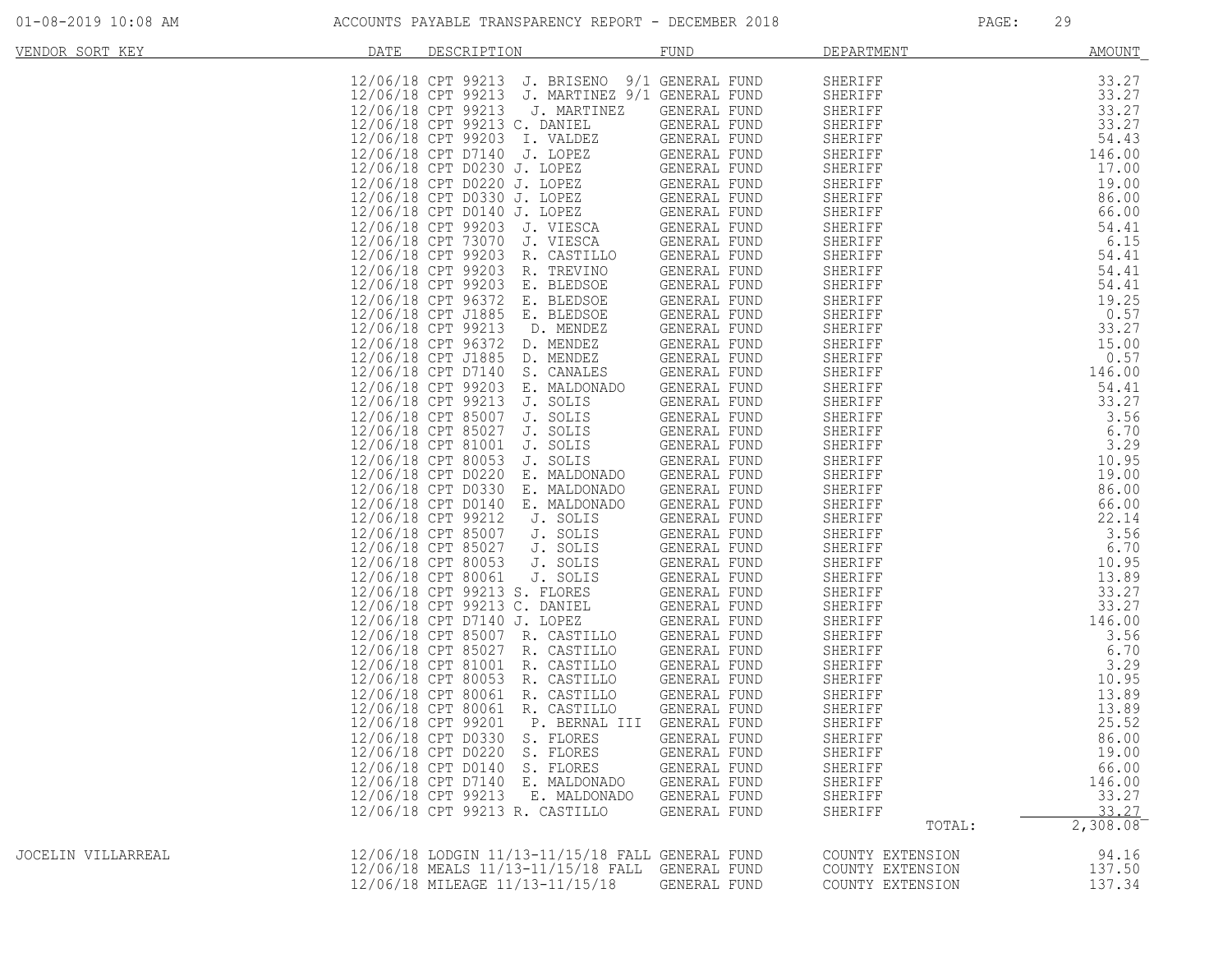| VENDOR SORT KEY | DATE | DESCRIPTION | FUND | DEPARTMENT | AMOUNT |
|---|---|---|---|---|---|
| | 12/06/18 | CPT 99213 J. BRISENO 9/1 | GENERAL FUND | SHERIFF | 33.27 |
| | 12/06/18 | CPT 99213 J. MARTINEZ 9/1 | GENERAL FUND | SHERIFF | 33.27 |
| | 12/06/18 | CPT 99213 J. MARTINEZ | GENERAL FUND | SHERIFF | 33.27 |
| | 12/06/18 | CPT 99213 C. DANIEL | GENERAL FUND | SHERIFF | 33.27 |
| | 12/06/18 | CPT 99203 I. VALDEZ | GENERAL FUND | SHERIFF | 54.43 |
| | 12/06/18 | CPT D7140 J. LOPEZ | GENERAL FUND | SHERIFF | 146.00 |
| | 12/06/18 | CPT D0230 J. LOPEZ | GENERAL FUND | SHERIFF | 17.00 |
| | 12/06/18 | CPT D0220 J. LOPEZ | GENERAL FUND | SHERIFF | 19.00 |
| | 12/06/18 | CPT D0330 J. LOPEZ | GENERAL FUND | SHERIFF | 86.00 |
| | 12/06/18 | CPT D0140 J. LOPEZ | GENERAL FUND | SHERIFF | 66.00 |
| | 12/06/18 | CPT 99203 J. VIESCA | GENERAL FUND | SHERIFF | 54.41 |
| | 12/06/18 | CPT 73070 J. VIESCA | GENERAL FUND | SHERIFF | 6.15 |
| | 12/06/18 | CPT 99203 R. CASTILLO | GENERAL FUND | SHERIFF | 54.41 |
| | 12/06/18 | CPT 99203 R. TREVINO | GENERAL FUND | SHERIFF | 54.41 |
| | 12/06/18 | CPT 99203 E. BLEDSOE | GENERAL FUND | SHERIFF | 54.41 |
| | 12/06/18 | CPT 96372 E. BLEDSOE | GENERAL FUND | SHERIFF | 19.25 |
| | 12/06/18 | CPT J1885 E. BLEDSOE | GENERAL FUND | SHERIFF | 0.57 |
| | 12/06/18 | CPT 99213 D. MENDEZ | GENERAL FUND | SHERIFF | 33.27 |
| | 12/06/18 | CPT 96372 D. MENDEZ | GENERAL FUND | SHERIFF | 15.00 |
| | 12/06/18 | CPT J1885 D. MENDEZ | GENERAL FUND | SHERIFF | 0.57 |
| | 12/06/18 | CPT D7140 S. CANALES | GENERAL FUND | SHERIFF | 146.00 |
| | 12/06/18 | CPT 99203 E. MALDONADO | GENERAL FUND | SHERIFF | 54.41 |
| | 12/06/18 | CPT 99213 J. SOLIS | GENERAL FUND | SHERIFF | 33.27 |
| | 12/06/18 | CPT 85007 J. SOLIS | GENERAL FUND | SHERIFF | 3.56 |
| | 12/06/18 | CPT 85027 J. SOLIS | GENERAL FUND | SHERIFF | 6.70 |
| | 12/06/18 | CPT 81001 J. SOLIS | GENERAL FUND | SHERIFF | 3.29 |
| | 12/06/18 | CPT 80053 J. SOLIS | GENERAL FUND | SHERIFF | 10.95 |
| | 12/06/18 | CPT D0220 E. MALDONADO | GENERAL FUND | SHERIFF | 19.00 |
| | 12/06/18 | CPT D0330 E. MALDONADO | GENERAL FUND | SHERIFF | 86.00 |
| | 12/06/18 | CPT D0140 E. MALDONADO | GENERAL FUND | SHERIFF | 66.00 |
| | 12/06/18 | CPT 99212 J. SOLIS | GENERAL FUND | SHERIFF | 22.14 |
| | 12/06/18 | CPT 85007 J. SOLIS | GENERAL FUND | SHERIFF | 3.56 |
| | 12/06/18 | CPT 85027 J. SOLIS | GENERAL FUND | SHERIFF | 6.70 |
| | 12/06/18 | CPT 80053 J. SOLIS | GENERAL FUND | SHERIFF | 10.95 |
| | 12/06/18 | CPT 80061 J. SOLIS | GENERAL FUND | SHERIFF | 13.89 |
| | 12/06/18 | CPT 99213 S. FLORES | GENERAL FUND | SHERIFF | 33.27 |
| | 12/06/18 | CPT 99213 C. DANIEL | GENERAL FUND | SHERIFF | 33.27 |
| | 12/06/18 | CPT D7140 J. LOPEZ | GENERAL FUND | SHERIFF | 146.00 |
| | 12/06/18 | CPT 85007 R. CASTILLO | GENERAL FUND | SHERIFF | 3.56 |
| | 12/06/18 | CPT 85027 R. CASTILLO | GENERAL FUND | SHERIFF | 6.70 |
| | 12/06/18 | CPT 81001 R. CASTILLO | GENERAL FUND | SHERIFF | 3.29 |
| | 12/06/18 | CPT 80053 R. CASTILLO | GENERAL FUND | SHERIFF | 10.95 |
| | 12/06/18 | CPT 80061 R. CASTILLO | GENERAL FUND | SHERIFF | 13.89 |
| | 12/06/18 | CPT 80061 R. CASTILLO | GENERAL FUND | SHERIFF | 13.89 |
| | 12/06/18 | CPT 99201 P. BERNAL III | GENERAL FUND | SHERIFF | 25.52 |
| | 12/06/18 | CPT D0330 S. FLORES | GENERAL FUND | SHERIFF | 86.00 |
| | 12/06/18 | CPT D0220 S. FLORES | GENERAL FUND | SHERIFF | 19.00 |
| | 12/06/18 | CPT D0140 S. FLORES | GENERAL FUND | SHERIFF | 66.00 |
| | 12/06/18 | CPT D7140 E. MALDONADO | GENERAL FUND | SHERIFF | 146.00 |
| | 12/06/18 | CPT 99213 E. MALDONADO | GENERAL FUND | SHERIFF | 33.27 |
| | 12/06/18 | CPT 99213 R. CASTILLO | GENERAL FUND | SHERIFF | 33.27 |
| | | | | TOTAL: | 2,308.08 |
| JOCELIN VILLARREAL | 12/06/18 | LODGIN 11/13-11/15/18 FALL | GENERAL FUND | COUNTY EXTENSION | 94.16 |
| | 12/06/18 | MEALS 11/13-11/15/18 FALL | GENERAL FUND | COUNTY EXTENSION | 137.50 |
| | 12/06/18 | MILEAGE 11/13-11/15/18 | GENERAL FUND | COUNTY EXTENSION | 137.34 |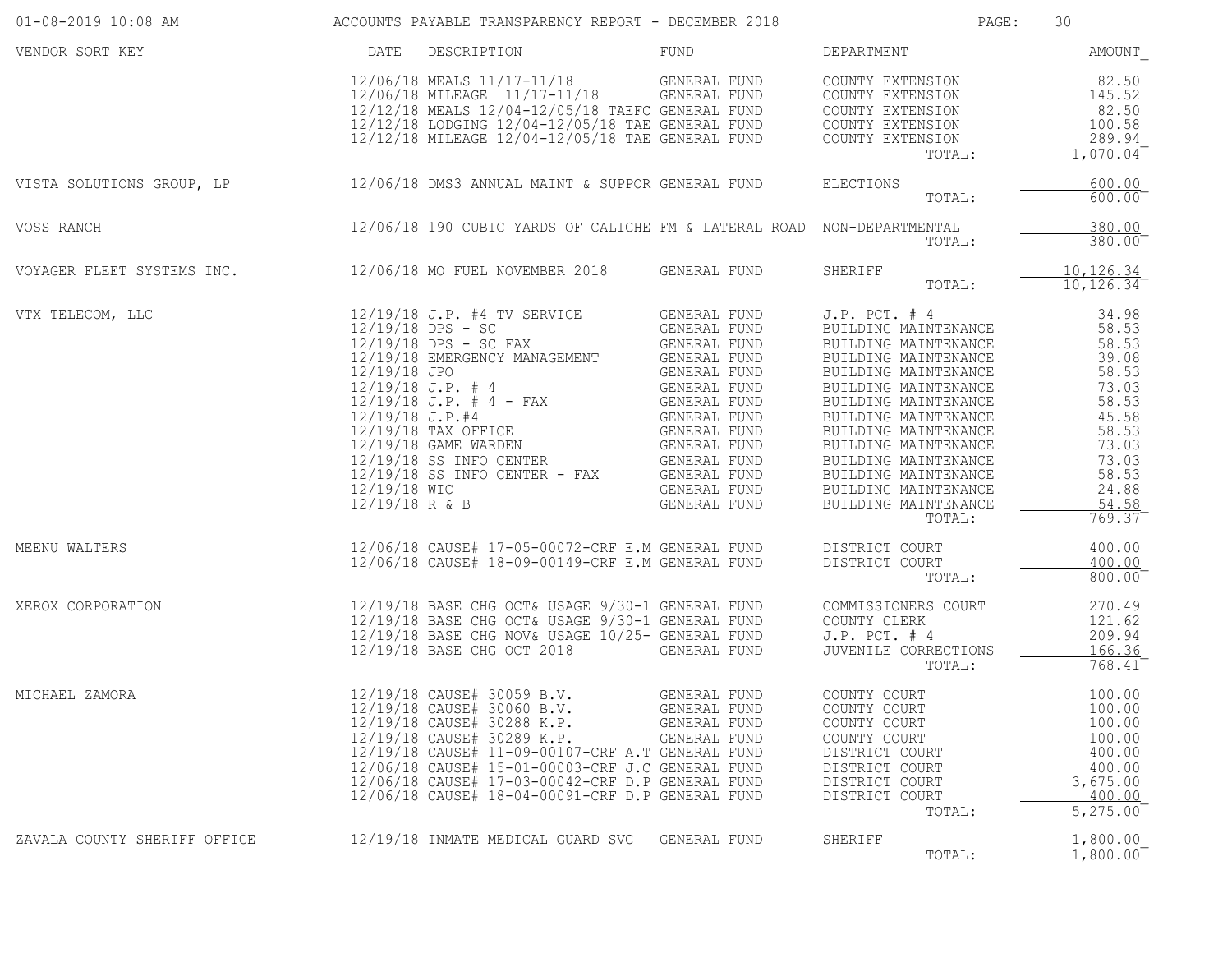# ACCOUNTS PAYABLE TRANSPARENCY REPORT - DECEMBER 2018

| VENDOR SORT KEY | DATE | DESCRIPTION | FUND | DEPARTMENT | AMOUNT |
|---|---|---|---|---|---|
| | 12/06/18 | MEALS 11/17-11/18 | GENERAL FUND | COUNTY EXTENSION | 82.50 |
| | 12/06/18 | MILEAGE 11/17-11/18 | GENERAL FUND | COUNTY EXTENSION | 145.52 |
| | 12/12/18 | MEALS 12/04-12/05/18 TAEFC | GENERAL FUND | COUNTY EXTENSION | 82.50 |
| | 12/12/18 | LODGING 12/04-12/05/18 TAE | GENERAL FUND | COUNTY EXTENSION | 100.58 |
| | 12/12/18 | MILEAGE 12/04-12/05/18 TAE | GENERAL FUND | COUNTY EXTENSION | 289.94 |
| | | | | TOTAL: | 1,070.04 |
| VISTA SOLUTIONS GROUP, LP | 12/06/18 | DMS3 ANNUAL MAINT & SUPPOR | GENERAL FUND | ELECTIONS | 600.00 |
| | | | | TOTAL: | 600.00 |
| VOSS RANCH | 12/06/18 | 190 CUBIC YARDS OF CALICHE | FM & LATERAL ROAD | NON-DEPARTMENTAL | 380.00 |
| | | | | TOTAL: | 380.00 |
| VOYAGER FLEET SYSTEMS INC. | 12/06/18 | MO FUEL NOVEMBER 2018 | GENERAL FUND | SHERIFF | 10,126.34 |
| | | | | TOTAL: | 10,126.34 |
| VTX TELECOM, LLC | 12/19/18 | J.P. #4 TV SERVICE | GENERAL FUND | J.P. PCT. # 4 | 34.98 |
| | 12/19/18 | DPS - SC | GENERAL FUND | BUILDING MAINTENANCE | 58.53 |
| | 12/19/18 | DPS - SC FAX | GENERAL FUND | BUILDING MAINTENANCE | 58.53 |
| | 12/19/18 | EMERGENCY MANAGEMENT | GENERAL FUND | BUILDING MAINTENANCE | 39.08 |
| | 12/19/18 | JPO | GENERAL FUND | BUILDING MAINTENANCE | 58.53 |
| | 12/19/18 | J.P. # 4 | GENERAL FUND | BUILDING MAINTENANCE | 73.03 |
| | 12/19/18 | J.P. # 4 - FAX | GENERAL FUND | BUILDING MAINTENANCE | 58.53 |
| | 12/19/18 | J.P.#4 | GENERAL FUND | BUILDING MAINTENANCE | 45.58 |
| | 12/19/18 | TAX OFFICE | GENERAL FUND | BUILDING MAINTENANCE | 58.53 |
| | 12/19/18 | GAME WARDEN | GENERAL FUND | BUILDING MAINTENANCE | 73.03 |
| | 12/19/18 | SS INFO CENTER | GENERAL FUND | BUILDING MAINTENANCE | 73.03 |
| | 12/19/18 | SS INFO CENTER - FAX | GENERAL FUND | BUILDING MAINTENANCE | 58.53 |
| | 12/19/18 | WIC | GENERAL FUND | BUILDING MAINTENANCE | 24.88 |
| | 12/19/18 | R & B | GENERAL FUND | BUILDING MAINTENANCE | 54.58 |
| | | | | TOTAL: | 769.37 |
| MEENU WALTERS | 12/06/18 | CAUSE# 17-05-00072-CRF E.M | GENERAL FUND | DISTRICT COURT | 400.00 |
| | 12/06/18 | CAUSE# 18-09-00149-CRF E.M | GENERAL FUND | DISTRICT COURT | 400.00 |
| | | | | TOTAL: | 800.00 |
| XEROX CORPORATION | 12/19/18 | BASE CHG OCT& USAGE 9/30-1 | GENERAL FUND | COMMISSIONERS COURT | 270.49 |
| | 12/19/18 | BASE CHG OCT& USAGE 9/30-1 | GENERAL FUND | COUNTY CLERK | 121.62 |
| | 12/19/18 | BASE CHG NOV& USAGE 10/25- | GENERAL FUND | J.P. PCT. # 4 | 209.94 |
| | 12/19/18 | BASE CHG OCT 2018 | GENERAL FUND | JUVENILE CORRECTIONS | 166.36 |
| | | | | TOTAL: | 768.41 |
| MICHAEL ZAMORA | 12/19/18 | CAUSE# 30059 B.V. | GENERAL FUND | COUNTY COURT | 100.00 |
| | 12/19/18 | CAUSE# 30060 B.V. | GENERAL FUND | COUNTY COURT | 100.00 |
| | 12/19/18 | CAUSE# 30288 K.P. | GENERAL FUND | COUNTY COURT | 100.00 |
| | 12/19/18 | CAUSE# 30289 K.P. | GENERAL FUND | COUNTY COURT | 100.00 |
| | 12/19/18 | CAUSE# 11-09-00107-CRF A.T | GENERAL FUND | DISTRICT COURT | 400.00 |
| | 12/06/18 | CAUSE# 15-01-00003-CRF J.C | GENERAL FUND | DISTRICT COURT | 400.00 |
| | 12/06/18 | CAUSE# 17-03-00042-CRF D.P | GENERAL FUND | DISTRICT COURT | 3,675.00 |
| | 12/06/18 | CAUSE# 18-04-00091-CRF D.P | GENERAL FUND | DISTRICT COURT | 400.00 |
| | | | | TOTAL: | 5,275.00 |
| ZAVALA COUNTY SHERIFF OFFICE | 12/19/18 | INMATE MEDICAL GUARD SVC | GENERAL FUND | SHERIFF | 1,800.00 |
| | | | | TOTAL: | 1,800.00 |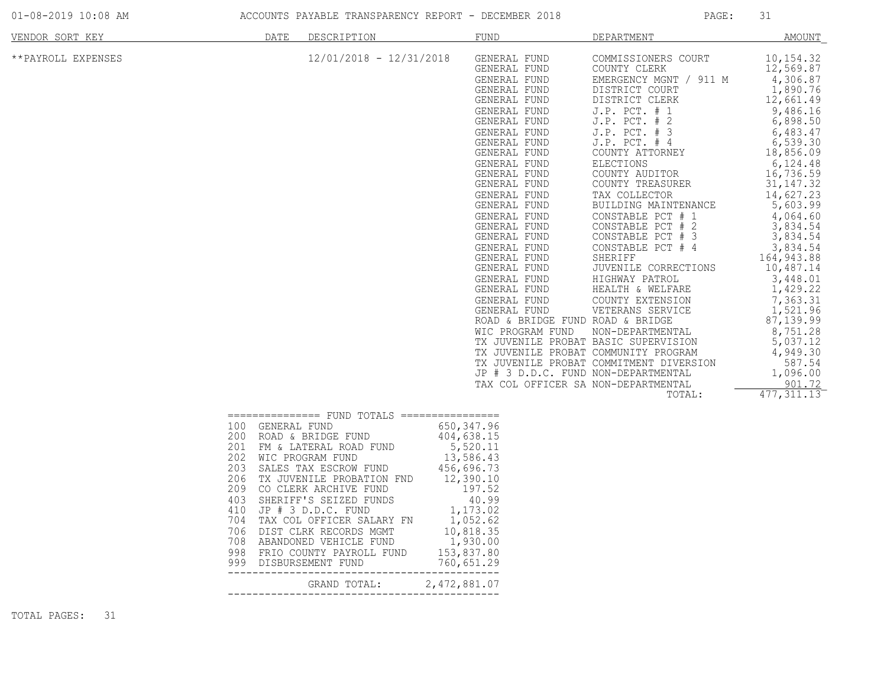ACCOUNTS PAYABLE TRANSPARENCY REPORT - DECEMBER 2018

| VENDOR SORT KEY | DATE | DESCRIPTION | FUND | DEPARTMENT | AMOUNT |
|---|---|---|---|---|---|
| **PAYROLL EXPENSES | | 12/01/2018 - 12/31/2018 | GENERAL FUND | COMMISSIONERS COURT | 10,154.32 |
| | | | GENERAL FUND | COUNTY CLERK | 12,569.87 |
| | | | GENERAL FUND | EMERGENCY MGNT / 911 M | 4,306.87 |
| | | | GENERAL FUND | DISTRICT COURT | 1,890.76 |
| | | | GENERAL FUND | DISTRICT CLERK | 12,661.49 |
| | | | GENERAL FUND | J.P. PCT. # 1 | 9,486.16 |
| | | | GENERAL FUND | J.P. PCT. # 2 | 6,898.50 |
| | | | GENERAL FUND | J.P. PCT. # 3 | 6,483.47 |
| | | | GENERAL FUND | J.P. PCT. # 4 | 6,539.30 |
| | | | GENERAL FUND | COUNTY ATTORNEY | 18,856.09 |
| | | | GENERAL FUND | ELECTIONS | 6,124.48 |
| | | | GENERAL FUND | COUNTY AUDITOR | 16,736.59 |
| | | | GENERAL FUND | COUNTY TREASURER | 31,147.32 |
| | | | GENERAL FUND | TAX COLLECTOR | 14,627.23 |
| | | | GENERAL FUND | BUILDING MAINTENANCE | 5,603.99 |
| | | | GENERAL FUND | CONSTABLE PCT # 1 | 4,064.60 |
| | | | GENERAL FUND | CONSTABLE PCT # 2 | 3,834.54 |
| | | | GENERAL FUND | CONSTABLE PCT # 3 | 3,834.54 |
| | | | GENERAL FUND | CONSTABLE PCT # 4 | 3,834.54 |
| | | | GENERAL FUND | SHERIFF | 164,943.88 |
| | | | GENERAL FUND | JUVENILE CORRECTIONS | 10,487.14 |
| | | | GENERAL FUND | HIGHWAY PATROL | 3,448.01 |
| | | | GENERAL FUND | HEALTH & WELFARE | 1,429.22 |
| | | | GENERAL FUND | COUNTY EXTENSION | 7,363.31 |
| | | | GENERAL FUND | VETERANS SERVICE | 1,521.96 |
| | | | ROAD & BRIDGE FUND | ROAD & BRIDGE | 87,139.99 |
| | | | WIC PROGRAM FUND | NON-DEPARTMENTAL | 8,751.28 |
| | | | TX JUVENILE PROBAT | BASIC SUPERVISION | 5,037.12 |
| | | | TX JUVENILE PROBAT | COMMUNITY PROGRAM | 4,949.30 |
| | | | TX JUVENILE PROBAT | COMMITMENT DIVERSION | 587.54 |
| | | | JP # 3 D.D.C. FUND | NON-DEPARTMENTAL | 1,096.00 |
| | | | TAX COL OFFICER SA | NON-DEPARTMENTAL | 901.72 |
| | | | | TOTAL: | 477,311.13 |

=============== FUND TOTALS ===============

| Fund | Name | Amount |
|---|---|---|
| 100 | GENERAL FUND | 650,347.96 |
| 200 | ROAD & BRIDGE FUND | 404,638.15 |
| 201 | FM & LATERAL ROAD FUND | 5,520.11 |
| 202 | WIC PROGRAM FUND | 13,586.43 |
| 203 | SALES TAX ESCROW FUND | 456,696.73 |
| 206 | TX JUVENILE PROBATION FND | 12,390.10 |
| 209 | CO CLERK ARCHIVE FUND | 197.52 |
| 403 | SHERIFF'S SEIZED FUNDS | 40.99 |
| 410 | JP # 3 D.D.C. FUND | 1,173.02 |
| 704 | TAX COL OFFICER SALARY FN | 1,052.62 |
| 706 | DIST CLRK RECORDS MGMT | 10,818.35 |
| 708 | ABANDONED VEHICLE FUND | 1,930.00 |
| 998 | FRIO COUNTY PAYROLL FUND | 153,837.80 |
| 999 | DISBURSEMENT FUND | 760,651.29 |
| | GRAND TOTAL: | 2,472,881.07 |

TOTAL PAGES: 31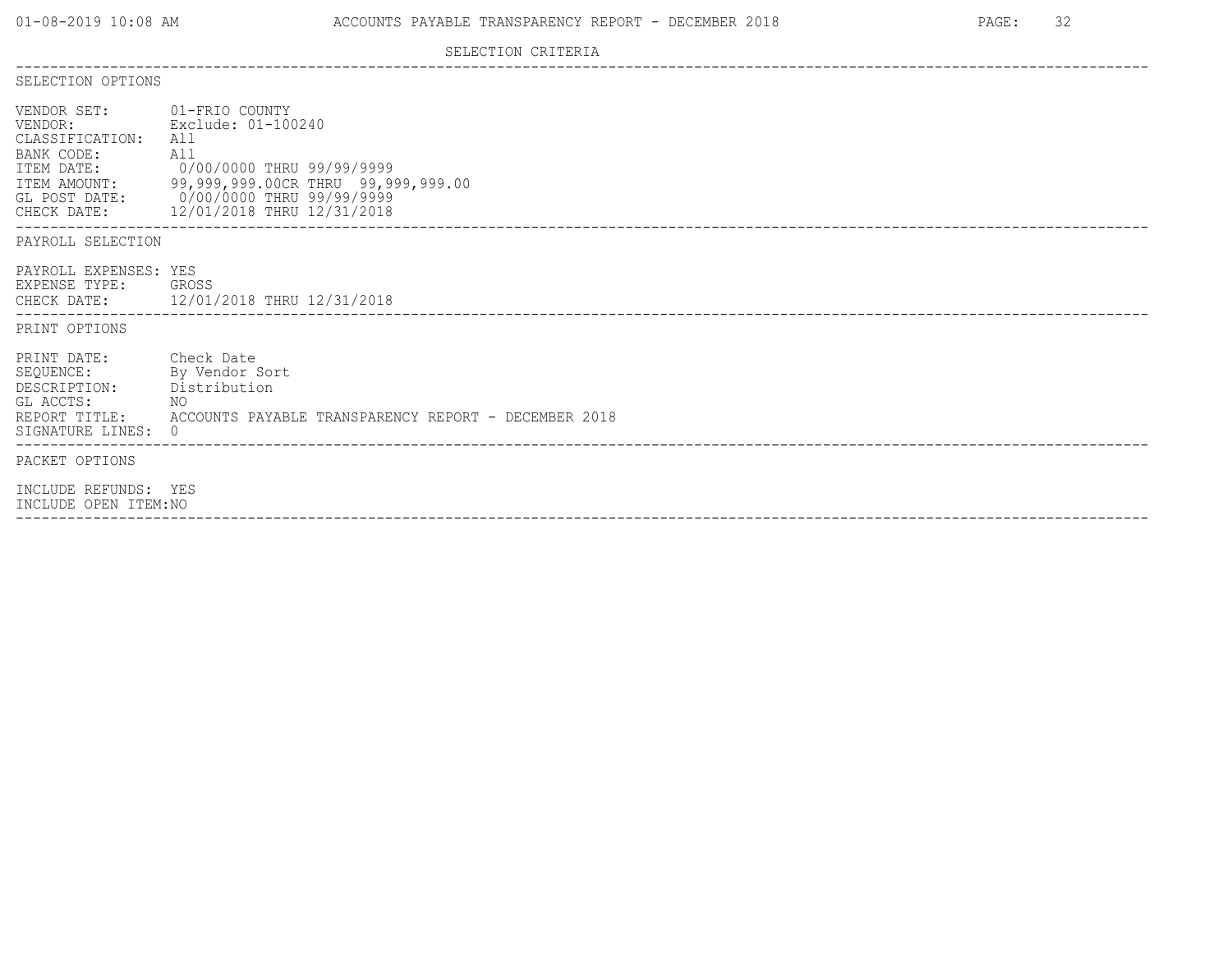## SELECTION CRITERIA

### SELECTION OPTIONS

| | |
|---|---|
| VENDOR SET: | 01-FRIO COUNTY |
| VENDOR: | Exclude: 01-100240 |
| CLASSIFICATION: | All |
| BANK CODE: | All |
| ITEM DATE: | 0/00/0000 THRU 99/99/9999 |
| ITEM AMOUNT: | 99,999,999.00CR THRU 99,999,999.00 |
| GL POST DATE: | 0/00/0000 THRU 99/99/9999 |
| CHECK DATE: | 12/01/2018 THRU 12/31/2018 |

### PAYROLL SELECTION

| | |
|---|---|
| PAYROLL EXPENSES: | YES |
| EXPENSE TYPE: | GROSS |
| CHECK DATE: | 12/01/2018 THRU 12/31/2018 |

### PRINT OPTIONS

| | |
|---|---|
| PRINT DATE: | Check Date |
| SEQUENCE: | By Vendor Sort |
| DESCRIPTION: | Distribution |
| GL ACCTS: | NO |
| REPORT TITLE: | ACCOUNTS PAYABLE TRANSPARENCY REPORT - DECEMBER 2018 |
| SIGNATURE LINES: | 0 |

### PACKET OPTIONS

| | |
|---|---|
| INCLUDE REFUNDS: | YES |
| INCLUDE OPEN ITEM: | NO |